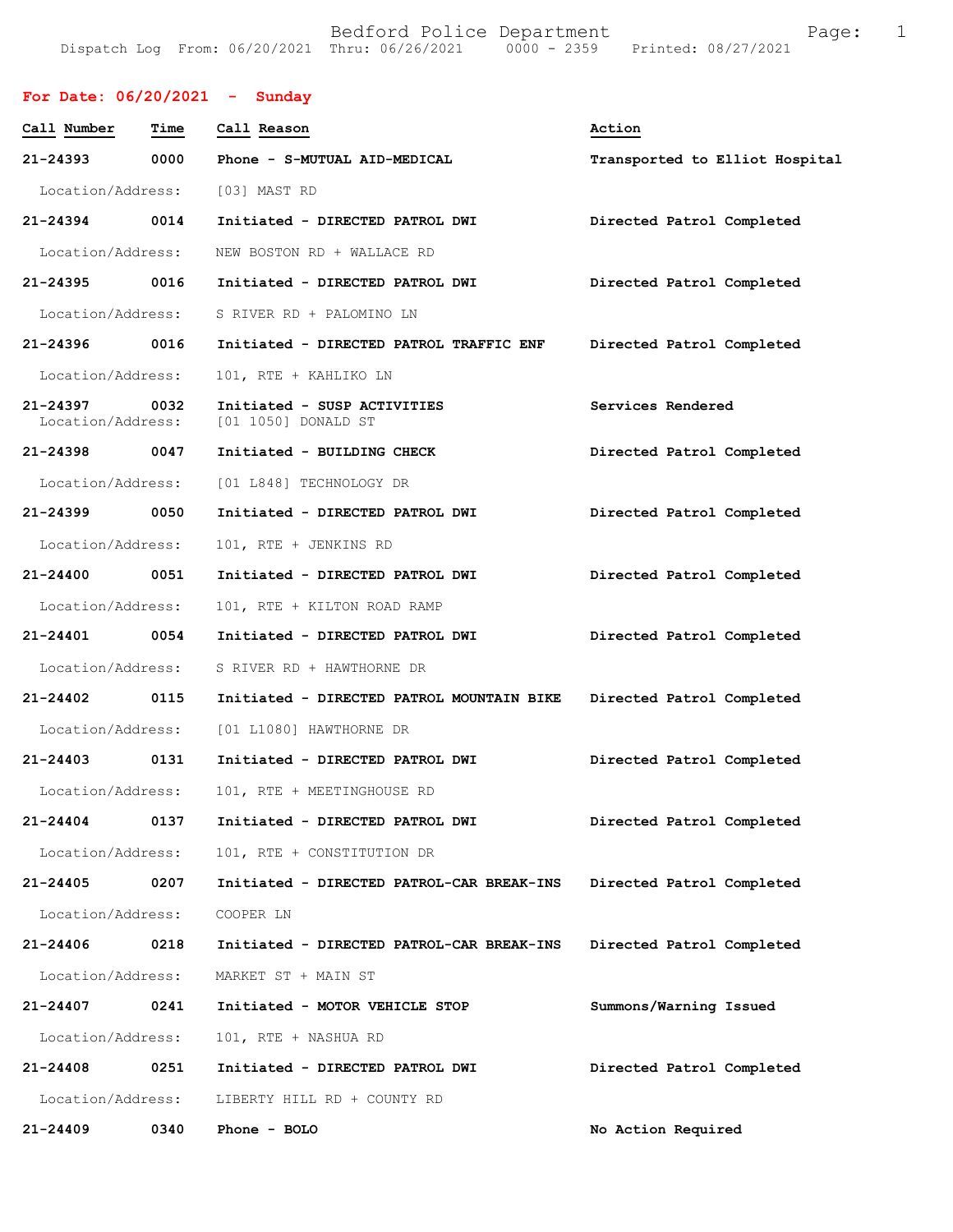Bedford Police Department
Dispatch Log From: 06/20/2021 Thru: 06/26/2021 0000 - 2359 Printed: 08/27/2021

## For Date: 06/20/2021 - Sunday

| Call Number | Time | Call Reason | Action |
|---|---|---|---|
| **21-24393** | **0000** | **Phone - S-MUTUAL AID-MEDICAL** | **Transported to Elliot Hospital** |
| Location/Address: | | [03] MAST RD | |
| **21-24394** | **0014** | **Initiated - DIRECTED PATROL DWI** | **Directed Patrol Completed** |
| Location/Address: | | NEW BOSTON RD + WALLACE RD | |
| **21-24395** | **0016** | **Initiated - DIRECTED PATROL DWI** | **Directed Patrol Completed** |
| Location/Address: | | S RIVER RD + PALOMINO LN | |
| **21-24396** | **0016** | **Initiated - DIRECTED PATROL TRAFFIC ENF** | **Directed Patrol Completed** |
| Location/Address: | | 101, RTE + KAHLIKO LN | |
| **21-24397** | **0032** | **Initiated - SUSP ACTIVITIES** | **Services Rendered** |
| Location/Address: | | [01 1050] DONALD ST | |
| **21-24398** | **0047** | **Initiated - BUILDING CHECK** | **Directed Patrol Completed** |
| Location/Address: | | [01 L848] TECHNOLOGY DR | |
| **21-24399** | **0050** | **Initiated - DIRECTED PATROL DWI** | **Directed Patrol Completed** |
| Location/Address: | | 101, RTE + JENKINS RD | |
| **21-24400** | **0051** | **Initiated - DIRECTED PATROL DWI** | **Directed Patrol Completed** |
| Location/Address: | | 101, RTE + KILTON ROAD RAMP | |
| **21-24401** | **0054** | **Initiated - DIRECTED PATROL DWI** | **Directed Patrol Completed** |
| Location/Address: | | S RIVER RD + HAWTHORNE DR | |
| **21-24402** | **0115** | **Initiated - DIRECTED PATROL MOUNTAIN BIKE** | **Directed Patrol Completed** |
| Location/Address: | | [01 L1080] HAWTHORNE DR | |
| **21-24403** | **0131** | **Initiated - DIRECTED PATROL DWI** | **Directed Patrol Completed** |
| Location/Address: | | 101, RTE + MEETINGHOUSE RD | |
| **21-24404** | **0137** | **Initiated - DIRECTED PATROL DWI** | **Directed Patrol Completed** |
| Location/Address: | | 101, RTE + CONSTITUTION DR | |
| **21-24405** | **0207** | **Initiated - DIRECTED PATROL-CAR BREAK-INS** | **Directed Patrol Completed** |
| Location/Address: | | COOPER LN | |
| **21-24406** | **0218** | **Initiated - DIRECTED PATROL-CAR BREAK-INS** | **Directed Patrol Completed** |
| Location/Address: | | MARKET ST + MAIN ST | |
| **21-24407** | **0241** | **Initiated - MOTOR VEHICLE STOP** | **Summons/Warning Issued** |
| Location/Address: | | 101, RTE + NASHUA RD | |
| **21-24408** | **0251** | **Initiated - DIRECTED PATROL DWI** | **Directed Patrol Completed** |
| Location/Address: | | LIBERTY HILL RD + COUNTY RD | |
| **21-24409** | **0340** | **Phone - BOLO** | **No Action Required** |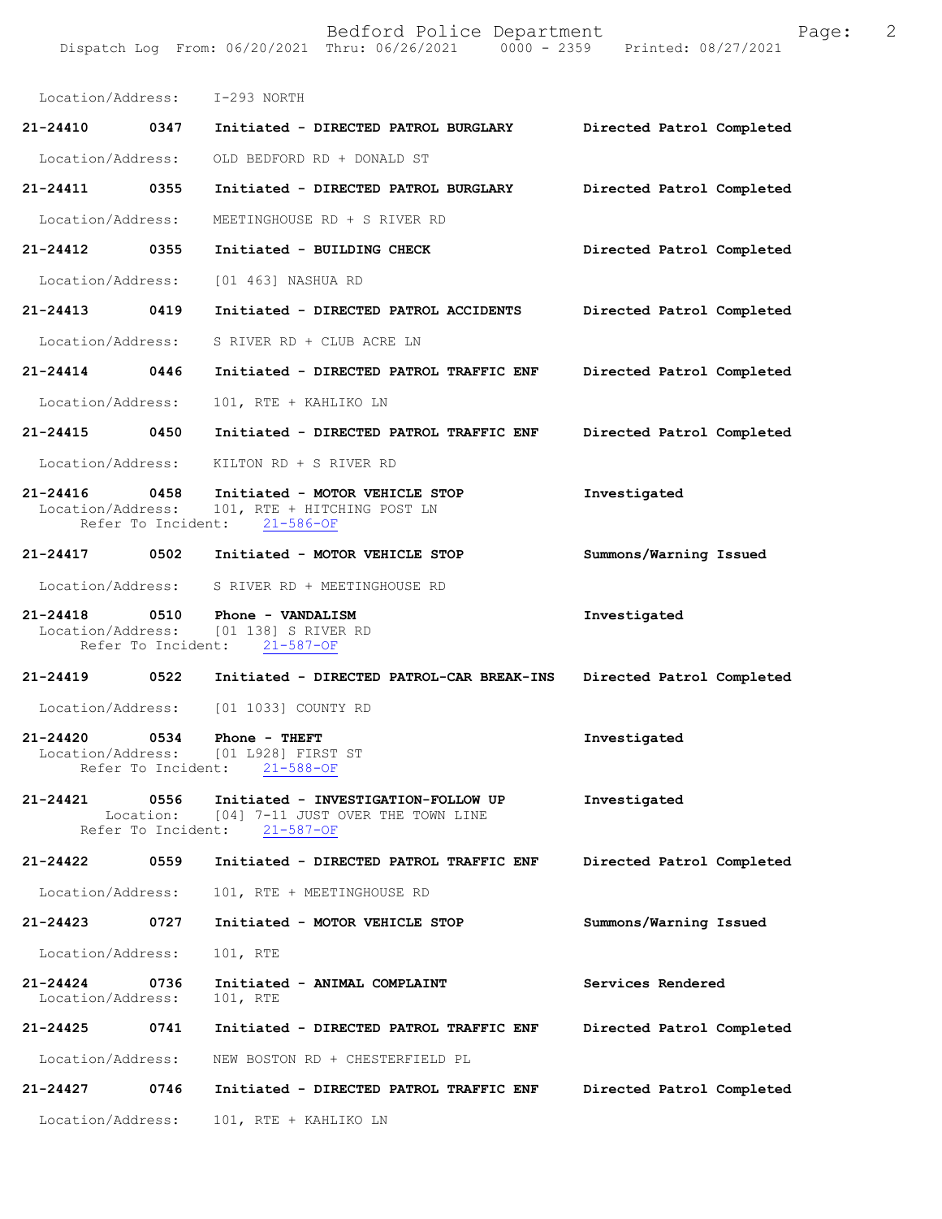Location/Address: I-293 NORTH

**21-24410 0347 Initiated - DIRECTED PATROL BURGLARY** Directed Patrol Completed

Location/Address: OLD BEDFORD RD + DONALD ST

**21-24411 0355 Initiated - DIRECTED PATROL BURGLARY** Directed Patrol Completed

Location/Address: MEETINGHOUSE RD + S RIVER RD

**21-24412 0355 Initiated - BUILDING CHECK** Directed Patrol Completed

Location/Address: [01 463] NASHUA RD

**21-24413 0419 Initiated - DIRECTED PATROL ACCIDENTS** Directed Patrol Completed

Location/Address: S RIVER RD + CLUB ACRE LN

**21-24414 0446 Initiated - DIRECTED PATROL TRAFFIC ENF** Directed Patrol Completed

Location/Address: 101, RTE + KAHLIKO LN

**21-24415 0450 Initiated - DIRECTED PATROL TRAFFIC ENF** Directed Patrol Completed

Location/Address: KILTON RD + S RIVER RD

**21-24416 0458 Initiated - MOTOR VEHICLE STOP** Investigated
Location/Address: 101, RTE + HITCHING POST LN
Refer To Incident: 21-586-OF

**21-24417 0502 Initiated - MOTOR VEHICLE STOP** Summons/Warning Issued

Location/Address: S RIVER RD + MEETINGHOUSE RD

**21-24418 0510 Phone - VANDALISM** Investigated
Location/Address: [01 138] S RIVER RD
Refer To Incident: 21-587-OF

**21-24419 0522 Initiated - DIRECTED PATROL-CAR BREAK-INS** Directed Patrol Completed

Location/Address: [01 1033] COUNTY RD

**21-24420 0534 Phone - THEFT** Investigated
Location/Address: [01 L928] FIRST ST
Refer To Incident: 21-588-OF

**21-24421 0556 Initiated - INVESTIGATION-FOLLOW UP** Investigated
Location: [04] 7-11 JUST OVER THE TOWN LINE
Refer To Incident: 21-587-OF

**21-24422 0559 Initiated - DIRECTED PATROL TRAFFIC ENF** Directed Patrol Completed

Location/Address: 101, RTE + MEETINGHOUSE RD

**21-24423 0727 Initiated - MOTOR VEHICLE STOP** Summons/Warning Issued

Location/Address: 101, RTE

**21-24424 0736 Initiated - ANIMAL COMPLAINT** Services Rendered
Location/Address: 101, RTE

**21-24425 0741 Initiated - DIRECTED PATROL TRAFFIC ENF** Directed Patrol Completed

Location/Address: NEW BOSTON RD + CHESTERFIELD PL

**21-24427 0746 Initiated - DIRECTED PATROL TRAFFIC ENF** Directed Patrol Completed

Location/Address: 101, RTE + KAHLIKO LN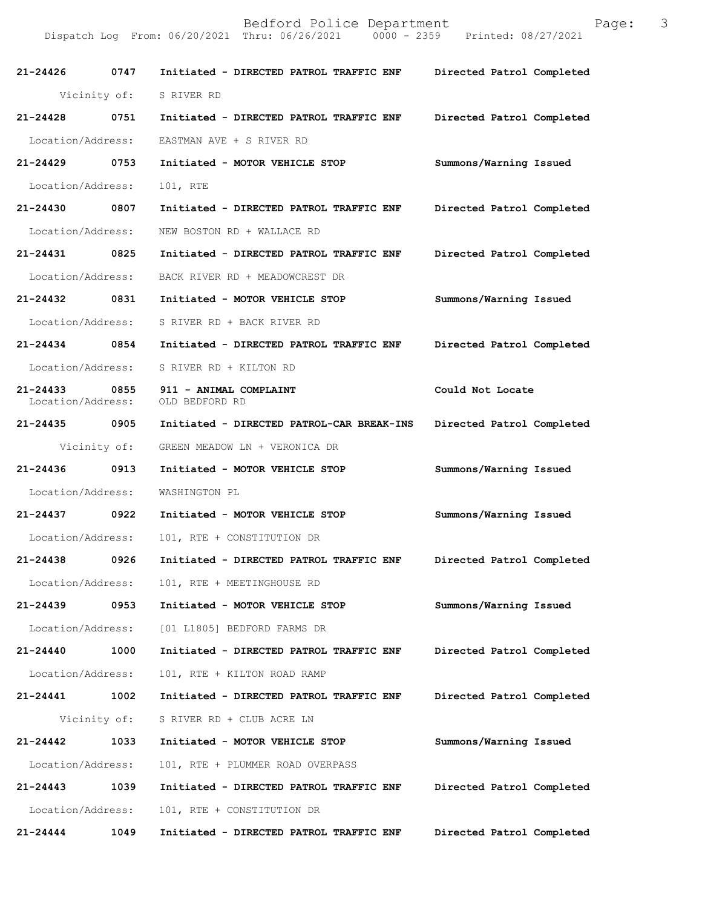21-24426 0747 Initiated - DIRECTED PATROL TRAFFIC ENF Directed Patrol Completed

Vicinity of: S RIVER RD

21-24428 0751 Initiated - DIRECTED PATROL TRAFFIC ENF Directed Patrol Completed

Location/Address: EASTMAN AVE + S RIVER RD

21-24429 0753 Initiated - MOTOR VEHICLE STOP Summons/Warning Issued

Location/Address: 101, RTE

21-24430 0807 Initiated - DIRECTED PATROL TRAFFIC ENF Directed Patrol Completed

Location/Address: NEW BOSTON RD + WALLACE RD

21-24431 0825 Initiated - DIRECTED PATROL TRAFFIC ENF Directed Patrol Completed

Location/Address: BACK RIVER RD + MEADOWCREST DR

21-24432 0831 Initiated - MOTOR VEHICLE STOP Summons/Warning Issued

Location/Address: S RIVER RD + BACK RIVER RD

21-24434 0854 Initiated - DIRECTED PATROL TRAFFIC ENF Directed Patrol Completed

Location/Address: S RIVER RD + KILTON RD

21-24433 0855 911 - ANIMAL COMPLAINT Could Not Locate
Location/Address: OLD BEDFORD RD

21-24435 0905 Initiated - DIRECTED PATROL-CAR BREAK-INS Directed Patrol Completed

Vicinity of: GREEN MEADOW LN + VERONICA DR

21-24436 0913 Initiated - MOTOR VEHICLE STOP Summons/Warning Issued

Location/Address: WASHINGTON PL

21-24437 0922 Initiated - MOTOR VEHICLE STOP Summons/Warning Issued

Location/Address: 101, RTE + CONSTITUTION DR

21-24438 0926 Initiated - DIRECTED PATROL TRAFFIC ENF Directed Patrol Completed

Location/Address: 101, RTE + MEETINGHOUSE RD

21-24439 0953 Initiated - MOTOR VEHICLE STOP Summons/Warning Issued

Location/Address: [01 L1805] BEDFORD FARMS DR

21-24440 1000 Initiated - DIRECTED PATROL TRAFFIC ENF Directed Patrol Completed

Location/Address: 101, RTE + KILTON ROAD RAMP

21-24441 1002 Initiated - DIRECTED PATROL TRAFFIC ENF Directed Patrol Completed

Vicinity of: S RIVER RD + CLUB ACRE LN

21-24442 1033 Initiated - MOTOR VEHICLE STOP Summons/Warning Issued

Location/Address: 101, RTE + PLUMMER ROAD OVERPASS

21-24443 1039 Initiated - DIRECTED PATROL TRAFFIC ENF Directed Patrol Completed

Location/Address: 101, RTE + CONSTITUTION DR

21-24444 1049 Initiated - DIRECTED PATROL TRAFFIC ENF Directed Patrol Completed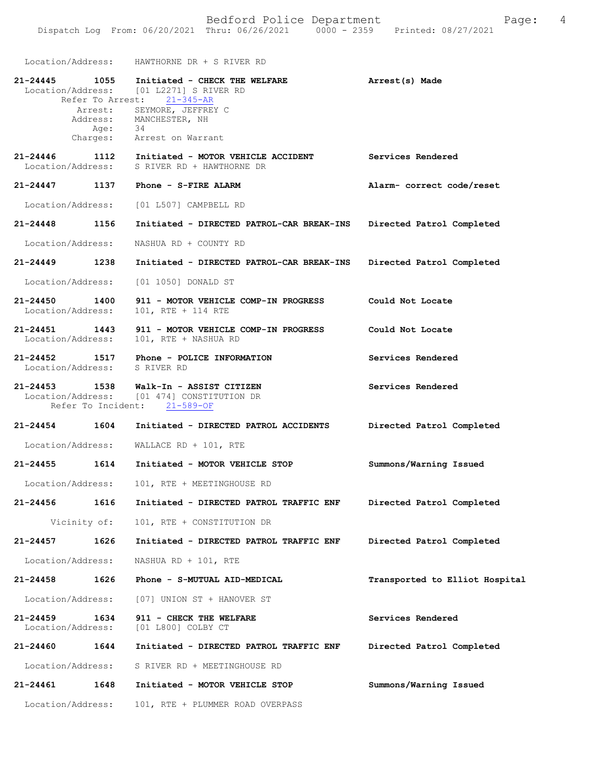Location/Address: HAWTHORNE DR + S RIVER RD

**21-24445 1055 Initiated - CHECK THE WELFARE** Arrest(s) Made
Location/Address: [01 L2271] S RIVER RD
Refer To Arrest: 21-345-AR
Arrest: SEYMORE, JEFFREY C
Address: MANCHESTER, NH
Age: 34
Charges: Arrest on Warrant

**21-24446 1112 Initiated - MOTOR VEHICLE ACCIDENT** Services Rendered
Location/Address: S RIVER RD + HAWTHORNE DR

**21-24447 1137 Phone - S-FIRE ALARM** Alarm- correct code/reset
Location/Address: [01 L507] CAMPBELL RD

**21-24448 1156 Initiated - DIRECTED PATROL-CAR BREAK-INS** Directed Patrol Completed
Location/Address: NASHUA RD + COUNTY RD

**21-24449 1238 Initiated - DIRECTED PATROL-CAR BREAK-INS** Directed Patrol Completed
Location/Address: [01 1050] DONALD ST

**21-24450 1400 911 - MOTOR VEHICLE COMP-IN PROGRESS** Could Not Locate
Location/Address: 101, RTE + 114 RTE

**21-24451 1443 911 - MOTOR VEHICLE COMP-IN PROGRESS** Could Not Locate
Location/Address: 101, RTE + NASHUA RD

**21-24452 1517 Phone - POLICE INFORMATION** Services Rendered
Location/Address: S RIVER RD

**21-24453 1538 Walk-In - ASSIST CITIZEN** Services Rendered
Location/Address: [01 474] CONSTITUTION DR
Refer To Incident: 21-589-OF

**21-24454 1604 Initiated - DIRECTED PATROL ACCIDENTS** Directed Patrol Completed
Location/Address: WALLACE RD + 101, RTE

**21-24455 1614 Initiated - MOTOR VEHICLE STOP** Summons/Warning Issued
Location/Address: 101, RTE + MEETINGHOUSE RD

**21-24456 1616 Initiated - DIRECTED PATROL TRAFFIC ENF** Directed Patrol Completed
Vicinity of: 101, RTE + CONSTITUTION DR

**21-24457 1626 Initiated - DIRECTED PATROL TRAFFIC ENF** Directed Patrol Completed
Location/Address: NASHUA RD + 101, RTE

**21-24458 1626 Phone - S-MUTUAL AID-MEDICAL** Transported to Elliot Hospital
Location/Address: [07] UNION ST + HANOVER ST

**21-24459 1634 911 - CHECK THE WELFARE** Services Rendered
Location/Address: [01 L800] COLBY CT

**21-24460 1644 Initiated - DIRECTED PATROL TRAFFIC ENF** Directed Patrol Completed
Location/Address: S RIVER RD + MEETINGHOUSE RD

**21-24461 1648 Initiated - MOTOR VEHICLE STOP** Summons/Warning Issued
Location/Address: 101, RTE + PLUMMER ROAD OVERPASS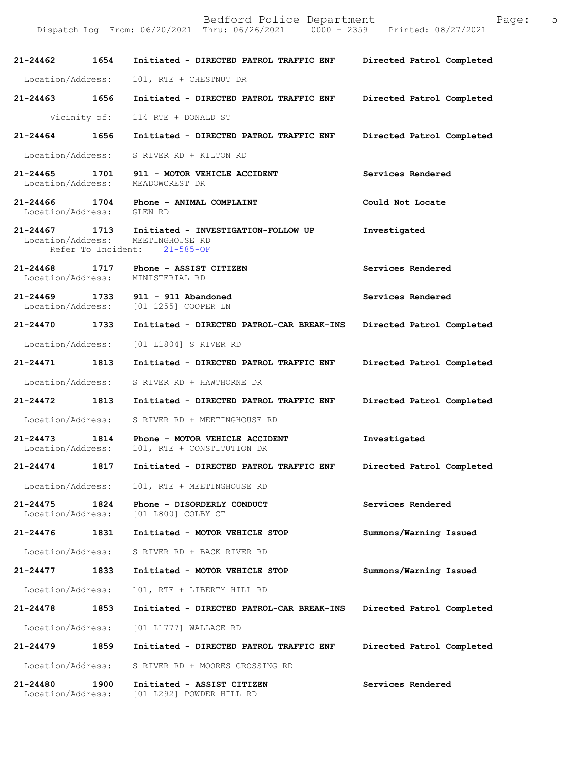| Call Number | Time | Call Reason | Action |
|---|---|---|---|
| 21-24462 | 1654 | Initiated - DIRECTED PATROL TRAFFIC ENF | Directed Patrol Completed |
| Location/Address: 101, RTE + CHESTNUT DR | | | |
| 21-24463 | 1656 | Initiated - DIRECTED PATROL TRAFFIC ENF | Directed Patrol Completed |
| Vicinity of: 114 RTE + DONALD ST | | | |
| 21-24464 | 1656 | Initiated - DIRECTED PATROL TRAFFIC ENF | Directed Patrol Completed |
| Location/Address: S RIVER RD + KILTON RD | | | |
| 21-24465 | 1701 | 911 - MOTOR VEHICLE ACCIDENT | Services Rendered |
| Location/Address: MEADOWCREST DR | | | |
| 21-24466 | 1704 | Phone - ANIMAL COMPLAINT | Could Not Locate |
| Location/Address: GLEN RD | | | |
| 21-24467 | 1713 | Initiated - INVESTIGATION-FOLLOW UP | Investigated |
| Location/Address: MEETINGHOUSE RD; Refer To Incident: 21-585-OF | | | |
| 21-24468 | 1717 | Phone - ASSIST CITIZEN | Services Rendered |
| Location/Address: MINISTERIAL RD | | | |
| 21-24469 | 1733 | 911 - 911 Abandoned | Services Rendered |
| Location/Address: [01 1255] COOPER LN | | | |
| 21-24470 | 1733 | Initiated - DIRECTED PATROL-CAR BREAK-INS | Directed Patrol Completed |
| Location/Address: [01 L1804] S RIVER RD | | | |
| 21-24471 | 1813 | Initiated - DIRECTED PATROL TRAFFIC ENF | Directed Patrol Completed |
| Location/Address: S RIVER RD + HAWTHORNE DR | | | |
| 21-24472 | 1813 | Initiated - DIRECTED PATROL TRAFFIC ENF | Directed Patrol Completed |
| Location/Address: S RIVER RD + MEETINGHOUSE RD | | | |
| 21-24473 | 1814 | Phone - MOTOR VEHICLE ACCIDENT | Investigated |
| Location/Address: 101, RTE + CONSTITUTION DR | | | |
| 21-24474 | 1817 | Initiated - DIRECTED PATROL TRAFFIC ENF | Directed Patrol Completed |
| Location/Address: 101, RTE + MEETINGHOUSE RD | | | |
| 21-24475 | 1824 | Phone - DISORDERLY CONDUCT | Services Rendered |
| Location/Address: [01 L800] COLBY CT | | | |
| 21-24476 | 1831 | Initiated - MOTOR VEHICLE STOP | Summons/Warning Issued |
| Location/Address: S RIVER RD + BACK RIVER RD | | | |
| 21-24477 | 1833 | Initiated - MOTOR VEHICLE STOP | Summons/Warning Issued |
| Location/Address: 101, RTE + LIBERTY HILL RD | | | |
| 21-24478 | 1853 | Initiated - DIRECTED PATROL-CAR BREAK-INS | Directed Patrol Completed |
| Location/Address: [01 L1777] WALLACE RD | | | |
| 21-24479 | 1859 | Initiated - DIRECTED PATROL TRAFFIC ENF | Directed Patrol Completed |
| Location/Address: S RIVER RD + MOORES CROSSING RD | | | |
| 21-24480 | 1900 | Initiated - ASSIST CITIZEN | Services Rendered |
| Location/Address: [01 L292] POWDER HILL RD | | | |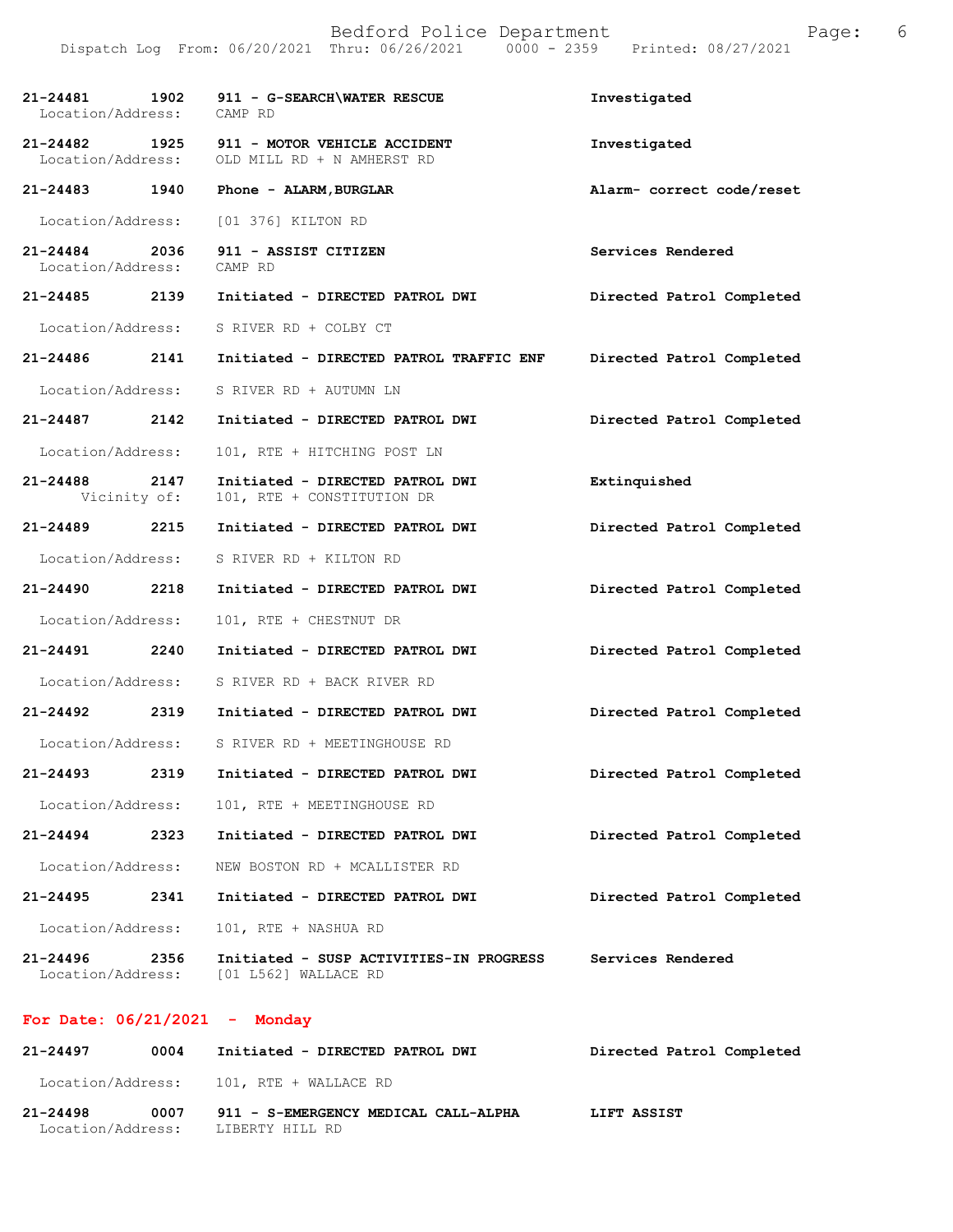21-24481 1902 911 - G-SEARCH\WATER RESCUE Investigated
Location/Address: CAMP RD

21-24482 1925 911 - MOTOR VEHICLE ACCIDENT Investigated
Location/Address: OLD MILL RD + N AMHERST RD

21-24483 1940 Phone - ALARM,BURGLAR Alarm- correct code/reset
Location/Address: [01 376] KILTON RD

21-24484 2036 911 - ASSIST CITIZEN Services Rendered
Location/Address: CAMP RD

21-24485 2139 Initiated - DIRECTED PATROL DWI Directed Patrol Completed
Location/Address: S RIVER RD + COLBY CT

21-24486 2141 Initiated - DIRECTED PATROL TRAFFIC ENF Directed Patrol Completed
Location/Address: S RIVER RD + AUTUMN LN

21-24487 2142 Initiated - DIRECTED PATROL DWI Directed Patrol Completed
Location/Address: 101, RTE + HITCHING POST LN

21-24488 2147 Initiated - DIRECTED PATROL DWI Extinquished
Vicinity of: 101, RTE + CONSTITUTION DR

21-24489 2215 Initiated - DIRECTED PATROL DWI Directed Patrol Completed
Location/Address: S RIVER RD + KILTON RD

21-24490 2218 Initiated - DIRECTED PATROL DWI Directed Patrol Completed
Location/Address: 101, RTE + CHESTNUT DR

21-24491 2240 Initiated - DIRECTED PATROL DWI Directed Patrol Completed
Location/Address: S RIVER RD + BACK RIVER RD

21-24492 2319 Initiated - DIRECTED PATROL DWI Directed Patrol Completed
Location/Address: S RIVER RD + MEETINGHOUSE RD

21-24493 2319 Initiated - DIRECTED PATROL DWI Directed Patrol Completed
Location/Address: 101, RTE + MEETINGHOUSE RD

21-24494 2323 Initiated - DIRECTED PATROL DWI Directed Patrol Completed
Location/Address: NEW BOSTON RD + MCALLISTER RD

21-24495 2341 Initiated - DIRECTED PATROL DWI Directed Patrol Completed
Location/Address: 101, RTE + NASHUA RD

21-24496 2356 Initiated - SUSP ACTIVITIES-IN PROGRESS Services Rendered
Location/Address: [01 L562] WALLACE RD

## For Date: 06/21/2021 - Monday

21-24497 0004 Initiated - DIRECTED PATROL DWI Directed Patrol Completed
Location/Address: 101, RTE + WALLACE RD

21-24498 0007 911 - S-EMERGENCY MEDICAL CALL-ALPHA LIFT ASSIST
Location/Address: LIBERTY HILL RD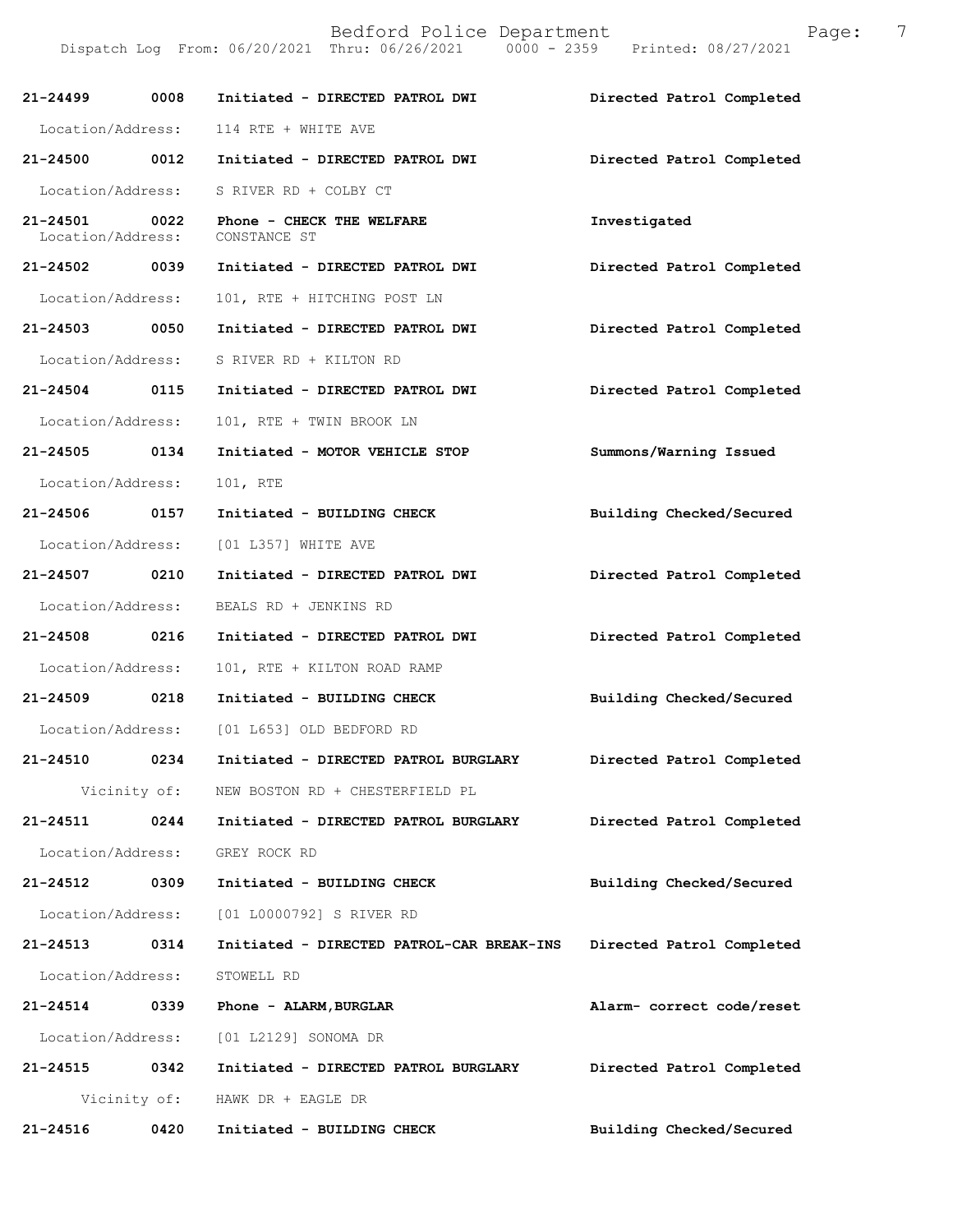| Call Number | Time | Call Reason | Action |
|---|---|---|---|
| **21-24499** | **0008** | **Initiated - DIRECTED PATROL DWI** | **Directed Patrol Completed** |
| Location/Address: | | 114 RTE + WHITE AVE | |
| **21-24500** | **0012** | **Initiated - DIRECTED PATROL DWI** | **Directed Patrol Completed** |
| Location/Address: | | S RIVER RD + COLBY CT | |
| **21-24501** | **0022** | **Phone - CHECK THE WELFARE** | **Investigated** |
| Location/Address: | | CONSTANCE ST | |
| **21-24502** | **0039** | **Initiated - DIRECTED PATROL DWI** | **Directed Patrol Completed** |
| Location/Address: | | 101, RTE + HITCHING POST LN | |
| **21-24503** | **0050** | **Initiated - DIRECTED PATROL DWI** | **Directed Patrol Completed** |
| Location/Address: | | S RIVER RD + KILTON RD | |
| **21-24504** | **0115** | **Initiated - DIRECTED PATROL DWI** | **Directed Patrol Completed** |
| Location/Address: | | 101, RTE + TWIN BROOK LN | |
| **21-24505** | **0134** | **Initiated - MOTOR VEHICLE STOP** | **Summons/Warning Issued** |
| Location/Address: | | 101, RTE | |
| **21-24506** | **0157** | **Initiated - BUILDING CHECK** | **Building Checked/Secured** |
| Location/Address: | | [01 L357] WHITE AVE | |
| **21-24507** | **0210** | **Initiated - DIRECTED PATROL DWI** | **Directed Patrol Completed** |
| Location/Address: | | BEALS RD + JENKINS RD | |
| **21-24508** | **0216** | **Initiated - DIRECTED PATROL DWI** | **Directed Patrol Completed** |
| Location/Address: | | 101, RTE + KILTON ROAD RAMP | |
| **21-24509** | **0218** | **Initiated - BUILDING CHECK** | **Building Checked/Secured** |
| Location/Address: | | [01 L653] OLD BEDFORD RD | |
| **21-24510** | **0234** | **Initiated - DIRECTED PATROL BURGLARY** | **Directed Patrol Completed** |
| Vicinity of: | | NEW BOSTON RD + CHESTERFIELD PL | |
| **21-24511** | **0244** | **Initiated - DIRECTED PATROL BURGLARY** | **Directed Patrol Completed** |
| Location/Address: | | GREY ROCK RD | |
| **21-24512** | **0309** | **Initiated - BUILDING CHECK** | **Building Checked/Secured** |
| Location/Address: | | [01 L0000792] S RIVER RD | |
| **21-24513** | **0314** | **Initiated - DIRECTED PATROL-CAR BREAK-INS** | **Directed Patrol Completed** |
| Location/Address: | | STOWELL RD | |
| **21-24514** | **0339** | **Phone - ALARM,BURGLAR** | **Alarm- correct code/reset** |
| Location/Address: | | [01 L2129] SONOMA DR | |
| **21-24515** | **0342** | **Initiated - DIRECTED PATROL BURGLARY** | **Directed Patrol Completed** |
| Vicinity of: | | HAWK DR + EAGLE DR | |
| **21-24516** | **0420** | **Initiated - BUILDING CHECK** | **Building Checked/Secured** |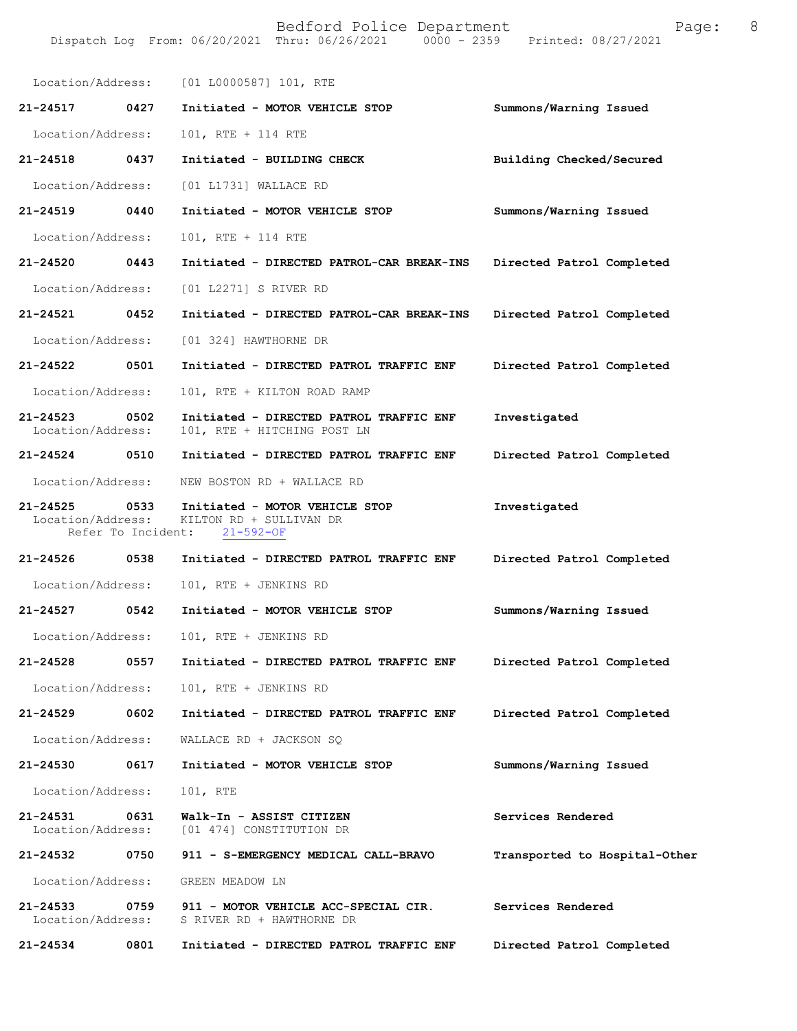Location/Address: [01 L0000587] 101, RTE

| | | | |
|---|---|---|---|
| 21-24517 | 0427 | Initiated - MOTOR VEHICLE STOP | Summons/Warning Issued |
| Location/Address: | | 101, RTE + 114 RTE | |
| 21-24518 | 0437 | Initiated - BUILDING CHECK | Building Checked/Secured |
| Location/Address: | | [01 L1731] WALLACE RD | |
| 21-24519 | 0440 | Initiated - MOTOR VEHICLE STOP | Summons/Warning Issued |
| Location/Address: | | 101, RTE + 114 RTE | |
| 21-24520 | 0443 | Initiated - DIRECTED PATROL-CAR BREAK-INS | Directed Patrol Completed |
| Location/Address: | | [01 L2271] S RIVER RD | |
| 21-24521 | 0452 | Initiated - DIRECTED PATROL-CAR BREAK-INS | Directed Patrol Completed |
| Location/Address: | | [01 324] HAWTHORNE DR | |
| 21-24522 | 0501 | Initiated - DIRECTED PATROL TRAFFIC ENF | Directed Patrol Completed |
| Location/Address: | | 101, RTE + KILTON ROAD RAMP | |
| 21-24523 | 0502 | Initiated - DIRECTED PATROL TRAFFIC ENF | Investigated |
| Location/Address: | | 101, RTE + HITCHING POST LN | |
| 21-24524 | 0510 | Initiated - DIRECTED PATROL TRAFFIC ENF | Directed Patrol Completed |
| Location/Address: | | NEW BOSTON RD + WALLACE RD | |
| 21-24525 | 0533 | Initiated - MOTOR VEHICLE STOP | Investigated |
| Location/Address: | | KILTON RD + SULLIVAN DR | |
| Refer To Incident: | | 21-592-OF | |
| 21-24526 | 0538 | Initiated - DIRECTED PATROL TRAFFIC ENF | Directed Patrol Completed |
| Location/Address: | | 101, RTE + JENKINS RD | |
| 21-24527 | 0542 | Initiated - MOTOR VEHICLE STOP | Summons/Warning Issued |
| Location/Address: | | 101, RTE + JENKINS RD | |
| 21-24528 | 0557 | Initiated - DIRECTED PATROL TRAFFIC ENF | Directed Patrol Completed |
| Location/Address: | | 101, RTE + JENKINS RD | |
| 21-24529 | 0602 | Initiated - DIRECTED PATROL TRAFFIC ENF | Directed Patrol Completed |
| Location/Address: | | WALLACE RD + JACKSON SQ | |
| 21-24530 | 0617 | Initiated - MOTOR VEHICLE STOP | Summons/Warning Issued |
| Location/Address: | | 101, RTE | |
| 21-24531 | 0631 | Walk-In - ASSIST CITIZEN | Services Rendered |
| Location/Address: | | [01 474] CONSTITUTION DR | |
| 21-24532 | 0750 | 911 - S-EMERGENCY MEDICAL CALL-BRAVO | Transported to Hospital-Other |
| Location/Address: | | GREEN MEADOW LN | |
| 21-24533 | 0759 | 911 - MOTOR VEHICLE ACC-SPECIAL CIR. | Services Rendered |
| Location/Address: | | S RIVER RD + HAWTHORNE DR | |
| 21-24534 | 0801 | Initiated - DIRECTED PATROL TRAFFIC ENF | Directed Patrol Completed |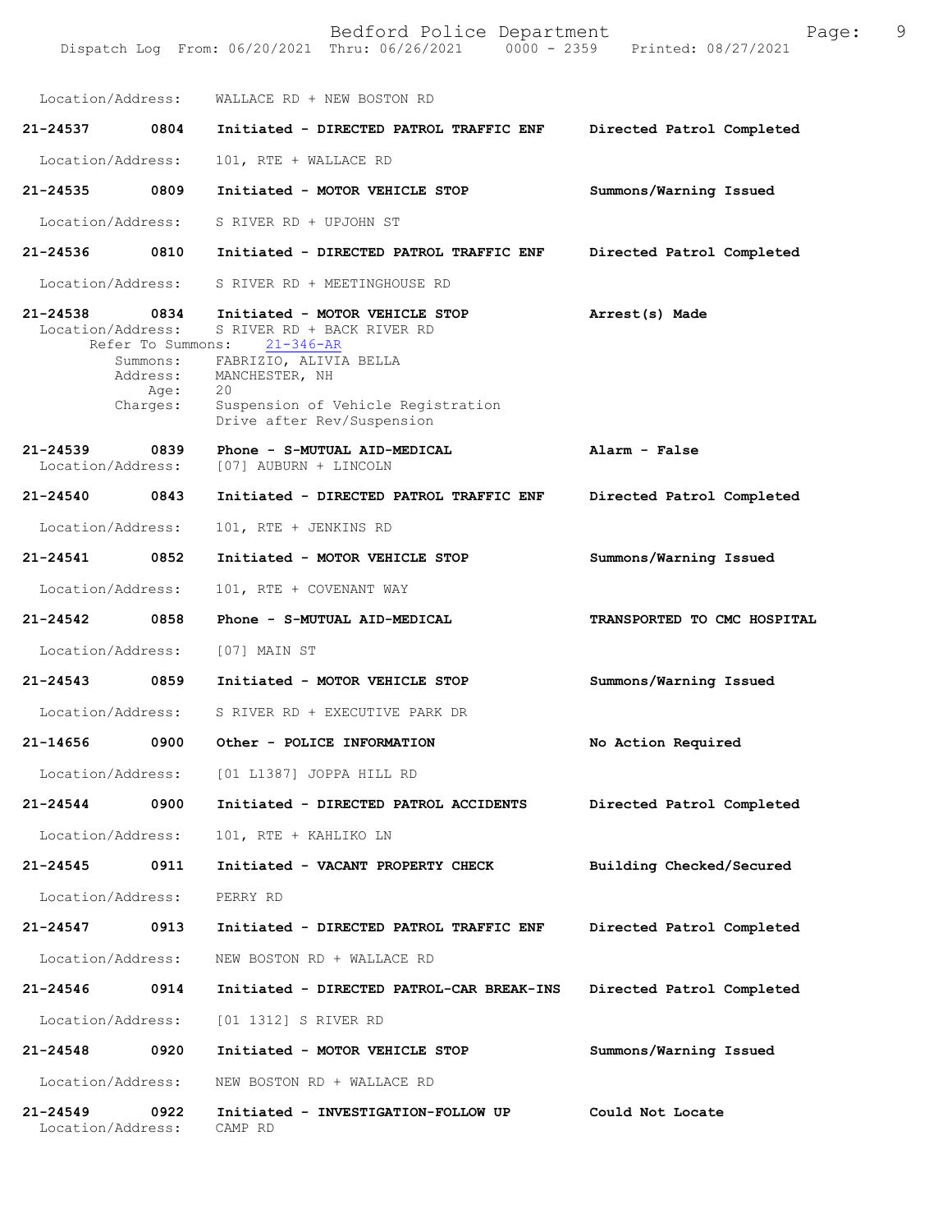Location/Address: WALLACE RD + NEW BOSTON RD

**21-24537 0804 Initiated - DIRECTED PATROL TRAFFIC ENF — Directed Patrol Completed**

Location/Address: 101, RTE + WALLACE RD

**21-24535 0809 Initiated - MOTOR VEHICLE STOP — Summons/Warning Issued**

Location/Address: S RIVER RD + UPJOHN ST

**21-24536 0810 Initiated - DIRECTED PATROL TRAFFIC ENF — Directed Patrol Completed**

Location/Address: S RIVER RD + MEETINGHOUSE RD

**21-24538 0834 Initiated - MOTOR VEHICLE STOP — Arrest(s) Made**

Location/Address: S RIVER RD + BACK RIVER RD
Refer To Summons: 21-346-AR
Summons: FABRIZIO, ALIVIA BELLA
Address: MANCHESTER, NH
Age: 20
Charges: Suspension of Vehicle Registration
Drive after Rev/Suspension

**21-24539 0839 Phone - S-MUTUAL AID-MEDICAL — Alarm - False**

Location/Address: [07] AUBURN + LINCOLN

**21-24540 0843 Initiated - DIRECTED PATROL TRAFFIC ENF — Directed Patrol Completed**

Location/Address: 101, RTE + JENKINS RD

**21-24541 0852 Initiated - MOTOR VEHICLE STOP — Summons/Warning Issued**

Location/Address: 101, RTE + COVENANT WAY

**21-24542 0858 Phone - S-MUTUAL AID-MEDICAL — TRANSPORTED TO CMC HOSPITAL**

Location/Address: [07] MAIN ST

**21-24543 0859 Initiated - MOTOR VEHICLE STOP — Summons/Warning Issued**

Location/Address: S RIVER RD + EXECUTIVE PARK DR

**21-14656 0900 Other - POLICE INFORMATION — No Action Required**

Location/Address: [01 L1387] JOPPA HILL RD

**21-24544 0900 Initiated - DIRECTED PATROL ACCIDENTS — Directed Patrol Completed**

Location/Address: 101, RTE + KAHLIKO LN

**21-24545 0911 Initiated - VACANT PROPERTY CHECK — Building Checked/Secured**

Location/Address: PERRY RD

**21-24547 0913 Initiated - DIRECTED PATROL TRAFFIC ENF — Directed Patrol Completed**

Location/Address: NEW BOSTON RD + WALLACE RD

**21-24546 0914 Initiated - DIRECTED PATROL-CAR BREAK-INS — Directed Patrol Completed**

Location/Address: [01 1312] S RIVER RD

**21-24548 0920 Initiated - MOTOR VEHICLE STOP — Summons/Warning Issued**

Location/Address: NEW BOSTON RD + WALLACE RD

**21-24549 0922 Initiated - INVESTIGATION-FOLLOW UP — Could Not Locate**

Location/Address: CAMP RD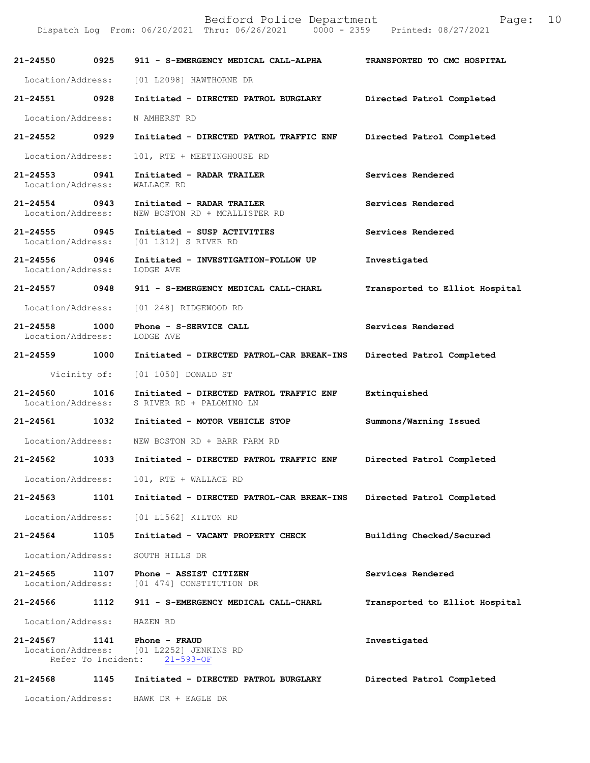21-24550 0925 911 - S-EMERGENCY MEDICAL CALL-ALPHA TRANSPORTED TO CMC HOSPITAL
Location/Address: [01 L2098] HAWTHORNE DR

21-24551 0928 Initiated - DIRECTED PATROL BURGLARY Directed Patrol Completed
Location/Address: N AMHERST RD

21-24552 0929 Initiated - DIRECTED PATROL TRAFFIC ENF Directed Patrol Completed
Location/Address: 101, RTE + MEETINGHOUSE RD

21-24553 0941 Initiated - RADAR TRAILER Services Rendered
Location/Address: WALLACE RD

21-24554 0943 Initiated - RADAR TRAILER Services Rendered
Location/Address: NEW BOSTON RD + MCALLISTER RD

21-24555 0945 Initiated - SUSP ACTIVITIES Services Rendered
Location/Address: [01 1312] S RIVER RD

21-24556 0946 Initiated - INVESTIGATION-FOLLOW UP Investigated
Location/Address: LODGE AVE

21-24557 0948 911 - S-EMERGENCY MEDICAL CALL-CHARL Transported to Elliot Hospital
Location/Address: [01 248] RIDGEWOOD RD

21-24558 1000 Phone - S-SERVICE CALL Services Rendered
Location/Address: LODGE AVE

21-24559 1000 Initiated - DIRECTED PATROL-CAR BREAK-INS Directed Patrol Completed
Vicinity of: [01 1050] DONALD ST

21-24560 1016 Initiated - DIRECTED PATROL TRAFFIC ENF Extinquished
Location/Address: S RIVER RD + PALOMINO LN

21-24561 1032 Initiated - MOTOR VEHICLE STOP Summons/Warning Issued
Location/Address: NEW BOSTON RD + BARR FARM RD

21-24562 1033 Initiated - DIRECTED PATROL TRAFFIC ENF Directed Patrol Completed
Location/Address: 101, RTE + WALLACE RD

21-24563 1101 Initiated - DIRECTED PATROL-CAR BREAK-INS Directed Patrol Completed
Location/Address: [01 L1562] KILTON RD

21-24564 1105 Initiated - VACANT PROPERTY CHECK Building Checked/Secured
Location/Address: SOUTH HILLS DR

21-24565 1107 Phone - ASSIST CITIZEN Services Rendered
Location/Address: [01 474] CONSTITUTION DR

21-24566 1112 911 - S-EMERGENCY MEDICAL CALL-CHARL Transported to Elliot Hospital
Location/Address: HAZEN RD

21-24567 1141 Phone - FRAUD Investigated
Location/Address: [01 L2252] JENKINS RD
Refer To Incident: 21-593-OF

21-24568 1145 Initiated - DIRECTED PATROL BURGLARY Directed Patrol Completed
Location/Address: HAWK DR + EAGLE DR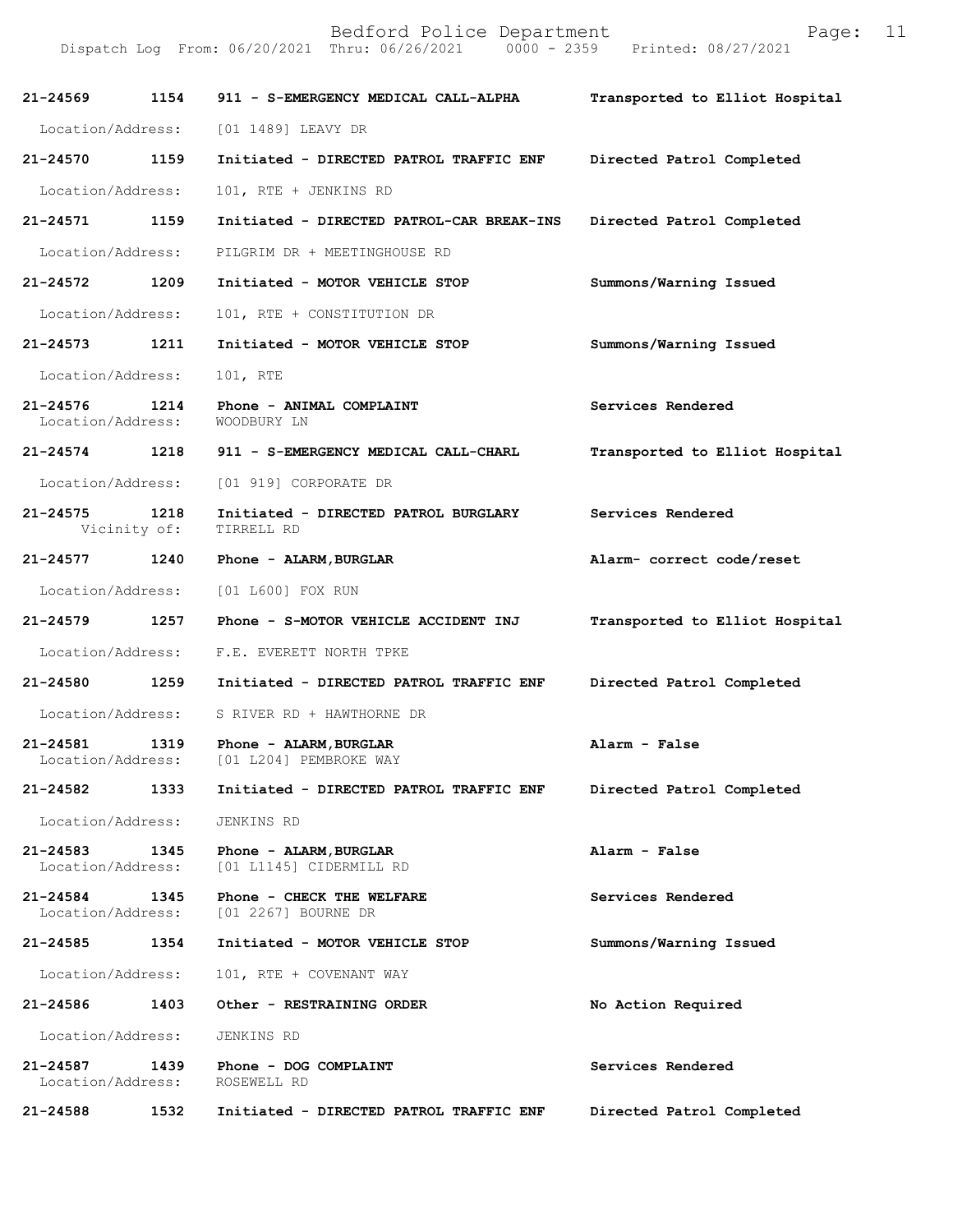| Call Number | Time | Call Type | Disposition |
|---|---|---|---|
| 21-24569 | 1154 | 911 - S-EMERGENCY MEDICAL CALL-ALPHA | Transported to Elliot Hospital |
| Location/Address: | | [01 1489] LEAVY DR | |
| 21-24570 | 1159 | Initiated - DIRECTED PATROL TRAFFIC ENF | Directed Patrol Completed |
| Location/Address: | | 101, RTE + JENKINS RD | |
| 21-24571 | 1159 | Initiated - DIRECTED PATROL-CAR BREAK-INS | Directed Patrol Completed |
| Location/Address: | | PILGRIM DR + MEETINGHOUSE RD | |
| 21-24572 | 1209 | Initiated - MOTOR VEHICLE STOP | Summons/Warning Issued |
| Location/Address: | | 101, RTE + CONSTITUTION DR | |
| 21-24573 | 1211 | Initiated - MOTOR VEHICLE STOP | Summons/Warning Issued |
| Location/Address: | | 101, RTE | |
| 21-24576 | 1214 | Phone - ANIMAL COMPLAINT | Services Rendered |
| Location/Address: | | WOODBURY LN | |
| 21-24574 | 1218 | 911 - S-EMERGENCY MEDICAL CALL-CHARL | Transported to Elliot Hospital |
| Location/Address: | | [01 919] CORPORATE DR | |
| 21-24575 | 1218 | Initiated - DIRECTED PATROL BURGLARY | Services Rendered |
| Vicinity of: | | TIRRELL RD | |
| 21-24577 | 1240 | Phone - ALARM,BURGLAR | Alarm- correct code/reset |
| Location/Address: | | [01 L600] FOX RUN | |
| 21-24579 | 1257 | Phone - S-MOTOR VEHICLE ACCIDENT INJ | Transported to Elliot Hospital |
| Location/Address: | | F.E. EVERETT NORTH TPKE | |
| 21-24580 | 1259 | Initiated - DIRECTED PATROL TRAFFIC ENF | Directed Patrol Completed |
| Location/Address: | | S RIVER RD + HAWTHORNE DR | |
| 21-24581 | 1319 | Phone - ALARM,BURGLAR | Alarm - False |
| Location/Address: | | [01 L204] PEMBROKE WAY | |
| 21-24582 | 1333 | Initiated - DIRECTED PATROL TRAFFIC ENF | Directed Patrol Completed |
| Location/Address: | | JENKINS RD | |
| 21-24583 | 1345 | Phone - ALARM,BURGLAR | Alarm - False |
| Location/Address: | | [01 L1145] CIDERMILL RD | |
| 21-24584 | 1345 | Phone - CHECK THE WELFARE | Services Rendered |
| Location/Address: | | [01 2267] BOURNE DR | |
| 21-24585 | 1354 | Initiated - MOTOR VEHICLE STOP | Summons/Warning Issued |
| Location/Address: | | 101, RTE + COVENANT WAY | |
| 21-24586 | 1403 | Other - RESTRAINING ORDER | No Action Required |
| Location/Address: | | JENKINS RD | |
| 21-24587 | 1439 | Phone - DOG COMPLAINT | Services Rendered |
| Location/Address: | | ROSEWELL RD | |
| 21-24588 | 1532 | Initiated - DIRECTED PATROL TRAFFIC ENF | Directed Patrol Completed |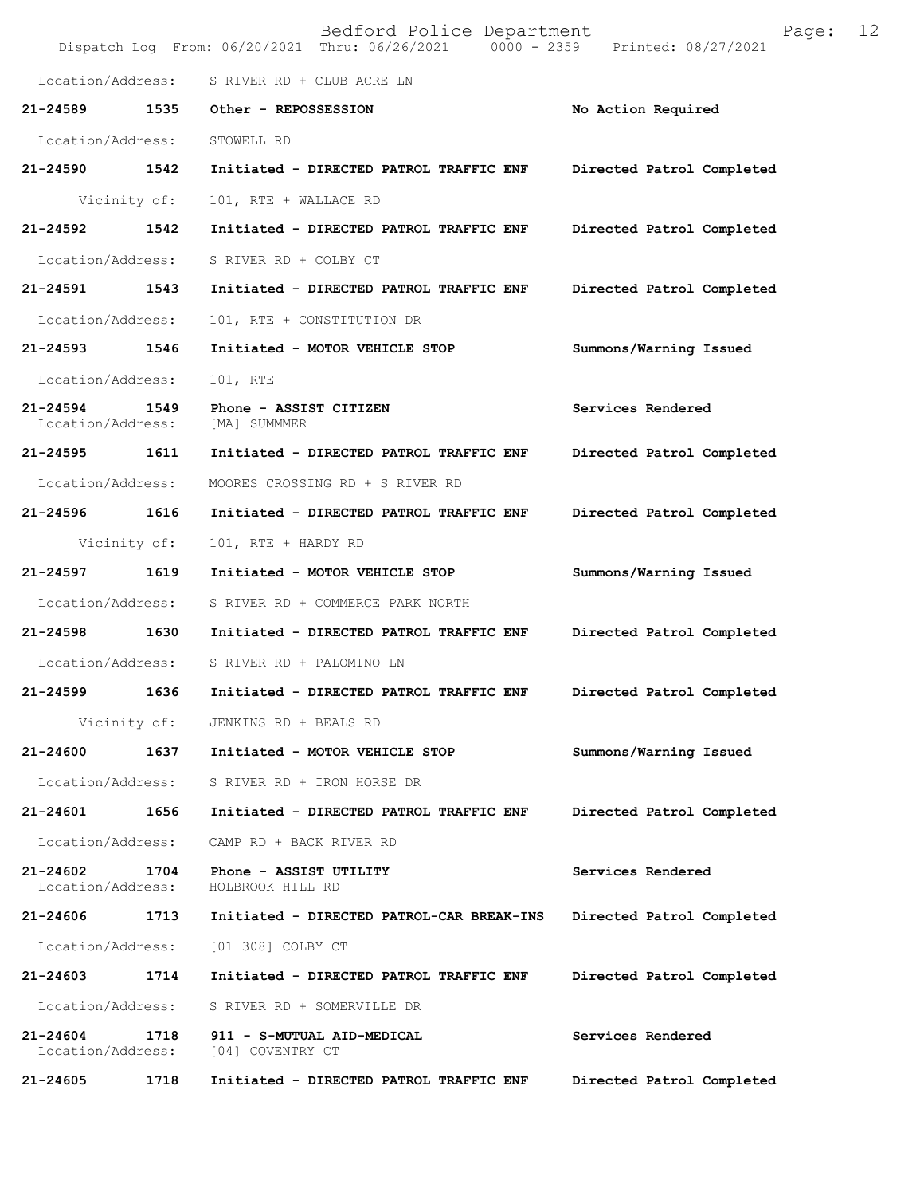Bedford Police Department
Dispatch Log From: 06/20/2021 Thru: 06/26/2021 0000 - 2359 Printed: 08/27/2021

Location/Address: S RIVER RD + CLUB ACRE LN

**21-24589 1535 Other - REPOSSESSION** **No Action Required**

Location/Address: STOWELL RD

**21-24590 1542 Initiated - DIRECTED PATROL TRAFFIC ENF** **Directed Patrol Completed**

Vicinity of: 101, RTE + WALLACE RD

**21-24592 1542 Initiated - DIRECTED PATROL TRAFFIC ENF** **Directed Patrol Completed**

Location/Address: S RIVER RD + COLBY CT

**21-24591 1543 Initiated - DIRECTED PATROL TRAFFIC ENF** **Directed Patrol Completed**

Location/Address: 101, RTE + CONSTITUTION DR

**21-24593 1546 Initiated - MOTOR VEHICLE STOP** **Summons/Warning Issued**

Location/Address: 101, RTE

**21-24594 1549 Phone - ASSIST CITIZEN** **Services Rendered**
Location/Address: [MA] SUMMMER

**21-24595 1611 Initiated - DIRECTED PATROL TRAFFIC ENF** **Directed Patrol Completed**

Location/Address: MOORES CROSSING RD + S RIVER RD

**21-24596 1616 Initiated - DIRECTED PATROL TRAFFIC ENF** **Directed Patrol Completed**

Vicinity of: 101, RTE + HARDY RD

**21-24597 1619 Initiated - MOTOR VEHICLE STOP** **Summons/Warning Issued**

Location/Address: S RIVER RD + COMMERCE PARK NORTH

**21-24598 1630 Initiated - DIRECTED PATROL TRAFFIC ENF** **Directed Patrol Completed**

Location/Address: S RIVER RD + PALOMINO LN

**21-24599 1636 Initiated - DIRECTED PATROL TRAFFIC ENF** **Directed Patrol Completed**

Vicinity of: JENKINS RD + BEALS RD

**21-24600 1637 Initiated - MOTOR VEHICLE STOP** **Summons/Warning Issued**

Location/Address: S RIVER RD + IRON HORSE DR

**21-24601 1656 Initiated - DIRECTED PATROL TRAFFIC ENF** **Directed Patrol Completed**

Location/Address: CAMP RD + BACK RIVER RD

**21-24602 1704 Phone - ASSIST UTILITY** **Services Rendered**
Location/Address: HOLBROOK HILL RD

**21-24606 1713 Initiated - DIRECTED PATROL-CAR BREAK-INS** **Directed Patrol Completed**

Location/Address: [01 308] COLBY CT

**21-24603 1714 Initiated - DIRECTED PATROL TRAFFIC ENF** **Directed Patrol Completed**

Location/Address: S RIVER RD + SOMERVILLE DR

**21-24604 1718 911 - S-MUTUAL AID-MEDICAL** **Services Rendered**
Location/Address: [04] COVENTRY CT

**21-24605 1718 Initiated - DIRECTED PATROL TRAFFIC ENF** **Directed Patrol Completed**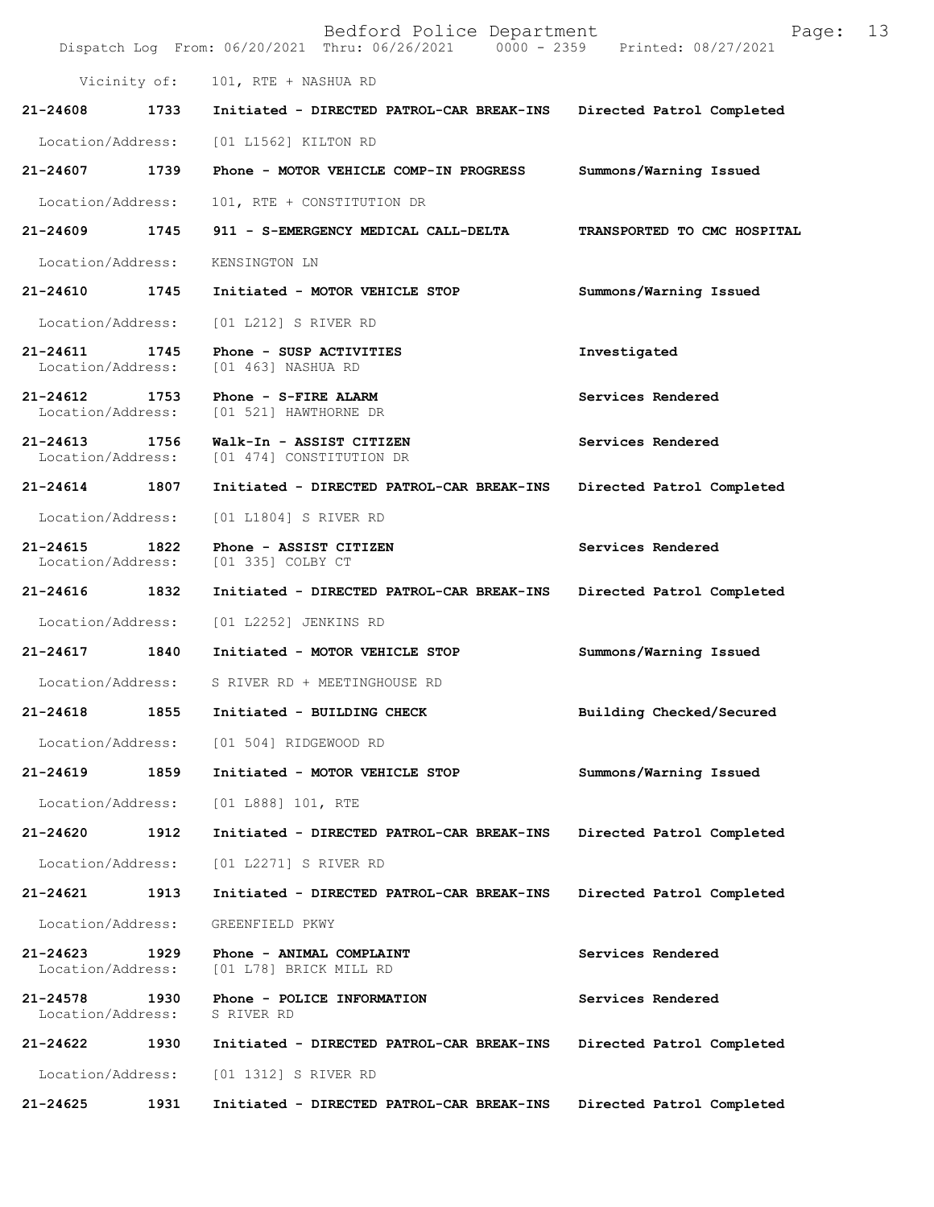Vicinity of: 101, RTE + NASHUA RD

**21-24608 1733 Initiated - DIRECTED PATROL-CAR BREAK-INS Directed Patrol Completed**

Location/Address: [01 L1562] KILTON RD

**21-24607 1739 Phone - MOTOR VEHICLE COMP-IN PROGRESS Summons/Warning Issued**

Location/Address: 101, RTE + CONSTITUTION DR

**21-24609 1745 911 - S-EMERGENCY MEDICAL CALL-DELTA TRANSPORTED TO CMC HOSPITAL**

Location/Address: KENSINGTON LN

**21-24610 1745 Initiated - MOTOR VEHICLE STOP Summons/Warning Issued**

Location/Address: [01 L212] S RIVER RD

**21-24611 1745 Phone - SUSP ACTIVITIES Investigated**
Location/Address: [01 463] NASHUA RD

**21-24612 1753 Phone - S-FIRE ALARM Services Rendered**
Location/Address: [01 521] HAWTHORNE DR

**21-24613 1756 Walk-In - ASSIST CITIZEN Services Rendered**
Location/Address: [01 474] CONSTITUTION DR

**21-24614 1807 Initiated - DIRECTED PATROL-CAR BREAK-INS Directed Patrol Completed**

Location/Address: [01 L1804] S RIVER RD

**21-24615 1822 Phone - ASSIST CITIZEN Services Rendered**
Location/Address: [01 335] COLBY CT

**21-24616 1832 Initiated - DIRECTED PATROL-CAR BREAK-INS Directed Patrol Completed**

Location/Address: [01 L2252] JENKINS RD

**21-24617 1840 Initiated - MOTOR VEHICLE STOP Summons/Warning Issued**

Location/Address: S RIVER RD + MEETINGHOUSE RD

**21-24618 1855 Initiated - BUILDING CHECK Building Checked/Secured**

Location/Address: [01 504] RIDGEWOOD RD

**21-24619 1859 Initiated - MOTOR VEHICLE STOP Summons/Warning Issued**

Location/Address: [01 L888] 101, RTE

**21-24620 1912 Initiated - DIRECTED PATROL-CAR BREAK-INS Directed Patrol Completed**

Location/Address: [01 L2271] S RIVER RD

**21-24621 1913 Initiated - DIRECTED PATROL-CAR BREAK-INS Directed Patrol Completed**

Location/Address: GREENFIELD PKWY

**21-24623 1929 Phone - ANIMAL COMPLAINT Services Rendered**
Location/Address: [01 L78] BRICK MILL RD

**21-24578 1930 Phone - POLICE INFORMATION Services Rendered**
Location/Address: S RIVER RD

**21-24622 1930 Initiated - DIRECTED PATROL-CAR BREAK-INS Directed Patrol Completed**

Location/Address: [01 1312] S RIVER RD

**21-24625 1931 Initiated - DIRECTED PATROL-CAR BREAK-INS Directed Patrol Completed**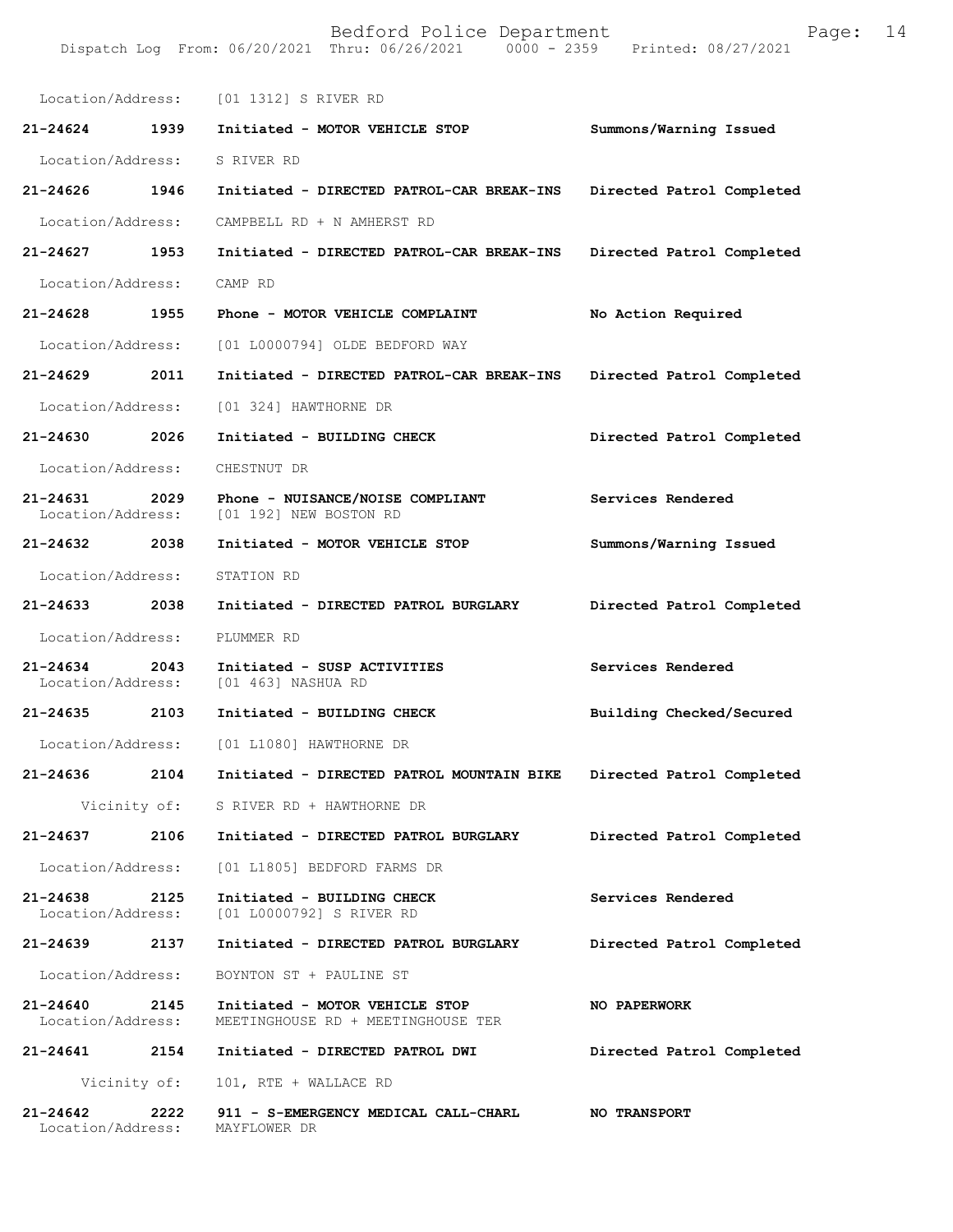Location/Address: [01 1312] S RIVER RD

**21-24624 1939 Initiated - MOTOR VEHICLE STOP** **Summons/Warning Issued**

Location/Address: S RIVER RD

**21-24626 1946 Initiated - DIRECTED PATROL-CAR BREAK-INS** **Directed Patrol Completed**

Location/Address: CAMPBELL RD + N AMHERST RD

**21-24627 1953 Initiated - DIRECTED PATROL-CAR BREAK-INS** **Directed Patrol Completed**

Location/Address: CAMP RD

**21-24628 1955 Phone - MOTOR VEHICLE COMPLAINT** **No Action Required**

Location/Address: [01 L0000794] OLDE BEDFORD WAY

**21-24629 2011 Initiated - DIRECTED PATROL-CAR BREAK-INS** **Directed Patrol Completed**

Location/Address: [01 324] HAWTHORNE DR

**21-24630 2026 Initiated - BUILDING CHECK** **Directed Patrol Completed**

Location/Address: CHESTNUT DR

**21-24631 2029 Phone - NUISANCE/NOISE COMPLIANT** **Services Rendered**
Location/Address: [01 192] NEW BOSTON RD

**21-24632 2038 Initiated - MOTOR VEHICLE STOP** **Summons/Warning Issued**

Location/Address: STATION RD

**21-24633 2038 Initiated - DIRECTED PATROL BURGLARY** **Directed Patrol Completed**

Location/Address: PLUMMER RD

**21-24634 2043 Initiated - SUSP ACTIVITIES** **Services Rendered**
Location/Address: [01 463] NASHUA RD

**21-24635 2103 Initiated - BUILDING CHECK** **Building Checked/Secured**

Location/Address: [01 L1080] HAWTHORNE DR

**21-24636 2104 Initiated - DIRECTED PATROL MOUNTAIN BIKE** **Directed Patrol Completed**

Vicinity of: S RIVER RD + HAWTHORNE DR

**21-24637 2106 Initiated - DIRECTED PATROL BURGLARY** **Directed Patrol Completed**

Location/Address: [01 L1805] BEDFORD FARMS DR

**21-24638 2125 Initiated - BUILDING CHECK** **Services Rendered**
Location/Address: [01 L0000792] S RIVER RD

**21-24639 2137 Initiated - DIRECTED PATROL BURGLARY** **Directed Patrol Completed**

Location/Address: BOYNTON ST + PAULINE ST

**21-24640 2145 Initiated - MOTOR VEHICLE STOP** **NO PAPERWORK**
Location/Address: MEETINGHOUSE RD + MEETINGHOUSE TER

**21-24641 2154 Initiated - DIRECTED PATROL DWI** **Directed Patrol Completed**

Vicinity of: 101, RTE + WALLACE RD

**21-24642 2222 911 - S-EMERGENCY MEDICAL CALL-CHARL** **NO TRANSPORT**
Location/Address: MAYFLOWER DR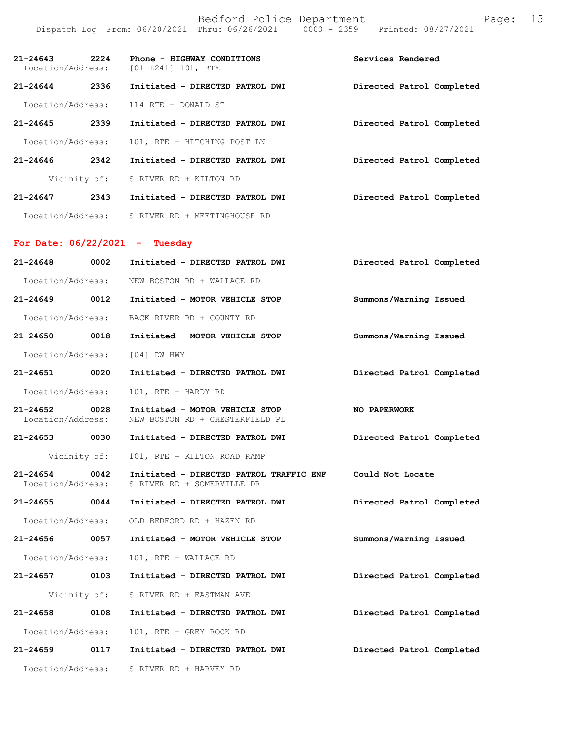| Call Number | Time | Call Reason | Action |
|---|---|---|---|
| 21-24643 | 2224 | Phone - HIGHWAY CONDITIONS | Services Rendered |
| Location/Address: | | [01 L241] 101, RTE | |
| 21-24644 | 2336 | Initiated - DIRECTED PATROL DWI | Directed Patrol Completed |
| Location/Address: | | 114 RTE + DONALD ST | |
| 21-24645 | 2339 | Initiated - DIRECTED PATROL DWI | Directed Patrol Completed |
| Location/Address: | | 101, RTE + HITCHING POST LN | |
| 21-24646 | 2342 | Initiated - DIRECTED PATROL DWI | Directed Patrol Completed |
| Vicinity of: | | S RIVER RD + KILTON RD | |
| 21-24647 | 2343 | Initiated - DIRECTED PATROL DWI | Directed Patrol Completed |
| Location/Address: | | S RIVER RD + MEETINGHOUSE RD | |

**For Date: 06/22/2021 - Tuesday**

| Call Number | Time | Call Reason | Action |
|---|---|---|---|
| 21-24648 | 0002 | Initiated - DIRECTED PATROL DWI | Directed Patrol Completed |
| Location/Address: | | NEW BOSTON RD + WALLACE RD | |
| 21-24649 | 0012 | Initiated - MOTOR VEHICLE STOP | Summons/Warning Issued |
| Location/Address: | | BACK RIVER RD + COUNTY RD | |
| 21-24650 | 0018 | Initiated - MOTOR VEHICLE STOP | Summons/Warning Issued |
| Location/Address: | | [04] DW HWY | |
| 21-24651 | 0020 | Initiated - DIRECTED PATROL DWI | Directed Patrol Completed |
| Location/Address: | | 101, RTE + HARDY RD | |
| 21-24652 | 0028 | Initiated - MOTOR VEHICLE STOP | NO PAPERWORK |
| Location/Address: | | NEW BOSTON RD + CHESTERFIELD PL | |
| 21-24653 | 0030 | Initiated - DIRECTED PATROL DWI | Directed Patrol Completed |
| Vicinity of: | | 101, RTE + KILTON ROAD RAMP | |
| 21-24654 | 0042 | Initiated - DIRECTED PATROL TRAFFIC ENF | Could Not Locate |
| Location/Address: | | S RIVER RD + SOMERVILLE DR | |
| 21-24655 | 0044 | Initiated - DIRECTED PATROL DWI | Directed Patrol Completed |
| Location/Address: | | OLD BEDFORD RD + HAZEN RD | |
| 21-24656 | 0057 | Initiated - MOTOR VEHICLE STOP | Summons/Warning Issued |
| Location/Address: | | 101, RTE + WALLACE RD | |
| 21-24657 | 0103 | Initiated - DIRECTED PATROL DWI | Directed Patrol Completed |
| Vicinity of: | | S RIVER RD + EASTMAN AVE | |
| 21-24658 | 0108 | Initiated - DIRECTED PATROL DWI | Directed Patrol Completed |
| Location/Address: | | 101, RTE + GREY ROCK RD | |
| 21-24659 | 0117 | Initiated - DIRECTED PATROL DWI | Directed Patrol Completed |
| Location/Address: | | S RIVER RD + HARVEY RD | |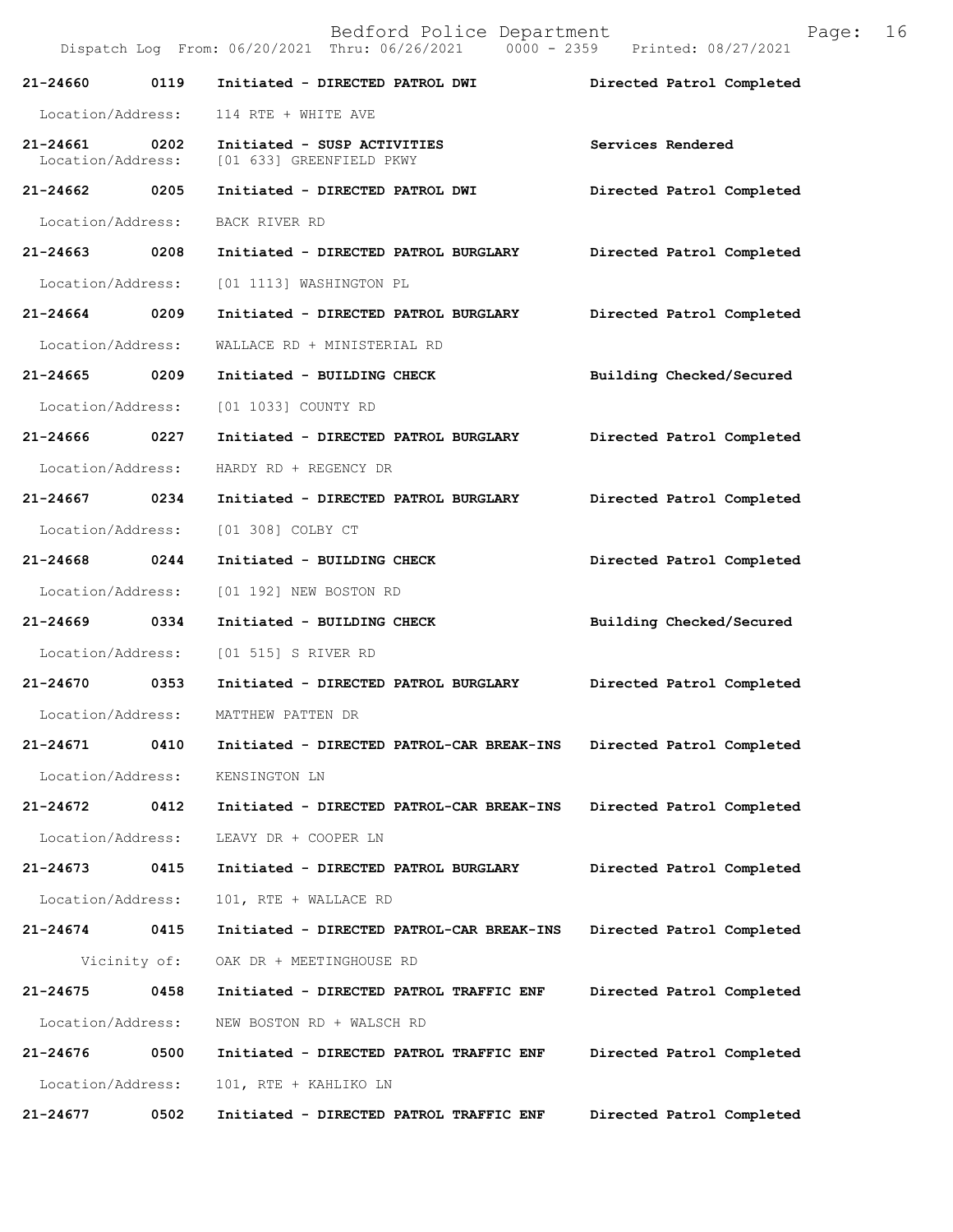Bedford Police Department
Dispatch Log From: 06/20/2021 Thru: 06/26/2021 0000 - 2359 Printed: 08/27/2021

**21-24660 0119 Initiated - DIRECTED PATROL DWI** **Directed Patrol Completed**
Location/Address: 114 RTE + WHITE AVE

**21-24661 0202 Initiated - SUSP ACTIVITIES** **Services Rendered**
Location/Address: [01 633] GREENFIELD PKWY

**21-24662 0205 Initiated - DIRECTED PATROL DWI** **Directed Patrol Completed**
Location/Address: BACK RIVER RD

**21-24663 0208 Initiated - DIRECTED PATROL BURGLARY** **Directed Patrol Completed**
Location/Address: [01 1113] WASHINGTON PL

**21-24664 0209 Initiated - DIRECTED PATROL BURGLARY** **Directed Patrol Completed**
Location/Address: WALLACE RD + MINISTERIAL RD

**21-24665 0209 Initiated - BUILDING CHECK** **Building Checked/Secured**
Location/Address: [01 1033] COUNTY RD

**21-24666 0227 Initiated - DIRECTED PATROL BURGLARY** **Directed Patrol Completed**
Location/Address: HARDY RD + REGENCY DR

**21-24667 0234 Initiated - DIRECTED PATROL BURGLARY** **Directed Patrol Completed**
Location/Address: [01 308] COLBY CT

**21-24668 0244 Initiated - BUILDING CHECK** **Directed Patrol Completed**
Location/Address: [01 192] NEW BOSTON RD

**21-24669 0334 Initiated - BUILDING CHECK** **Building Checked/Secured**
Location/Address: [01 515] S RIVER RD

**21-24670 0353 Initiated - DIRECTED PATROL BURGLARY** **Directed Patrol Completed**
Location/Address: MATTHEW PATTEN DR

**21-24671 0410 Initiated - DIRECTED PATROL-CAR BREAK-INS** **Directed Patrol Completed**
Location/Address: KENSINGTON LN

**21-24672 0412 Initiated - DIRECTED PATROL-CAR BREAK-INS** **Directed Patrol Completed**
Location/Address: LEAVY DR + COOPER LN

**21-24673 0415 Initiated - DIRECTED PATROL BURGLARY** **Directed Patrol Completed**
Location/Address: 101, RTE + WALLACE RD

**21-24674 0415 Initiated - DIRECTED PATROL-CAR BREAK-INS** **Directed Patrol Completed**
Vicinity of: OAK DR + MEETINGHOUSE RD

**21-24675 0458 Initiated - DIRECTED PATROL TRAFFIC ENF** **Directed Patrol Completed**
Location/Address: NEW BOSTON RD + WALSCH RD

**21-24676 0500 Initiated - DIRECTED PATROL TRAFFIC ENF** **Directed Patrol Completed**
Location/Address: 101, RTE + KAHLIKO LN

**21-24677 0502 Initiated - DIRECTED PATROL TRAFFIC ENF** **Directed Patrol Completed**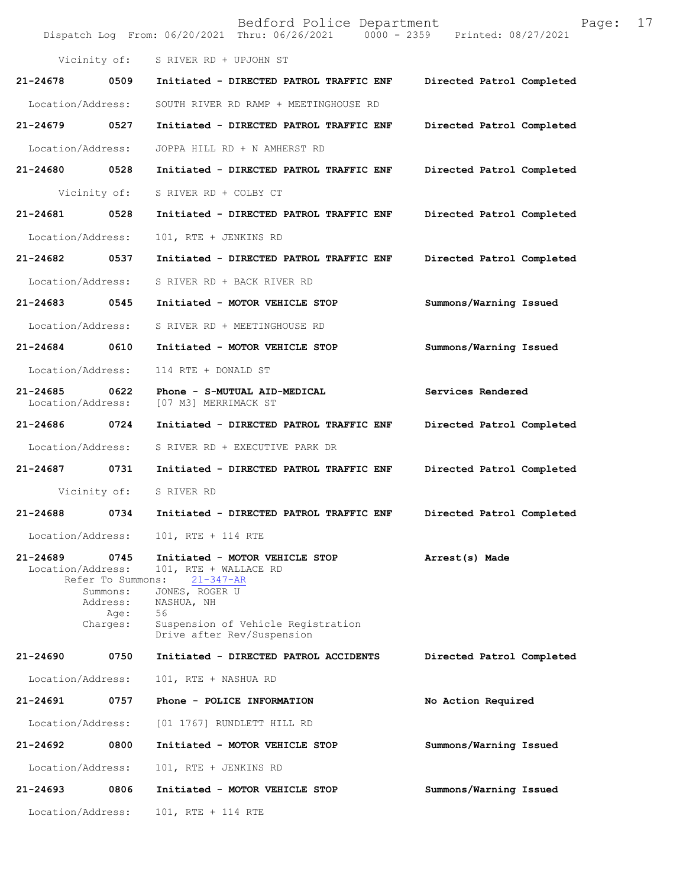Vicinity of: S RIVER RD + UPJOHN ST

**21-24678 0509 Initiated - DIRECTED PATROL TRAFFIC ENF Directed Patrol Completed**

Location/Address: SOUTH RIVER RD RAMP + MEETINGHOUSE RD

**21-24679 0527 Initiated - DIRECTED PATROL TRAFFIC ENF Directed Patrol Completed**

Location/Address: JOPPA HILL RD + N AMHERST RD

**21-24680 0528 Initiated - DIRECTED PATROL TRAFFIC ENF Directed Patrol Completed**

Vicinity of: S RIVER RD + COLBY CT

**21-24681 0528 Initiated - DIRECTED PATROL TRAFFIC ENF Directed Patrol Completed**

Location/Address: 101, RTE + JENKINS RD

**21-24682 0537 Initiated - DIRECTED PATROL TRAFFIC ENF Directed Patrol Completed**

Location/Address: S RIVER RD + BACK RIVER RD

**21-24683 0545 Initiated - MOTOR VEHICLE STOP Summons/Warning Issued**

Location/Address: S RIVER RD + MEETINGHOUSE RD

**21-24684 0610 Initiated - MOTOR VEHICLE STOP Summons/Warning Issued**

Location/Address: 114 RTE + DONALD ST

**21-24685 0622 Phone - S-MUTUAL AID-MEDICAL Services Rendered**
Location/Address: [07 M3] MERRIMACK ST

**21-24686 0724 Initiated - DIRECTED PATROL TRAFFIC ENF Directed Patrol Completed**

Location/Address: S RIVER RD + EXECUTIVE PARK DR

**21-24687 0731 Initiated - DIRECTED PATROL TRAFFIC ENF Directed Patrol Completed**

Vicinity of: S RIVER RD

**21-24688 0734 Initiated - DIRECTED PATROL TRAFFIC ENF Directed Patrol Completed**

Location/Address: 101, RTE + 114 RTE

**21-24689 0745 Initiated - MOTOR VEHICLE STOP Arrest(s) Made**
Location/Address: 101, RTE + WALLACE RD
Refer To Summons: 21-347-AR
Summons: JONES, ROGER U
Address: NASHUA, NH
Age: 56
Charges: Suspension of Vehicle Registration
Drive after Rev/Suspension

**21-24690 0750 Initiated - DIRECTED PATROL ACCIDENTS Directed Patrol Completed**

Location/Address: 101, RTE + NASHUA RD

**21-24691 0757 Phone - POLICE INFORMATION No Action Required**

Location/Address: [01 1767] RUNDLETT HILL RD

**21-24692 0800 Initiated - MOTOR VEHICLE STOP Summons/Warning Issued**

Location/Address: 101, RTE + JENKINS RD

**21-24693 0806 Initiated - MOTOR VEHICLE STOP Summons/Warning Issued**

Location/Address: 101, RTE + 114 RTE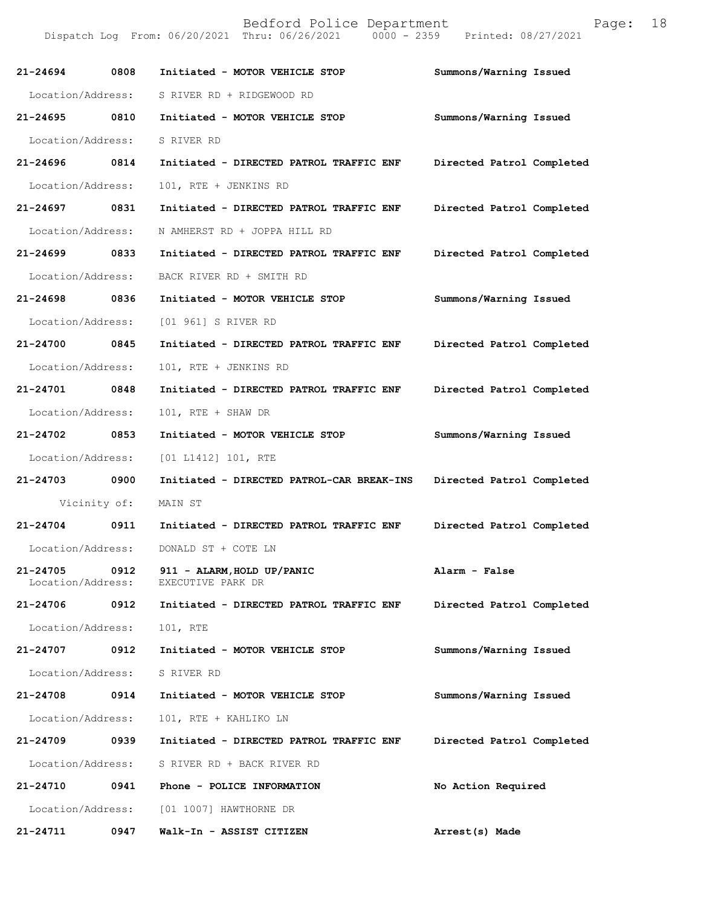| Call # | Time | Call Reason | Action |
|---|---|---|---|
| 21-24694 | 0808 | Initiated - MOTOR VEHICLE STOP | Summons/Warning Issued |
| Location/Address: | | S RIVER RD + RIDGEWOOD RD | |
| 21-24695 | 0810 | Initiated - MOTOR VEHICLE STOP | Summons/Warning Issued |
| Location/Address: | | S RIVER RD | |
| 21-24696 | 0814 | Initiated - DIRECTED PATROL TRAFFIC ENF | Directed Patrol Completed |
| Location/Address: | | 101, RTE + JENKINS RD | |
| 21-24697 | 0831 | Initiated - DIRECTED PATROL TRAFFIC ENF | Directed Patrol Completed |
| Location/Address: | | N AMHERST RD + JOPPA HILL RD | |
| 21-24699 | 0833 | Initiated - DIRECTED PATROL TRAFFIC ENF | Directed Patrol Completed |
| Location/Address: | | BACK RIVER RD + SMITH RD | |
| 21-24698 | 0836 | Initiated - MOTOR VEHICLE STOP | Summons/Warning Issued |
| Location/Address: | | [01 961] S RIVER RD | |
| 21-24700 | 0845 | Initiated - DIRECTED PATROL TRAFFIC ENF | Directed Patrol Completed |
| Location/Address: | | 101, RTE + JENKINS RD | |
| 21-24701 | 0848 | Initiated - DIRECTED PATROL TRAFFIC ENF | Directed Patrol Completed |
| Location/Address: | | 101, RTE + SHAW DR | |
| 21-24702 | 0853 | Initiated - MOTOR VEHICLE STOP | Summons/Warning Issued |
| Location/Address: | | [01 L1412] 101, RTE | |
| 21-24703 | 0900 | Initiated - DIRECTED PATROL-CAR BREAK-INS | Directed Patrol Completed |
| Vicinity of: | | MAIN ST | |
| 21-24704 | 0911 | Initiated - DIRECTED PATROL TRAFFIC ENF | Directed Patrol Completed |
| Location/Address: | | DONALD ST + COTE LN | |
| 21-24705 | 0912 | 911 - ALARM,HOLD UP/PANIC | Alarm - False |
| Location/Address: | | EXECUTIVE PARK DR | |
| 21-24706 | 0912 | Initiated - DIRECTED PATROL TRAFFIC ENF | Directed Patrol Completed |
| Location/Address: | | 101, RTE | |
| 21-24707 | 0912 | Initiated - MOTOR VEHICLE STOP | Summons/Warning Issued |
| Location/Address: | | S RIVER RD | |
| 21-24708 | 0914 | Initiated - MOTOR VEHICLE STOP | Summons/Warning Issued |
| Location/Address: | | 101, RTE + KAHLIKO LN | |
| 21-24709 | 0939 | Initiated - DIRECTED PATROL TRAFFIC ENF | Directed Patrol Completed |
| Location/Address: | | S RIVER RD + BACK RIVER RD | |
| 21-24710 | 0941 | Phone - POLICE INFORMATION | No Action Required |
| Location/Address: | | [01 1007] HAWTHORNE DR | |
| 21-24711 | 0947 | Walk-In - ASSIST CITIZEN | Arrest(s) Made |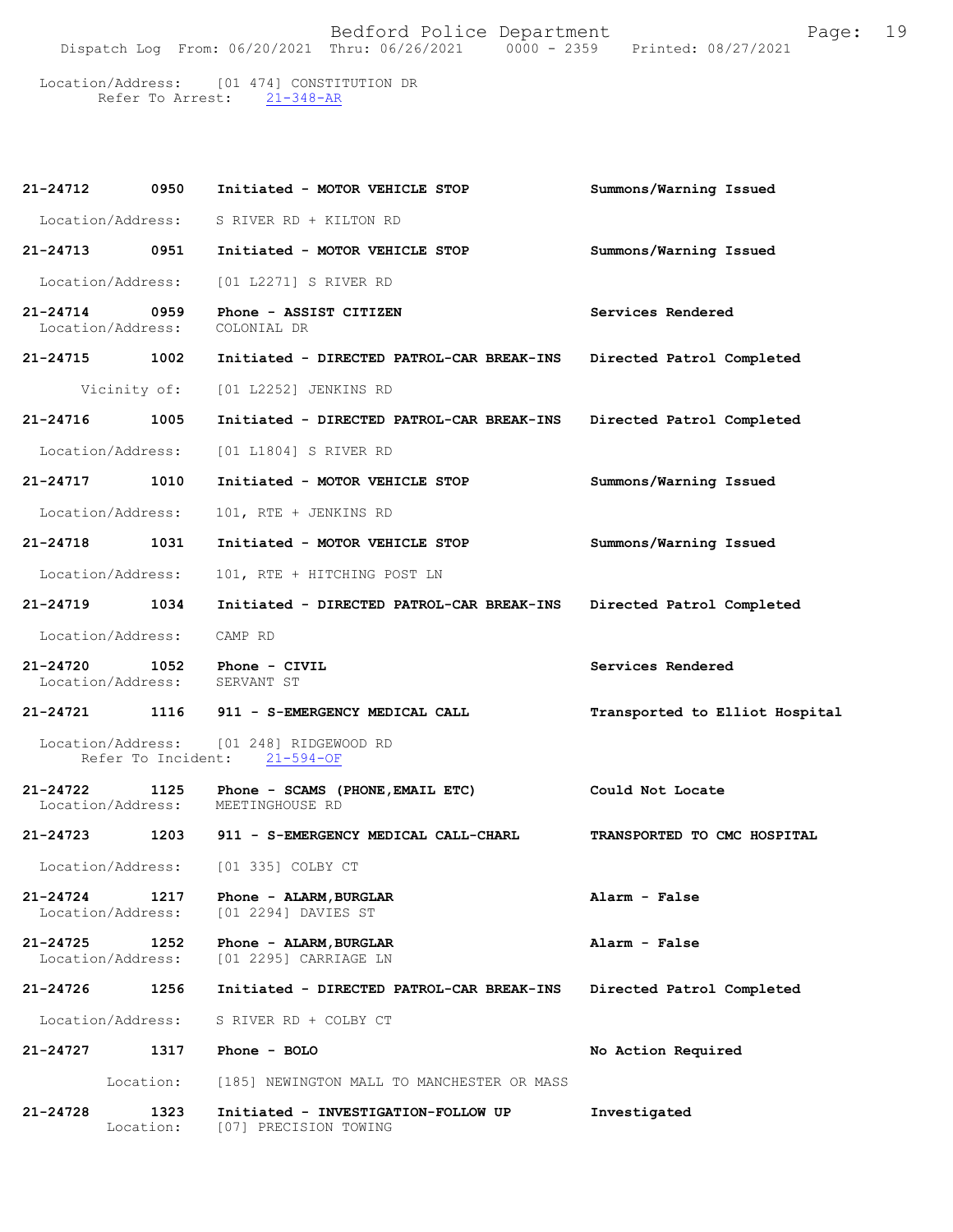Location/Address: [01 474] CONSTITUTION DR
Refer To Arrest: 21-348-AR

**21-24712 0950 Initiated - MOTOR VEHICLE STOP** Summons/Warning Issued
Location/Address: S RIVER RD + KILTON RD

**21-24713 0951 Initiated - MOTOR VEHICLE STOP** Summons/Warning Issued
Location/Address: [01 L2271] S RIVER RD

**21-24714 0959 Phone - ASSIST CITIZEN** Services Rendered
Location/Address: COLONIAL DR

**21-24715 1002 Initiated - DIRECTED PATROL-CAR BREAK-INS** Directed Patrol Completed
Vicinity of: [01 L2252] JENKINS RD

**21-24716 1005 Initiated - DIRECTED PATROL-CAR BREAK-INS** Directed Patrol Completed
Location/Address: [01 L1804] S RIVER RD

**21-24717 1010 Initiated - MOTOR VEHICLE STOP** Summons/Warning Issued
Location/Address: 101, RTE + JENKINS RD

**21-24718 1031 Initiated - MOTOR VEHICLE STOP** Summons/Warning Issued
Location/Address: 101, RTE + HITCHING POST LN

**21-24719 1034 Initiated - DIRECTED PATROL-CAR BREAK-INS** Directed Patrol Completed
Location/Address: CAMP RD

**21-24720 1052 Phone - CIVIL** Services Rendered
Location/Address: SERVANT ST

**21-24721 1116 911 - S-EMERGENCY MEDICAL CALL** Transported to Elliot Hospital
Location/Address: [01 248] RIDGEWOOD RD
Refer To Incident: 21-594-OF

**21-24722 1125 Phone - SCAMS (PHONE,EMAIL ETC)** Could Not Locate
Location/Address: MEETINGHOUSE RD

**21-24723 1203 911 - S-EMERGENCY MEDICAL CALL-CHARL** TRANSPORTED TO CMC HOSPITAL
Location/Address: [01 335] COLBY CT

**21-24724 1217 Phone - ALARM,BURGLAR** Alarm - False
Location/Address: [01 2294] DAVIES ST

**21-24725 1252 Phone - ALARM,BURGLAR** Alarm - False
Location/Address: [01 2295] CARRIAGE LN

**21-24726 1256 Initiated - DIRECTED PATROL-CAR BREAK-INS** Directed Patrol Completed
Location/Address: S RIVER RD + COLBY CT

**21-24727 1317 Phone - BOLO** No Action Required
Location: [185] NEWINGTON MALL TO MANCHESTER OR MASS

**21-24728 1323 Initiated - INVESTIGATION-FOLLOW UP** Investigated
Location: [07] PRECISION TOWING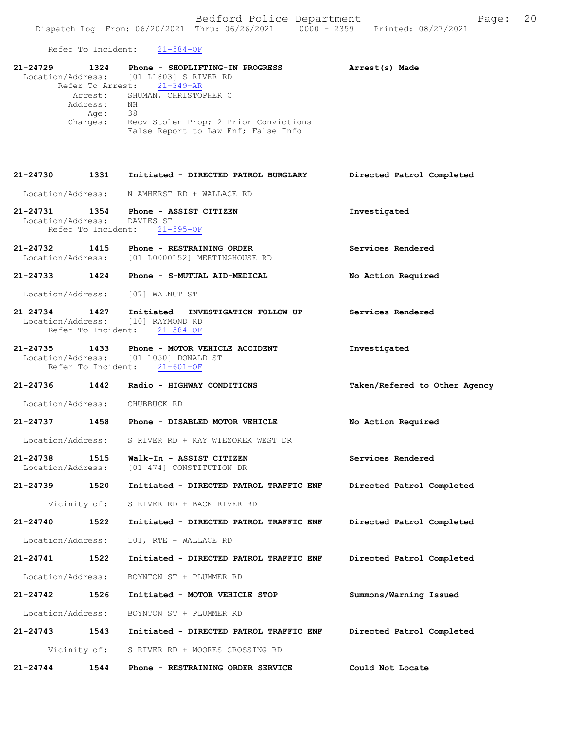Refer To Incident: 21-584-OF

**21-24729 1324 Phone - SHOPLIFTING-IN PROGRESS** **Arrest(s) Made**
Location/Address: [01 L1803] S RIVER RD
Refer To Arrest: 21-349-AR
Arrest: SHUMAN, CHRISTOPHER C
Address: NH
Age: 38
Charges: Recv Stolen Prop; 2 Prior Convictions
False Report to Law Enf; False Info

**21-24730 1331 Initiated - DIRECTED PATROL BURGLARY** **Directed Patrol Completed**
Location/Address: N AMHERST RD + WALLACE RD

**21-24731 1354 Phone - ASSIST CITIZEN** **Investigated**
Location/Address: DAVIES ST
Refer To Incident: 21-595-OF

**21-24732 1415 Phone - RESTRAINING ORDER** **Services Rendered**
Location/Address: [01 L0000152] MEETINGHOUSE RD

**21-24733 1424 Phone - S-MUTUAL AID-MEDICAL** **No Action Required**
Location/Address: [07] WALNUT ST

**21-24734 1427 Initiated - INVESTIGATION-FOLLOW UP** **Services Rendered**
Location/Address: [10] RAYMOND RD
Refer To Incident: 21-584-OF

**21-24735 1433 Phone - MOTOR VEHICLE ACCIDENT** **Investigated**
Location/Address: [01 1050] DONALD ST
Refer To Incident: 21-601-OF

**21-24736 1442 Radio - HIGHWAY CONDITIONS** **Taken/Refered to Other Agency**
Location/Address: CHUBBUCK RD

**21-24737 1458 Phone - DISABLED MOTOR VEHICLE** **No Action Required**
Location/Address: S RIVER RD + RAY WIEZOREK WEST DR

**21-24738 1515 Walk-In - ASSIST CITIZEN** **Services Rendered**
Location/Address: [01 474] CONSTITUTION DR

**21-24739 1520 Initiated - DIRECTED PATROL TRAFFIC ENF** **Directed Patrol Completed**
Vicinity of: S RIVER RD + BACK RIVER RD

**21-24740 1522 Initiated - DIRECTED PATROL TRAFFIC ENF** **Directed Patrol Completed**
Location/Address: 101, RTE + WALLACE RD

**21-24741 1522 Initiated - DIRECTED PATROL TRAFFIC ENF** **Directed Patrol Completed**
Location/Address: BOYNTON ST + PLUMMER RD

**21-24742 1526 Initiated - MOTOR VEHICLE STOP** **Summons/Warning Issued**
Location/Address: BOYNTON ST + PLUMMER RD

**21-24743 1543 Initiated - DIRECTED PATROL TRAFFIC ENF** **Directed Patrol Completed**
Vicinity of: S RIVER RD + MOORES CROSSING RD

**21-24744 1544 Phone - RESTRAINING ORDER SERVICE** **Could Not Locate**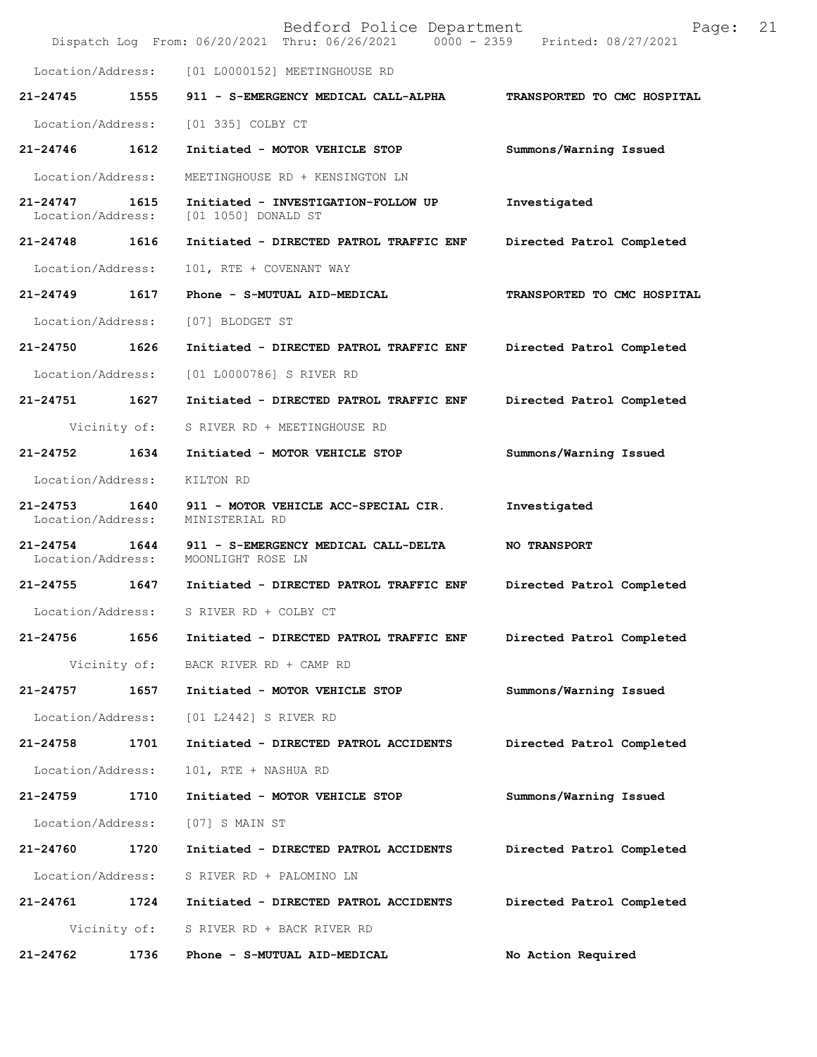Bedford Police Department
Dispatch Log From: 06/20/2021 Thru: 06/26/2021 0000 - 2359 Printed: 08/27/2021

Location/Address: [01 L0000152] MEETINGHOUSE RD

**21-24745 1555 911 - S-EMERGENCY MEDICAL CALL-ALPHA** **TRANSPORTED TO CMC HOSPITAL**

Location/Address: [01 335] COLBY CT

**21-24746 1612 Initiated - MOTOR VEHICLE STOP** **Summons/Warning Issued**

Location/Address: MEETINGHOUSE RD + KENSINGTON LN

**21-24747 1615 Initiated - INVESTIGATION-FOLLOW UP** **Investigated**
Location/Address: [01 1050] DONALD ST

**21-24748 1616 Initiated - DIRECTED PATROL TRAFFIC ENF** **Directed Patrol Completed**

Location/Address: 101, RTE + COVENANT WAY

**21-24749 1617 Phone - S-MUTUAL AID-MEDICAL** **TRANSPORTED TO CMC HOSPITAL**

Location/Address: [07] BLODGET ST

**21-24750 1626 Initiated - DIRECTED PATROL TRAFFIC ENF** **Directed Patrol Completed**

Location/Address: [01 L0000786] S RIVER RD

**21-24751 1627 Initiated - DIRECTED PATROL TRAFFIC ENF** **Directed Patrol Completed**

Vicinity of: S RIVER RD + MEETINGHOUSE RD

**21-24752 1634 Initiated - MOTOR VEHICLE STOP** **Summons/Warning Issued**

Location/Address: KILTON RD

**21-24753 1640 911 - MOTOR VEHICLE ACC-SPECIAL CIR.** **Investigated**
Location/Address: MINISTERIAL RD

**21-24754 1644 911 - S-EMERGENCY MEDICAL CALL-DELTA** **NO TRANSPORT**
Location/Address: MOONLIGHT ROSE LN

**21-24755 1647 Initiated - DIRECTED PATROL TRAFFIC ENF** **Directed Patrol Completed**

Location/Address: S RIVER RD + COLBY CT

**21-24756 1656 Initiated - DIRECTED PATROL TRAFFIC ENF** **Directed Patrol Completed**

Vicinity of: BACK RIVER RD + CAMP RD

**21-24757 1657 Initiated - MOTOR VEHICLE STOP** **Summons/Warning Issued**

Location/Address: [01 L2442] S RIVER RD

**21-24758 1701 Initiated - DIRECTED PATROL ACCIDENTS** **Directed Patrol Completed**

Location/Address: 101, RTE + NASHUA RD

**21-24759 1710 Initiated - MOTOR VEHICLE STOP** **Summons/Warning Issued**

Location/Address: [07] S MAIN ST

**21-24760 1720 Initiated - DIRECTED PATROL ACCIDENTS** **Directed Patrol Completed**

Location/Address: S RIVER RD + PALOMINO LN

**21-24761 1724 Initiated - DIRECTED PATROL ACCIDENTS** **Directed Patrol Completed**

Vicinity of: S RIVER RD + BACK RIVER RD

**21-24762 1736 Phone - S-MUTUAL AID-MEDICAL** **No Action Required**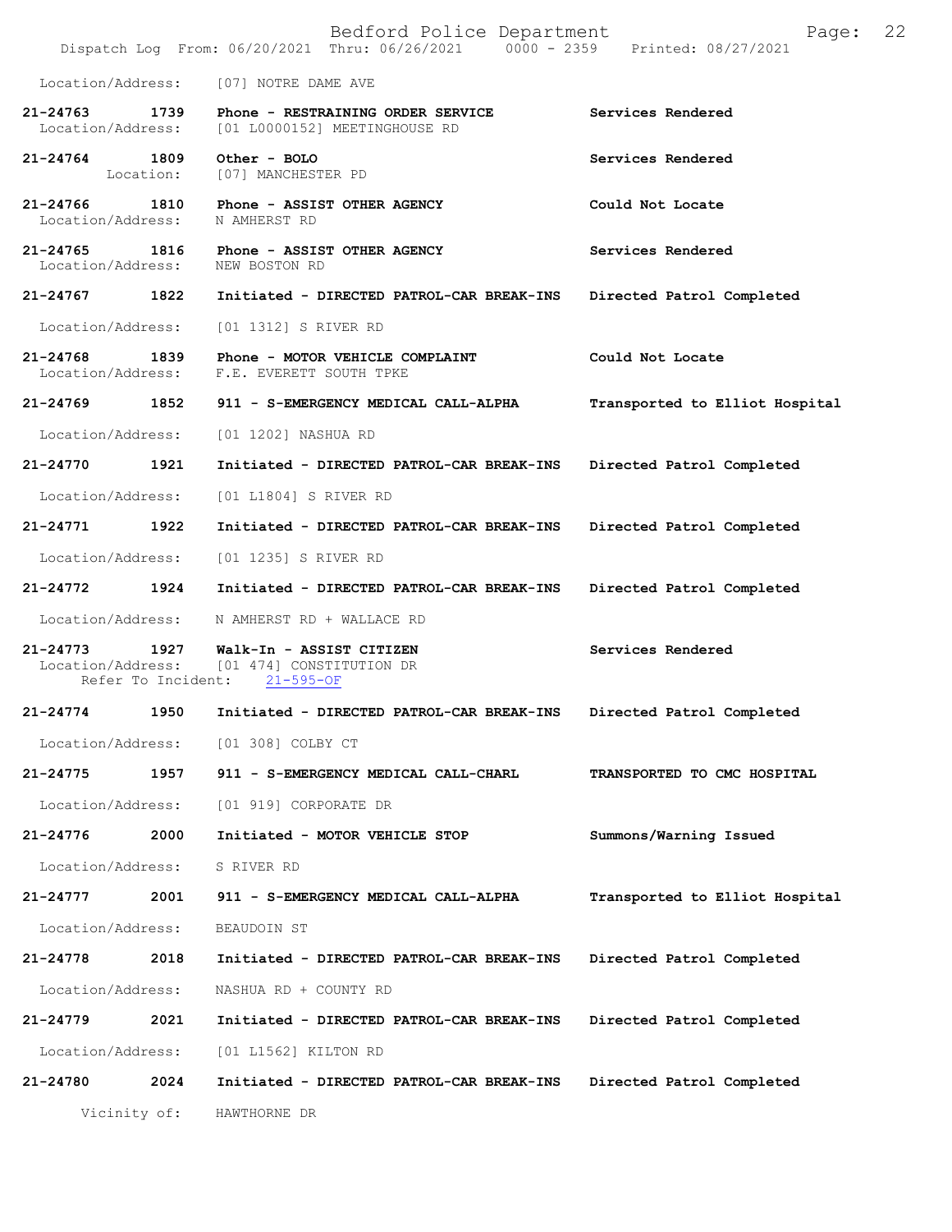Location/Address: [07] NOTRE DAME AVE

| Call # | Time | Call Type | Disposition |
|---|---|---|---|
| 21-24763 | 1739 | Phone - RESTRAINING ORDER SERVICE | Services Rendered |
| | | Location/Address: [01 L0000152] MEETINGHOUSE RD | |
| 21-24764 | 1809 | Other - BOLO | Services Rendered |
| | | Location: [07] MANCHESTER PD | |
| 21-24766 | 1810 | Phone - ASSIST OTHER AGENCY | Could Not Locate |
| | | Location/Address: N AMHERST RD | |
| 21-24765 | 1816 | Phone - ASSIST OTHER AGENCY | Services Rendered |
| | | Location/Address: NEW BOSTON RD | |
| 21-24767 | 1822 | Initiated - DIRECTED PATROL-CAR BREAK-INS | Directed Patrol Completed |
| | | Location/Address: [01 1312] S RIVER RD | |
| 21-24768 | 1839 | Phone - MOTOR VEHICLE COMPLAINT | Could Not Locate |
| | | Location/Address: F.E. EVERETT SOUTH TPKE | |
| 21-24769 | 1852 | 911 - S-EMERGENCY MEDICAL CALL-ALPHA | Transported to Elliot Hospital |
| | | Location/Address: [01 1202] NASHUA RD | |
| 21-24770 | 1921 | Initiated - DIRECTED PATROL-CAR BREAK-INS | Directed Patrol Completed |
| | | Location/Address: [01 L1804] S RIVER RD | |
| 21-24771 | 1922 | Initiated - DIRECTED PATROL-CAR BREAK-INS | Directed Patrol Completed |
| | | Location/Address: [01 1235] S RIVER RD | |
| 21-24772 | 1924 | Initiated - DIRECTED PATROL-CAR BREAK-INS | Directed Patrol Completed |
| | | Location/Address: N AMHERST RD + WALLACE RD | |
| 21-24773 | 1927 | Walk-In - ASSIST CITIZEN | Services Rendered |
| | | Location/Address: [01 474] CONSTITUTION DR | |
| | | Refer To Incident: 21-595-OF | |
| 21-24774 | 1950 | Initiated - DIRECTED PATROL-CAR BREAK-INS | Directed Patrol Completed |
| | | Location/Address: [01 308] COLBY CT | |
| 21-24775 | 1957 | 911 - S-EMERGENCY MEDICAL CALL-CHARL | TRANSPORTED TO CMC HOSPITAL |
| | | Location/Address: [01 919] CORPORATE DR | |
| 21-24776 | 2000 | Initiated - MOTOR VEHICLE STOP | Summons/Warning Issued |
| | | Location/Address: S RIVER RD | |
| 21-24777 | 2001 | 911 - S-EMERGENCY MEDICAL CALL-ALPHA | Transported to Elliot Hospital |
| | | Location/Address: BEAUDOIN ST | |
| 21-24778 | 2018 | Initiated - DIRECTED PATROL-CAR BREAK-INS | Directed Patrol Completed |
| | | Location/Address: NASHUA RD + COUNTY RD | |
| 21-24779 | 2021 | Initiated - DIRECTED PATROL-CAR BREAK-INS | Directed Patrol Completed |
| | | Location/Address: [01 L1562] KILTON RD | |
| 21-24780 | 2024 | Initiated - DIRECTED PATROL-CAR BREAK-INS | Directed Patrol Completed |
| | | Vicinity of: HAWTHORNE DR | |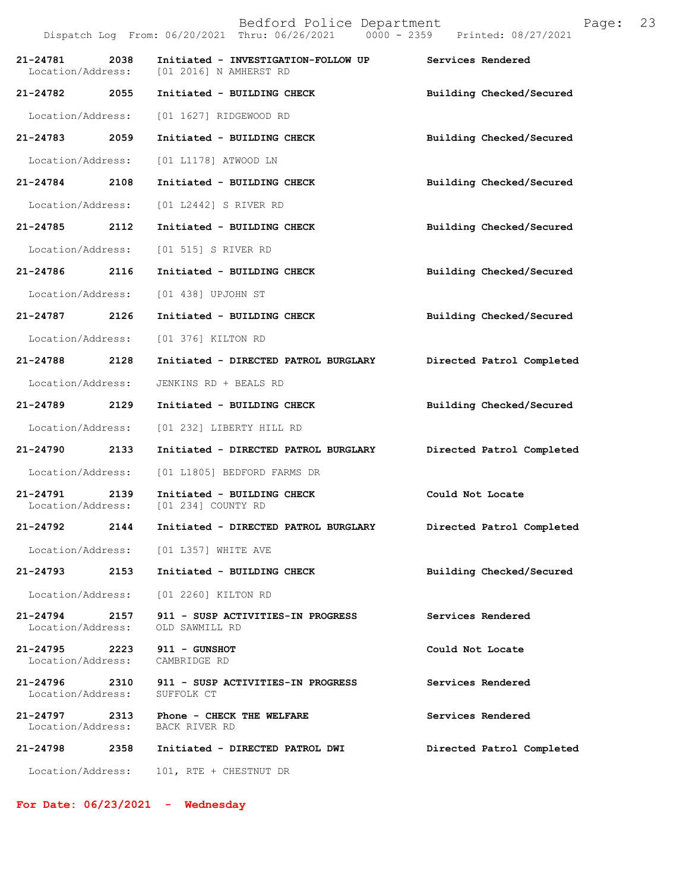| Call # | Time | Call Reason / Action | Disposition |
| --- | --- | --- | --- |
| **21-24781** | **2038** | **Initiated - INVESTIGATION-FOLLOW UP** | **Services Rendered** |
| Location/Address: | | [01 2016] N AMHERST RD | |
| **21-24782** | **2055** | **Initiated - BUILDING CHECK** | **Building Checked/Secured** |
| Location/Address: | | [01 1627] RIDGEWOOD RD | |
| **21-24783** | **2059** | **Initiated - BUILDING CHECK** | **Building Checked/Secured** |
| Location/Address: | | [01 L1178] ATWOOD LN | |
| **21-24784** | **2108** | **Initiated - BUILDING CHECK** | **Building Checked/Secured** |
| Location/Address: | | [01 L2442] S RIVER RD | |
| **21-24785** | **2112** | **Initiated - BUILDING CHECK** | **Building Checked/Secured** |
| Location/Address: | | [01 515] S RIVER RD | |
| **21-24786** | **2116** | **Initiated - BUILDING CHECK** | **Building Checked/Secured** |
| Location/Address: | | [01 438] UPJOHN ST | |
| **21-24787** | **2126** | **Initiated - BUILDING CHECK** | **Building Checked/Secured** |
| Location/Address: | | [01 376] KILTON RD | |
| **21-24788** | **2128** | **Initiated - DIRECTED PATROL BURGLARY** | **Directed Patrol Completed** |
| Location/Address: | | JENKINS RD + BEALS RD | |
| **21-24789** | **2129** | **Initiated - BUILDING CHECK** | **Building Checked/Secured** |
| Location/Address: | | [01 232] LIBERTY HILL RD | |
| **21-24790** | **2133** | **Initiated - DIRECTED PATROL BURGLARY** | **Directed Patrol Completed** |
| Location/Address: | | [01 L1805] BEDFORD FARMS DR | |
| **21-24791** | **2139** | **Initiated - BUILDING CHECK** | **Could Not Locate** |
| Location/Address: | | [01 234] COUNTY RD | |
| **21-24792** | **2144** | **Initiated - DIRECTED PATROL BURGLARY** | **Directed Patrol Completed** |
| Location/Address: | | [01 L357] WHITE AVE | |
| **21-24793** | **2153** | **Initiated - BUILDING CHECK** | **Building Checked/Secured** |
| Location/Address: | | [01 2260] KILTON RD | |
| **21-24794** | **2157** | **911 - SUSP ACTIVITIES-IN PROGRESS** | **Services Rendered** |
| Location/Address: | | OLD SAWMILL RD | |
| **21-24795** | **2223** | **911 - GUNSHOT** | **Could Not Locate** |
| Location/Address: | | CAMBRIDGE RD | |
| **21-24796** | **2310** | **911 - SUSP ACTIVITIES-IN PROGRESS** | **Services Rendered** |
| Location/Address: | | SUFFOLK CT | |
| **21-24797** | **2313** | **Phone - CHECK THE WELFARE** | **Services Rendered** |
| Location/Address: | | BACK RIVER RD | |
| **21-24798** | **2358** | **Initiated - DIRECTED PATROL DWI** | **Directed Patrol Completed** |
| Location/Address: | | 101, RTE + CHESTNUT DR | |

**For Date: 06/23/2021 - Wednesday**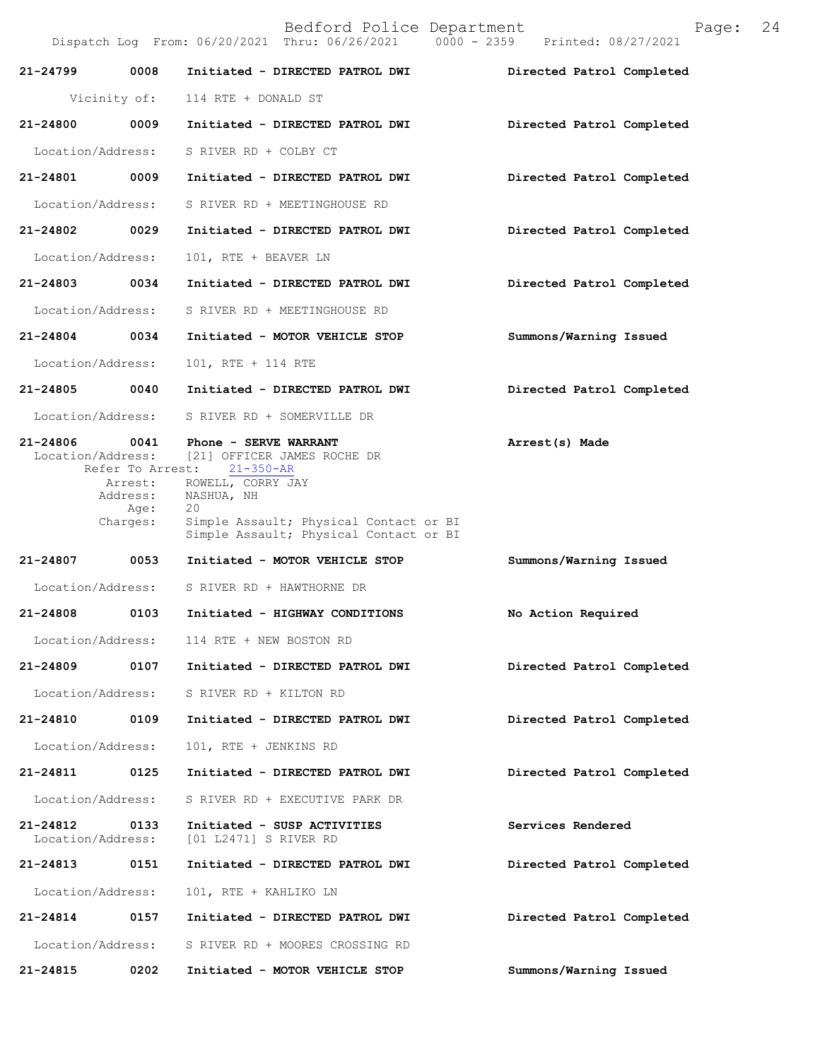| Call # | Time | Call Reason | Action |
|---|---|---|---|
| 21-24799 | 0008 | Initiated - DIRECTED PATROL DWI | Directed Patrol Completed |
| | | Vicinity of: 114 RTE + DONALD ST | |
| 21-24800 | 0009 | Initiated - DIRECTED PATROL DWI | Directed Patrol Completed |
| | | Location/Address: S RIVER RD + COLBY CT | |
| 21-24801 | 0009 | Initiated - DIRECTED PATROL DWI | Directed Patrol Completed |
| | | Location/Address: S RIVER RD + MEETINGHOUSE RD | |
| 21-24802 | 0029 | Initiated - DIRECTED PATROL DWI | Directed Patrol Completed |
| | | Location/Address: 101, RTE + BEAVER LN | |
| 21-24803 | 0034 | Initiated - DIRECTED PATROL DWI | Directed Patrol Completed |
| | | Location/Address: S RIVER RD + MEETINGHOUSE RD | |
| 21-24804 | 0034 | Initiated - MOTOR VEHICLE STOP | Summons/Warning Issued |
| | | Location/Address: 101, RTE + 114 RTE | |
| 21-24805 | 0040 | Initiated - DIRECTED PATROL DWI | Directed Patrol Completed |
| | | Location/Address: S RIVER RD + SOMERVILLE DR | |
| 21-24806 | 0041 | Phone - SERVE WARRANT | Arrest(s) Made |
| | | Location/Address: [21] OFFICER JAMES ROCHE DR | |
| | | Refer To Arrest: 21-350-AR | |
| | | Arrest: ROWELL, CORRY JAY | |
| | | Address: NASHUA, NH | |
| | | Age: 20 | |
| | | Charges: Simple Assault; Physical Contact or BI | |
| | | Simple Assault; Physical Contact or BI | |
| 21-24807 | 0053 | Initiated - MOTOR VEHICLE STOP | Summons/Warning Issued |
| | | Location/Address: S RIVER RD + HAWTHORNE DR | |
| 21-24808 | 0103 | Initiated - HIGHWAY CONDITIONS | No Action Required |
| | | Location/Address: 114 RTE + NEW BOSTON RD | |
| 21-24809 | 0107 | Initiated - DIRECTED PATROL DWI | Directed Patrol Completed |
| | | Location/Address: S RIVER RD + KILTON RD | |
| 21-24810 | 0109 | Initiated - DIRECTED PATROL DWI | Directed Patrol Completed |
| | | Location/Address: 101, RTE + JENKINS RD | |
| 21-24811 | 0125 | Initiated - DIRECTED PATROL DWI | Directed Patrol Completed |
| | | Location/Address: S RIVER RD + EXECUTIVE PARK DR | |
| 21-24812 | 0133 | Initiated - SUSP ACTIVITIES | Services Rendered |
| | | Location/Address: [01 L2471] S RIVER RD | |
| 21-24813 | 0151 | Initiated - DIRECTED PATROL DWI | Directed Patrol Completed |
| | | Location/Address: 101, RTE + KAHLIKO LN | |
| 21-24814 | 0157 | Initiated - DIRECTED PATROL DWI | Directed Patrol Completed |
| | | Location/Address: S RIVER RD + MOORES CROSSING RD | |
| 21-24815 | 0202 | Initiated - MOTOR VEHICLE STOP | Summons/Warning Issued |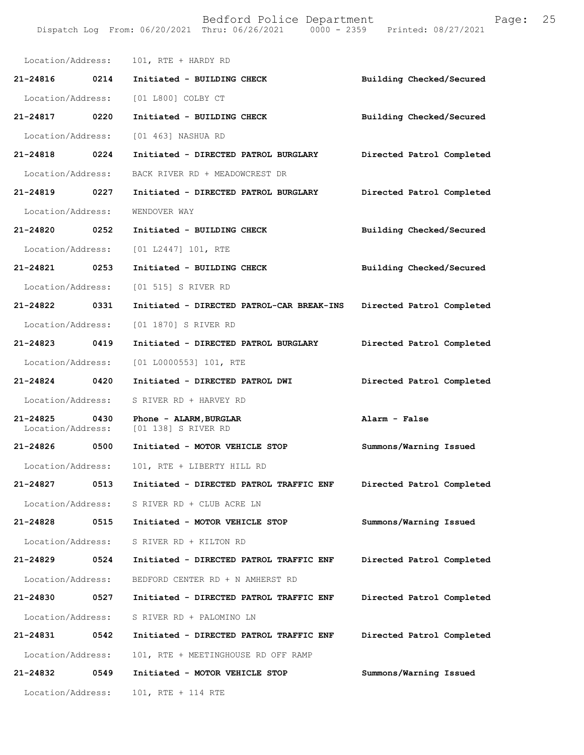Location/Address: 101, RTE + HARDY RD

**21-24816 0214 Initiated - BUILDING CHECK** — **Building Checked/Secured**
Location/Address: [01 L800] COLBY CT

**21-24817 0220 Initiated - BUILDING CHECK** — **Building Checked/Secured**
Location/Address: [01 463] NASHUA RD

**21-24818 0224 Initiated - DIRECTED PATROL BURGLARY** — **Directed Patrol Completed**
Location/Address: BACK RIVER RD + MEADOWCREST DR

**21-24819 0227 Initiated - DIRECTED PATROL BURGLARY** — **Directed Patrol Completed**
Location/Address: WENDOVER WAY

**21-24820 0252 Initiated - BUILDING CHECK** — **Building Checked/Secured**
Location/Address: [01 L2447] 101, RTE

**21-24821 0253 Initiated - BUILDING CHECK** — **Building Checked/Secured**
Location/Address: [01 515] S RIVER RD

**21-24822 0331 Initiated - DIRECTED PATROL-CAR BREAK-INS** — **Directed Patrol Completed**
Location/Address: [01 1870] S RIVER RD

**21-24823 0419 Initiated - DIRECTED PATROL BURGLARY** — **Directed Patrol Completed**
Location/Address: [01 L0000553] 101, RTE

**21-24824 0420 Initiated - DIRECTED PATROL DWI** — **Directed Patrol Completed**
Location/Address: S RIVER RD + HARVEY RD

**21-24825 0430 Phone - ALARM,BURGLAR** — **Alarm - False**
Location/Address: [01 138] S RIVER RD

**21-24826 0500 Initiated - MOTOR VEHICLE STOP** — **Summons/Warning Issued**
Location/Address: 101, RTE + LIBERTY HILL RD

**21-24827 0513 Initiated - DIRECTED PATROL TRAFFIC ENF** — **Directed Patrol Completed**
Location/Address: S RIVER RD + CLUB ACRE LN

**21-24828 0515 Initiated - MOTOR VEHICLE STOP** — **Summons/Warning Issued**
Location/Address: S RIVER RD + KILTON RD

**21-24829 0524 Initiated - DIRECTED PATROL TRAFFIC ENF** — **Directed Patrol Completed**
Location/Address: BEDFORD CENTER RD + N AMHERST RD

**21-24830 0527 Initiated - DIRECTED PATROL TRAFFIC ENF** — **Directed Patrol Completed**
Location/Address: S RIVER RD + PALOMINO LN

**21-24831 0542 Initiated - DIRECTED PATROL TRAFFIC ENF** — **Directed Patrol Completed**
Location/Address: 101, RTE + MEETINGHOUSE RD OFF RAMP

**21-24832 0549 Initiated - MOTOR VEHICLE STOP** — **Summons/Warning Issued**
Location/Address: 101, RTE + 114 RTE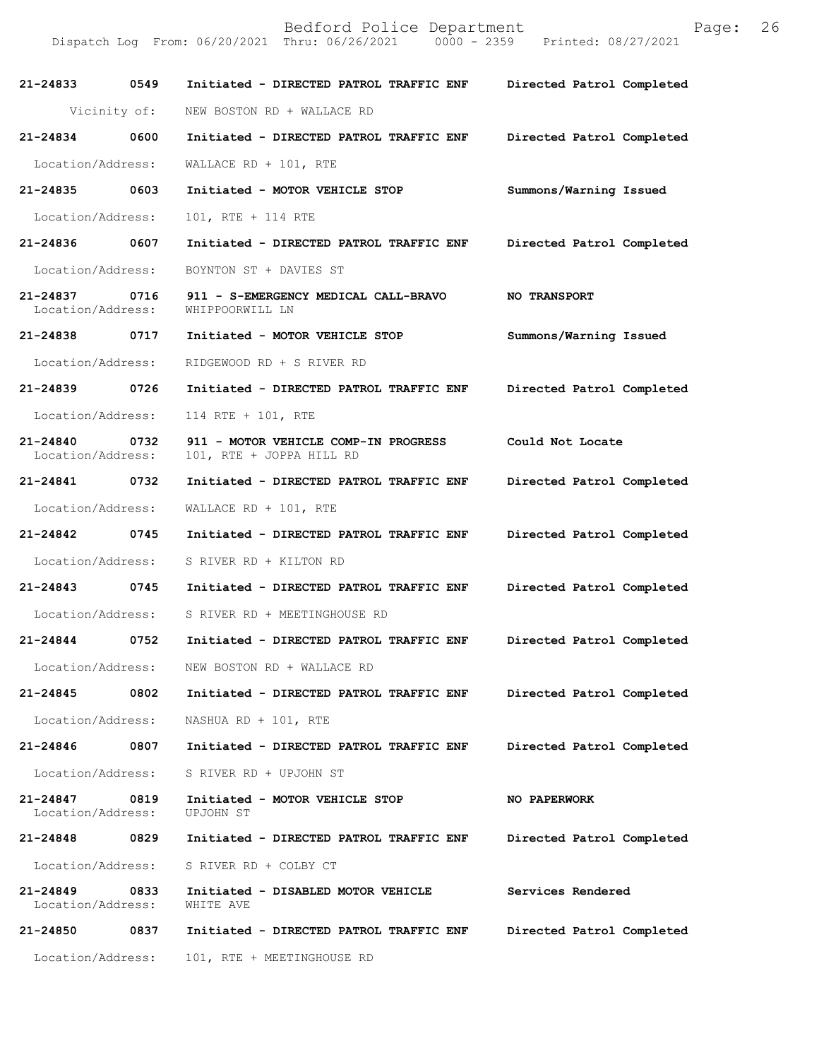| Call Number | Time | Call Type | Disposition |
|---|---|---|---|
| 21-24833 | 0549 | Initiated - DIRECTED PATROL TRAFFIC ENF | Directed Patrol Completed |
| Vicinity of: | | NEW BOSTON RD + WALLACE RD | |
| 21-24834 | 0600 | Initiated - DIRECTED PATROL TRAFFIC ENF | Directed Patrol Completed |
| Location/Address: | | WALLACE RD + 101, RTE | |
| 21-24835 | 0603 | Initiated - MOTOR VEHICLE STOP | Summons/Warning Issued |
| Location/Address: | | 101, RTE + 114 RTE | |
| 21-24836 | 0607 | Initiated - DIRECTED PATROL TRAFFIC ENF | Directed Patrol Completed |
| Location/Address: | | BOYNTON ST + DAVIES ST | |
| 21-24837 | 0716 | 911 - S-EMERGENCY MEDICAL CALL-BRAVO | NO TRANSPORT |
| Location/Address: | | WHIPPOORWILL LN | |
| 21-24838 | 0717 | Initiated - MOTOR VEHICLE STOP | Summons/Warning Issued |
| Location/Address: | | RIDGEWOOD RD + S RIVER RD | |
| 21-24839 | 0726 | Initiated - DIRECTED PATROL TRAFFIC ENF | Directed Patrol Completed |
| Location/Address: | | 114 RTE + 101, RTE | |
| 21-24840 | 0732 | 911 - MOTOR VEHICLE COMP-IN PROGRESS | Could Not Locate |
| Location/Address: | | 101, RTE + JOPPA HILL RD | |
| 21-24841 | 0732 | Initiated - DIRECTED PATROL TRAFFIC ENF | Directed Patrol Completed |
| Location/Address: | | WALLACE RD + 101, RTE | |
| 21-24842 | 0745 | Initiated - DIRECTED PATROL TRAFFIC ENF | Directed Patrol Completed |
| Location/Address: | | S RIVER RD + KILTON RD | |
| 21-24843 | 0745 | Initiated - DIRECTED PATROL TRAFFIC ENF | Directed Patrol Completed |
| Location/Address: | | S RIVER RD + MEETINGHOUSE RD | |
| 21-24844 | 0752 | Initiated - DIRECTED PATROL TRAFFIC ENF | Directed Patrol Completed |
| Location/Address: | | NEW BOSTON RD + WALLACE RD | |
| 21-24845 | 0802 | Initiated - DIRECTED PATROL TRAFFIC ENF | Directed Patrol Completed |
| Location/Address: | | NASHUA RD + 101, RTE | |
| 21-24846 | 0807 | Initiated - DIRECTED PATROL TRAFFIC ENF | Directed Patrol Completed |
| Location/Address: | | S RIVER RD + UPJOHN ST | |
| 21-24847 | 0819 | Initiated - MOTOR VEHICLE STOP | NO PAPERWORK |
| Location/Address: | | UPJOHN ST | |
| 21-24848 | 0829 | Initiated - DIRECTED PATROL TRAFFIC ENF | Directed Patrol Completed |
| Location/Address: | | S RIVER RD + COLBY CT | |
| 21-24849 | 0833 | Initiated - DISABLED MOTOR VEHICLE | Services Rendered |
| Location/Address: | | WHITE AVE | |
| 21-24850 | 0837 | Initiated - DIRECTED PATROL TRAFFIC ENF | Directed Patrol Completed |
| Location/Address: | | 101, RTE + MEETINGHOUSE RD | |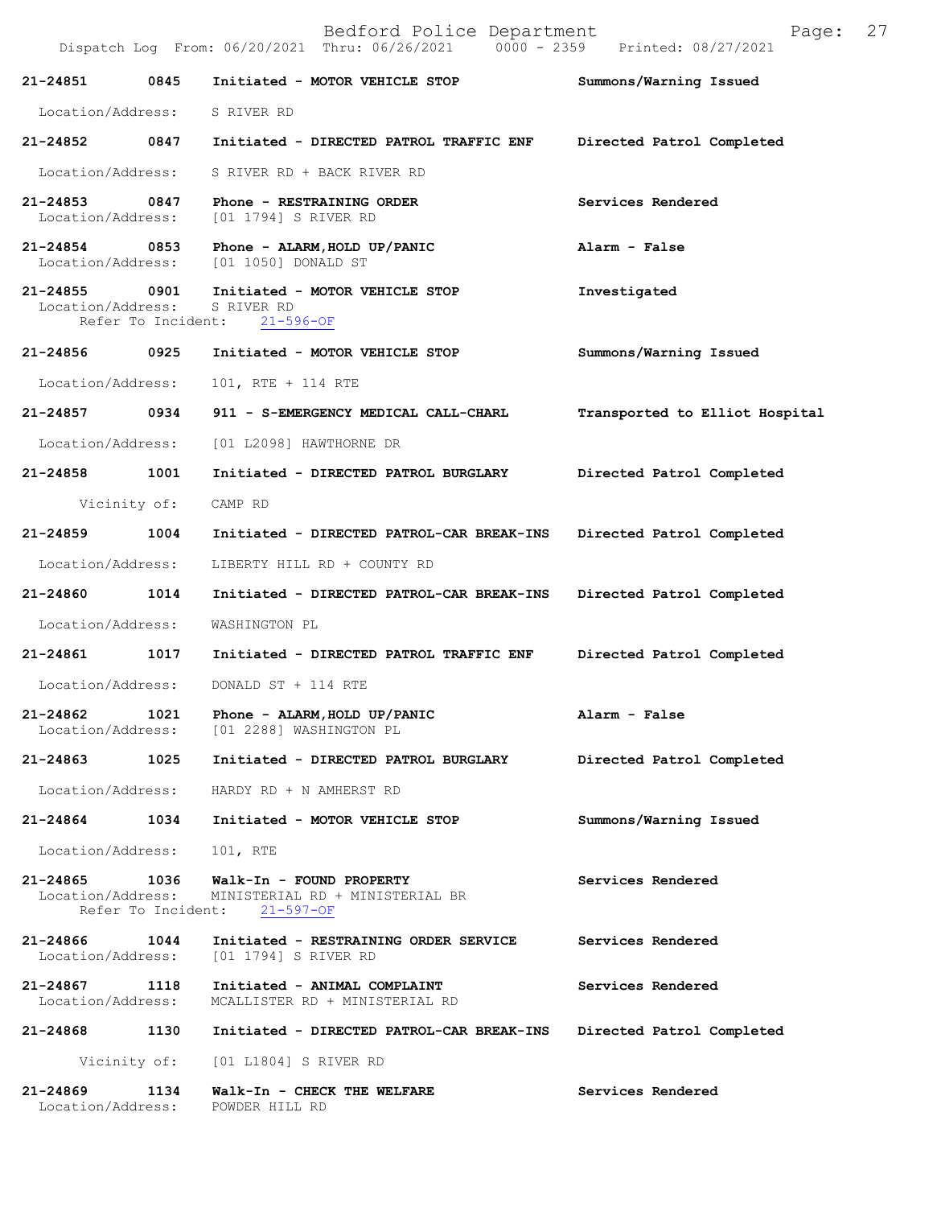| Call # | Time | Type | Disposition |
|---|---|---|---|
| 21-24851 | 0845 | Initiated - MOTOR VEHICLE STOP | Summons/Warning Issued |
| | | Location/Address: S RIVER RD | |
| 21-24852 | 0847 | Initiated - DIRECTED PATROL TRAFFIC ENF | Directed Patrol Completed |
| | | Location/Address: S RIVER RD + BACK RIVER RD | |
| 21-24853 | 0847 | Phone - RESTRAINING ORDER | Services Rendered |
| | | Location/Address: [01 1794] S RIVER RD | |
| 21-24854 | 0853 | Phone - ALARM,HOLD UP/PANIC | Alarm - False |
| | | Location/Address: [01 1050] DONALD ST | |
| 21-24855 | 0901 | Initiated - MOTOR VEHICLE STOP | Investigated |
| | | Location/Address: S RIVER RD; Refer To Incident: 21-596-OF | |
| 21-24856 | 0925 | Initiated - MOTOR VEHICLE STOP | Summons/Warning Issued |
| | | Location/Address: 101, RTE + 114 RTE | |
| 21-24857 | 0934 | 911 - S-EMERGENCY MEDICAL CALL-CHARL | Transported to Elliot Hospital |
| | | Location/Address: [01 L2098] HAWTHORNE DR | |
| 21-24858 | 1001 | Initiated - DIRECTED PATROL BURGLARY | Directed Patrol Completed |
| | | Vicinity of: CAMP RD | |
| 21-24859 | 1004 | Initiated - DIRECTED PATROL-CAR BREAK-INS | Directed Patrol Completed |
| | | Location/Address: LIBERTY HILL RD + COUNTY RD | |
| 21-24860 | 1014 | Initiated - DIRECTED PATROL-CAR BREAK-INS | Directed Patrol Completed |
| | | Location/Address: WASHINGTON PL | |
| 21-24861 | 1017 | Initiated - DIRECTED PATROL TRAFFIC ENF | Directed Patrol Completed |
| | | Location/Address: DONALD ST + 114 RTE | |
| 21-24862 | 1021 | Phone - ALARM,HOLD UP/PANIC | Alarm - False |
| | | Location/Address: [01 2288] WASHINGTON PL | |
| 21-24863 | 1025 | Initiated - DIRECTED PATROL BURGLARY | Directed Patrol Completed |
| | | Location/Address: HARDY RD + N AMHERST RD | |
| 21-24864 | 1034 | Initiated - MOTOR VEHICLE STOP | Summons/Warning Issued |
| | | Location/Address: 101, RTE | |
| 21-24865 | 1036 | Walk-In - FOUND PROPERTY | Services Rendered |
| | | Location/Address: MINISTERIAL RD + MINISTERIAL BR; Refer To Incident: 21-597-OF | |
| 21-24866 | 1044 | Initiated - RESTRAINING ORDER SERVICE | Services Rendered |
| | | Location/Address: [01 1794] S RIVER RD | |
| 21-24867 | 1118 | Initiated - ANIMAL COMPLAINT | Services Rendered |
| | | Location/Address: MCALLISTER RD + MINISTERIAL RD | |
| 21-24868 | 1130 | Initiated - DIRECTED PATROL-CAR BREAK-INS | Directed Patrol Completed |
| | | Vicinity of: [01 L1804] S RIVER RD | |
| 21-24869 | 1134 | Walk-In - CHECK THE WELFARE | Services Rendered |
| | | Location/Address: POWDER HILL RD | |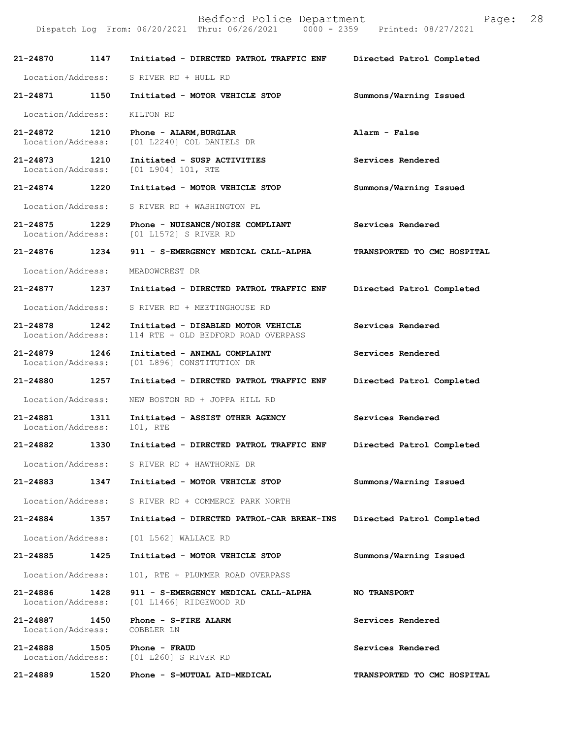| Call # | Time | Call Type | Disposition |
|---|---|---|---|
| 21-24870 | 1147 | Initiated - DIRECTED PATROL TRAFFIC ENF | Directed Patrol Completed |
| Location/Address: | | S RIVER RD + HULL RD | |
| 21-24871 | 1150 | Initiated - MOTOR VEHICLE STOP | Summons/Warning Issued |
| Location/Address: | | KILTON RD | |
| 21-24872 | 1210 | Phone - ALARM,BURGLAR | Alarm - False |
| Location/Address: | | [01 L2240] COL DANIELS DR | |
| 21-24873 | 1210 | Initiated - SUSP ACTIVITIES | Services Rendered |
| Location/Address: | | [01 L904] 101, RTE | |
| 21-24874 | 1220 | Initiated - MOTOR VEHICLE STOP | Summons/Warning Issued |
| Location/Address: | | S RIVER RD + WASHINGTON PL | |
| 21-24875 | 1229 | Phone - NUISANCE/NOISE COMPLIANT | Services Rendered |
| Location/Address: | | [01 L1572] S RIVER RD | |
| 21-24876 | 1234 | 911 - S-EMERGENCY MEDICAL CALL-ALPHA | TRANSPORTED TO CMC HOSPITAL |
| Location/Address: | | MEADOWCREST DR | |
| 21-24877 | 1237 | Initiated - DIRECTED PATROL TRAFFIC ENF | Directed Patrol Completed |
| Location/Address: | | S RIVER RD + MEETINGHOUSE RD | |
| 21-24878 | 1242 | Initiated - DISABLED MOTOR VEHICLE | Services Rendered |
| Location/Address: | | 114 RTE + OLD BEDFORD ROAD OVERPASS | |
| 21-24879 | 1246 | Initiated - ANIMAL COMPLAINT | Services Rendered |
| Location/Address: | | [01 L896] CONSTITUTION DR | |
| 21-24880 | 1257 | Initiated - DIRECTED PATROL TRAFFIC ENF | Directed Patrol Completed |
| Location/Address: | | NEW BOSTON RD + JOPPA HILL RD | |
| 21-24881 | 1311 | Initiated - ASSIST OTHER AGENCY | Services Rendered |
| Location/Address: | | 101, RTE | |
| 21-24882 | 1330 | Initiated - DIRECTED PATROL TRAFFIC ENF | Directed Patrol Completed |
| Location/Address: | | S RIVER RD + HAWTHORNE DR | |
| 21-24883 | 1347 | Initiated - MOTOR VEHICLE STOP | Summons/Warning Issued |
| Location/Address: | | S RIVER RD + COMMERCE PARK NORTH | |
| 21-24884 | 1357 | Initiated - DIRECTED PATROL-CAR BREAK-INS | Directed Patrol Completed |
| Location/Address: | | [01 L562] WALLACE RD | |
| 21-24885 | 1425 | Initiated - MOTOR VEHICLE STOP | Summons/Warning Issued |
| Location/Address: | | 101, RTE + PLUMMER ROAD OVERPASS | |
| 21-24886 | 1428 | 911 - S-EMERGENCY MEDICAL CALL-ALPHA | NO TRANSPORT |
| Location/Address: | | [01 L1466] RIDGEWOOD RD | |
| 21-24887 | 1450 | Phone - S-FIRE ALARM | Services Rendered |
| Location/Address: | | COBBLER LN | |
| 21-24888 | 1505 | Phone - FRAUD | Services Rendered |
| Location/Address: | | [01 L260] S RIVER RD | |
| 21-24889 | 1520 | Phone - S-MUTUAL AID-MEDICAL | TRANSPORTED TO CMC HOSPITAL |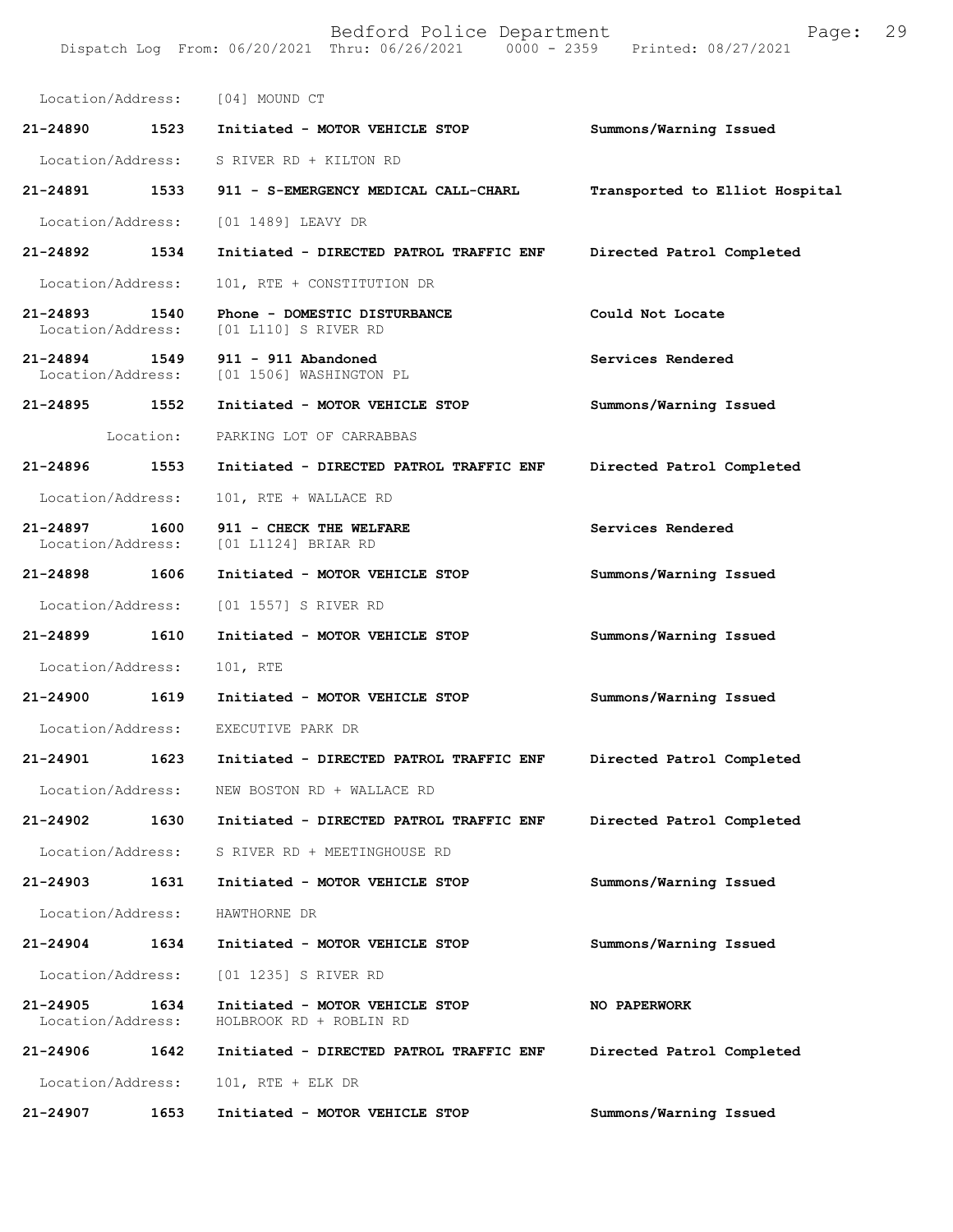Location/Address: [04] MOUND CT

**21-24890 1523 Initiated - MOTOR VEHICLE STOP** **Summons/Warning Issued**

Location/Address: S RIVER RD + KILTON RD

**21-24891 1533 911 - S-EMERGENCY MEDICAL CALL-CHARL** **Transported to Elliot Hospital**

Location/Address: [01 1489] LEAVY DR

**21-24892 1534 Initiated - DIRECTED PATROL TRAFFIC ENF** **Directed Patrol Completed**

Location/Address: 101, RTE + CONSTITUTION DR

**21-24893 1540 Phone - DOMESTIC DISTURBANCE** **Could Not Locate**
Location/Address: [01 L110] S RIVER RD

**21-24894 1549 911 - 911 Abandoned** **Services Rendered**
Location/Address: [01 1506] WASHINGTON PL

**21-24895 1552 Initiated - MOTOR VEHICLE STOP** **Summons/Warning Issued**

Location: PARKING LOT OF CARRABBAS

**21-24896 1553 Initiated - DIRECTED PATROL TRAFFIC ENF** **Directed Patrol Completed**

Location/Address: 101, RTE + WALLACE RD

**21-24897 1600 911 - CHECK THE WELFARE** **Services Rendered**
Location/Address: [01 L1124] BRIAR RD

**21-24898 1606 Initiated - MOTOR VEHICLE STOP** **Summons/Warning Issued**

Location/Address: [01 1557] S RIVER RD

**21-24899 1610 Initiated - MOTOR VEHICLE STOP** **Summons/Warning Issued**

Location/Address: 101, RTE

**21-24900 1619 Initiated - MOTOR VEHICLE STOP** **Summons/Warning Issued**

Location/Address: EXECUTIVE PARK DR

**21-24901 1623 Initiated - DIRECTED PATROL TRAFFIC ENF** **Directed Patrol Completed**

Location/Address: NEW BOSTON RD + WALLACE RD

**21-24902 1630 Initiated - DIRECTED PATROL TRAFFIC ENF** **Directed Patrol Completed**

Location/Address: S RIVER RD + MEETINGHOUSE RD

**21-24903 1631 Initiated - MOTOR VEHICLE STOP** **Summons/Warning Issued**

Location/Address: HAWTHORNE DR

**21-24904 1634 Initiated - MOTOR VEHICLE STOP** **Summons/Warning Issued**

Location/Address: [01 1235] S RIVER RD

**21-24905 1634 Initiated - MOTOR VEHICLE STOP** **NO PAPERWORK**
Location/Address: HOLBROOK RD + ROBLIN RD

**21-24906 1642 Initiated - DIRECTED PATROL TRAFFIC ENF** **Directed Patrol Completed**

Location/Address: 101, RTE + ELK DR

**21-24907 1653 Initiated - MOTOR VEHICLE STOP** **Summons/Warning Issued**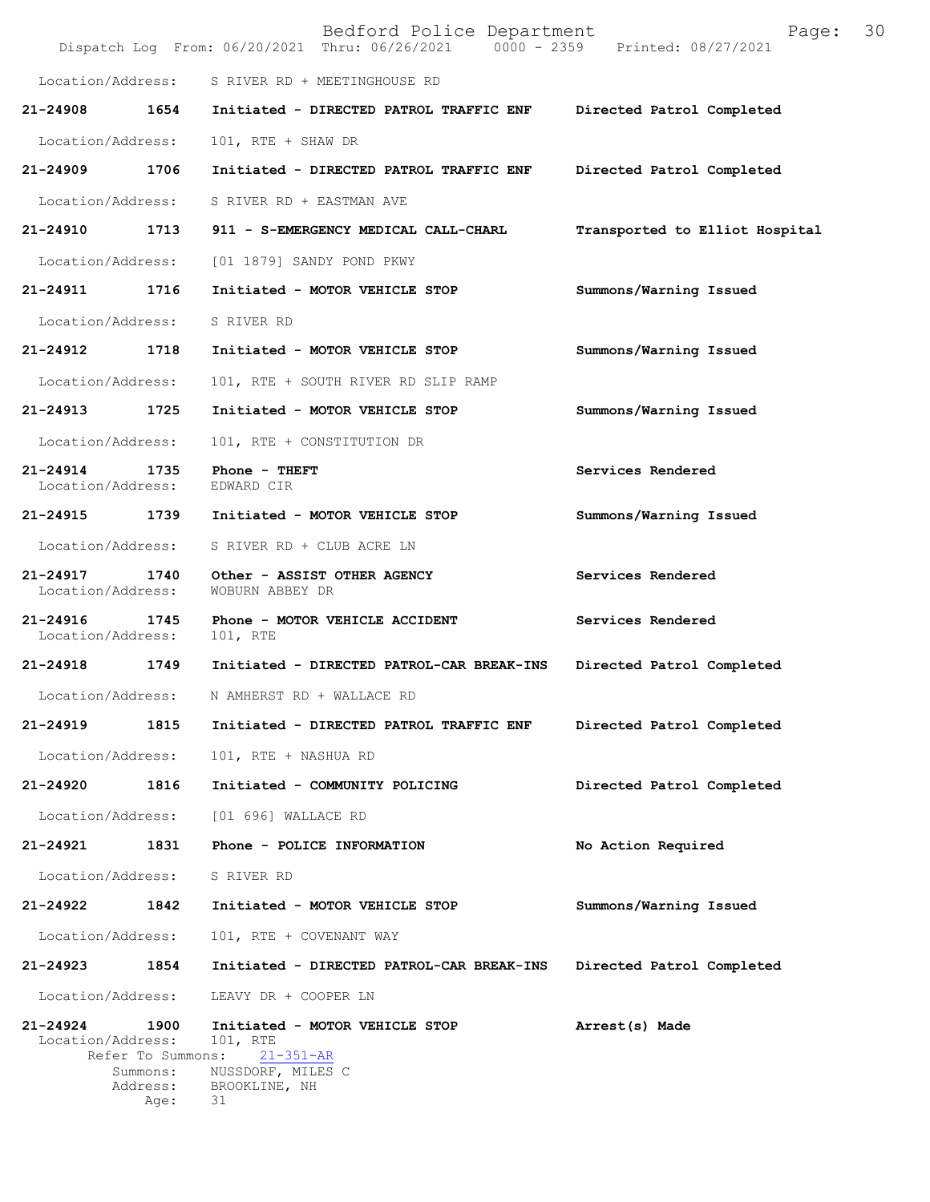Location/Address: S RIVER RD + MEETINGHOUSE RD

**21-24908 1654 Initiated - DIRECTED PATROL TRAFFIC ENF Directed Patrol Completed**

Location/Address: 101, RTE + SHAW DR

**21-24909 1706 Initiated - DIRECTED PATROL TRAFFIC ENF Directed Patrol Completed**

Location/Address: S RIVER RD + EASTMAN AVE

**21-24910 1713 911 - S-EMERGENCY MEDICAL CALL-CHARL Transported to Elliot Hospital**

Location/Address: [01 1879] SANDY POND PKWY

**21-24911 1716 Initiated - MOTOR VEHICLE STOP Summons/Warning Issued**

Location/Address: S RIVER RD

**21-24912 1718 Initiated - MOTOR VEHICLE STOP Summons/Warning Issued**

Location/Address: 101, RTE + SOUTH RIVER RD SLIP RAMP

**21-24913 1725 Initiated - MOTOR VEHICLE STOP Summons/Warning Issued**

Location/Address: 101, RTE + CONSTITUTION DR

**21-24914 1735 Phone - THEFT Services Rendered**
Location/Address: EDWARD CIR

**21-24915 1739 Initiated - MOTOR VEHICLE STOP Summons/Warning Issued**

Location/Address: S RIVER RD + CLUB ACRE LN

**21-24917 1740 Other - ASSIST OTHER AGENCY Services Rendered**
Location/Address: WOBURN ABBEY DR

**21-24916 1745 Phone - MOTOR VEHICLE ACCIDENT Services Rendered**
Location/Address: 101, RTE

**21-24918 1749 Initiated - DIRECTED PATROL-CAR BREAK-INS Directed Patrol Completed**

Location/Address: N AMHERST RD + WALLACE RD

**21-24919 1815 Initiated - DIRECTED PATROL TRAFFIC ENF Directed Patrol Completed**

Location/Address: 101, RTE + NASHUA RD

**21-24920 1816 Initiated - COMMUNITY POLICING Directed Patrol Completed**

Location/Address: [01 696] WALLACE RD

**21-24921 1831 Phone - POLICE INFORMATION No Action Required**

Location/Address: S RIVER RD

**21-24922 1842 Initiated - MOTOR VEHICLE STOP Summons/Warning Issued**

Location/Address: 101, RTE + COVENANT WAY

**21-24923 1854 Initiated - DIRECTED PATROL-CAR BREAK-INS Directed Patrol Completed**

Location/Address: LEAVY DR + COOPER LN

**21-24924 1900 Initiated - MOTOR VEHICLE STOP Arrest(s) Made**
Location/Address: 101, RTE
Refer To Summons: 21-351-AR
Summons: NUSSDORF, MILES C
Address: BROOKLINE, NH
Age: 31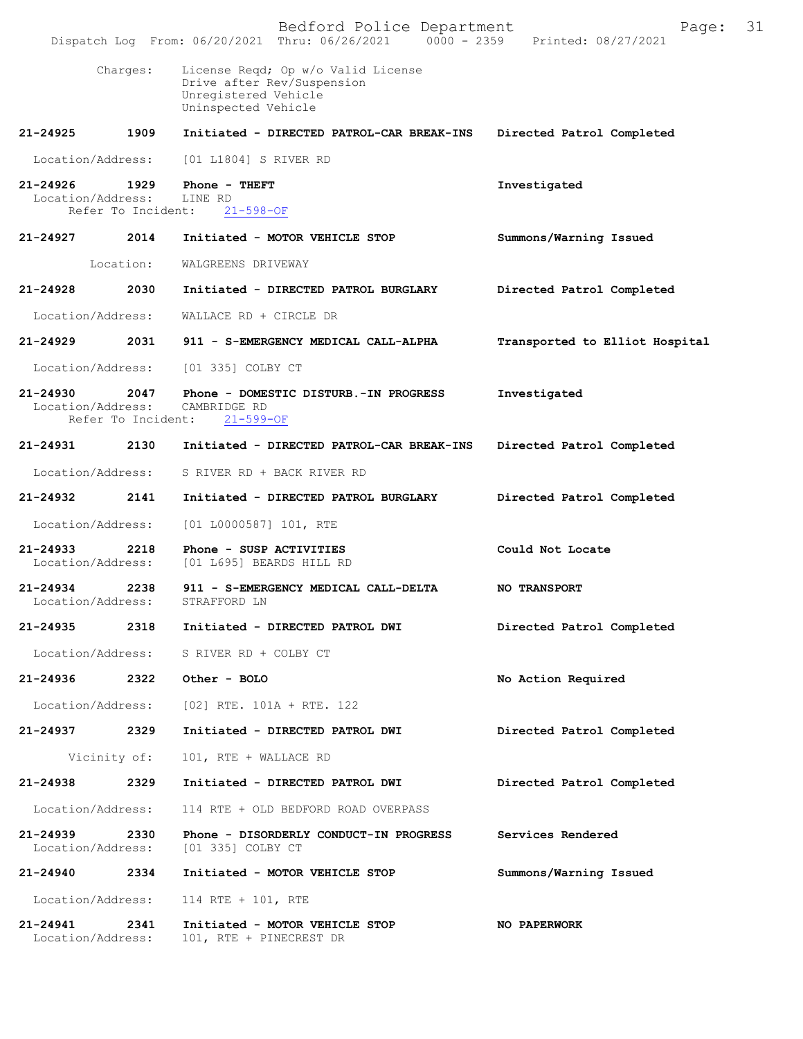Charges: License Reqd; Op w/o Valid License
Drive after Rev/Suspension
Unregistered Vehicle
Uninspected Vehicle

**21-24925 1909 Initiated - DIRECTED PATROL-CAR BREAK-INS — Directed Patrol Completed**

Location/Address: [01 L1804] S RIVER RD

**21-24926 1929 Phone - THEFT — Investigated**
Location/Address: LINE RD
Refer To Incident: 21-598-OF

**21-24927 2014 Initiated - MOTOR VEHICLE STOP — Summons/Warning Issued**

Location: WALGREENS DRIVEWAY

**21-24928 2030 Initiated - DIRECTED PATROL BURGLARY — Directed Patrol Completed**

Location/Address: WALLACE RD + CIRCLE DR

**21-24929 2031 911 - S-EMERGENCY MEDICAL CALL-ALPHA — Transported to Elliot Hospital**

Location/Address: [01 335] COLBY CT

**21-24930 2047 Phone - DOMESTIC DISTURB.-IN PROGRESS — Investigated**
Location/Address: CAMBRIDGE RD
Refer To Incident: 21-599-OF

**21-24931 2130 Initiated - DIRECTED PATROL-CAR BREAK-INS — Directed Patrol Completed**

Location/Address: S RIVER RD + BACK RIVER RD

**21-24932 2141 Initiated - DIRECTED PATROL BURGLARY — Directed Patrol Completed**

Location/Address: [01 L0000587] 101, RTE

**21-24933 2218 Phone - SUSP ACTIVITIES — Could Not Locate**
Location/Address: [01 L695] BEARDS HILL RD

**21-24934 2238 911 - S-EMERGENCY MEDICAL CALL-DELTA — NO TRANSPORT**
Location/Address: STRAFFORD LN

**21-24935 2318 Initiated - DIRECTED PATROL DWI — Directed Patrol Completed**

Location/Address: S RIVER RD + COLBY CT

**21-24936 2322 Other - BOLO — No Action Required**

Location/Address: [02] RTE. 101A + RTE. 122

**21-24937 2329 Initiated - DIRECTED PATROL DWI — Directed Patrol Completed**

Vicinity of: 101, RTE + WALLACE RD

**21-24938 2329 Initiated - DIRECTED PATROL DWI — Directed Patrol Completed**

Location/Address: 114 RTE + OLD BEDFORD ROAD OVERPASS

**21-24939 2330 Phone - DISORDERLY CONDUCT-IN PROGRESS — Services Rendered**
Location/Address: [01 335] COLBY CT

**21-24940 2334 Initiated - MOTOR VEHICLE STOP — Summons/Warning Issued**

Location/Address: 114 RTE + 101, RTE

**21-24941 2341 Initiated - MOTOR VEHICLE STOP — NO PAPERWORK**
Location/Address: 101, RTE + PINECREST DR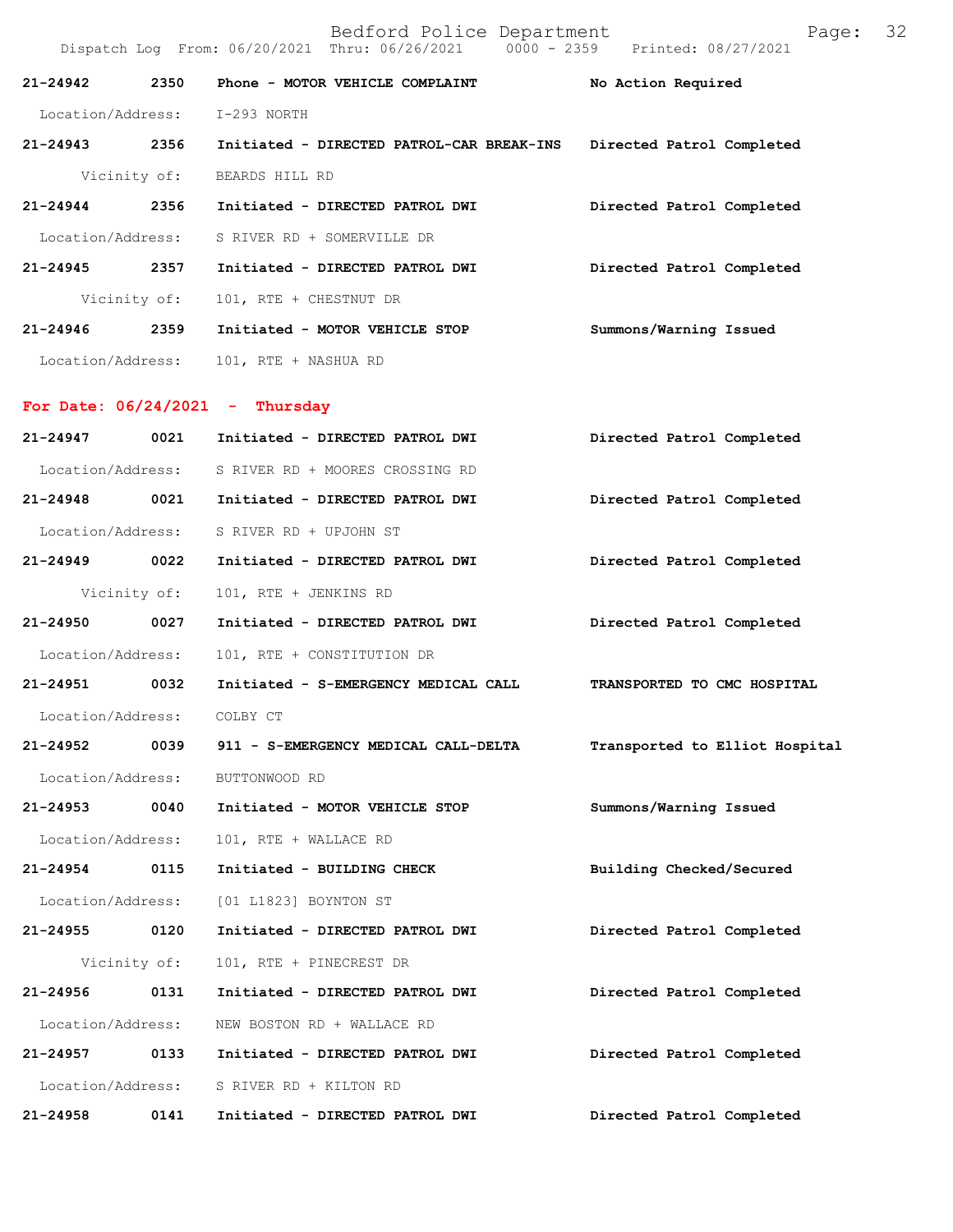21-24942 2350 Phone - MOTOR VEHICLE COMPLAINT No Action Required
Location/Address: I-293 NORTH

21-24943 2356 Initiated - DIRECTED PATROL-CAR BREAK-INS Directed Patrol Completed
Vicinity of: BEARDS HILL RD

21-24944 2356 Initiated - DIRECTED PATROL DWI Directed Patrol Completed
Location/Address: S RIVER RD + SOMERVILLE DR

21-24945 2357 Initiated - DIRECTED PATROL DWI Directed Patrol Completed
Vicinity of: 101, RTE + CHESTNUT DR

21-24946 2359 Initiated - MOTOR VEHICLE STOP Summons/Warning Issued
Location/Address: 101, RTE + NASHUA RD

**For Date: 06/24/2021 - Thursday**

21-24947 0021 Initiated - DIRECTED PATROL DWI Directed Patrol Completed
Location/Address: S RIVER RD + MOORES CROSSING RD

21-24948 0021 Initiated - DIRECTED PATROL DWI Directed Patrol Completed
Location/Address: S RIVER RD + UPJOHN ST

21-24949 0022 Initiated - DIRECTED PATROL DWI Directed Patrol Completed
Vicinity of: 101, RTE + JENKINS RD

21-24950 0027 Initiated - DIRECTED PATROL DWI Directed Patrol Completed
Location/Address: 101, RTE + CONSTITUTION DR

21-24951 0032 Initiated - S-EMERGENCY MEDICAL CALL TRANSPORTED TO CMC HOSPITAL
Location/Address: COLBY CT

21-24952 0039 911 - S-EMERGENCY MEDICAL CALL-DELTA Transported to Elliot Hospital
Location/Address: BUTTONWOOD RD

21-24953 0040 Initiated - MOTOR VEHICLE STOP Summons/Warning Issued
Location/Address: 101, RTE + WALLACE RD

21-24954 0115 Initiated - BUILDING CHECK Building Checked/Secured
Location/Address: [01 L1823] BOYNTON ST

21-24955 0120 Initiated - DIRECTED PATROL DWI Directed Patrol Completed
Vicinity of: 101, RTE + PINECREST DR

21-24956 0131 Initiated - DIRECTED PATROL DWI Directed Patrol Completed
Location/Address: NEW BOSTON RD + WALLACE RD

21-24957 0133 Initiated - DIRECTED PATROL DWI Directed Patrol Completed
Location/Address: S RIVER RD + KILTON RD

21-24958 0141 Initiated - DIRECTED PATROL DWI Directed Patrol Completed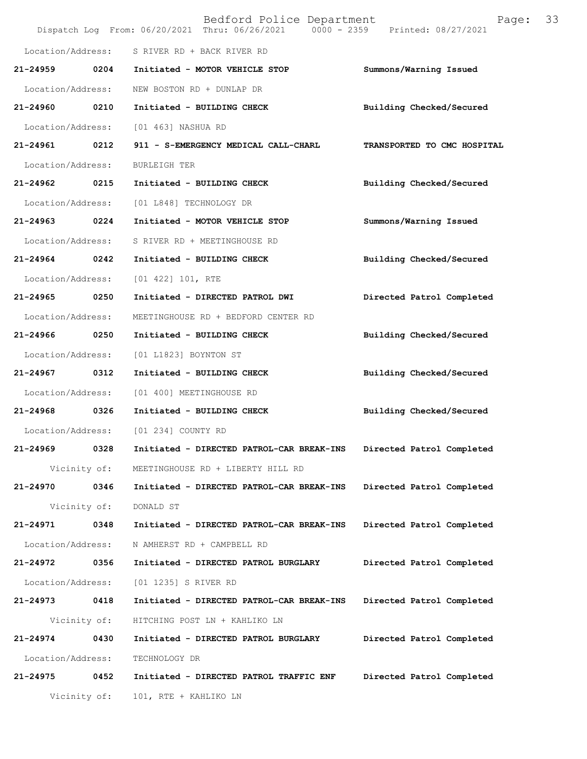Location/Address: S RIVER RD + BACK RIVER RD

**21-24959 0204 Initiated - MOTOR VEHICLE STOP** — **Summons/Warning Issued**
Location/Address: NEW BOSTON RD + DUNLAP DR

**21-24960 0210 Initiated - BUILDING CHECK** — **Building Checked/Secured**
Location/Address: [01 463] NASHUA RD

**21-24961 0212 911 - S-EMERGENCY MEDICAL CALL-CHARL** — **TRANSPORTED TO CMC HOSPITAL**
Location/Address: BURLEIGH TER

**21-24962 0215 Initiated - BUILDING CHECK** — **Building Checked/Secured**
Location/Address: [01 L848] TECHNOLOGY DR

**21-24963 0224 Initiated - MOTOR VEHICLE STOP** — **Summons/Warning Issued**
Location/Address: S RIVER RD + MEETINGHOUSE RD

**21-24964 0242 Initiated - BUILDING CHECK** — **Building Checked/Secured**
Location/Address: [01 422] 101, RTE

**21-24965 0250 Initiated - DIRECTED PATROL DWI** — **Directed Patrol Completed**
Location/Address: MEETINGHOUSE RD + BEDFORD CENTER RD

**21-24966 0250 Initiated - BUILDING CHECK** — **Building Checked/Secured**
Location/Address: [01 L1823] BOYNTON ST

**21-24967 0312 Initiated - BUILDING CHECK** — **Building Checked/Secured**
Location/Address: [01 400] MEETINGHOUSE RD

**21-24968 0326 Initiated - BUILDING CHECK** — **Building Checked/Secured**
Location/Address: [01 234] COUNTY RD

**21-24969 0328 Initiated - DIRECTED PATROL-CAR BREAK-INS** — **Directed Patrol Completed**
Vicinity of: MEETINGHOUSE RD + LIBERTY HILL RD

**21-24970 0346 Initiated - DIRECTED PATROL-CAR BREAK-INS** — **Directed Patrol Completed**
Vicinity of: DONALD ST

**21-24971 0348 Initiated - DIRECTED PATROL-CAR BREAK-INS** — **Directed Patrol Completed**
Location/Address: N AMHERST RD + CAMPBELL RD

**21-24972 0356 Initiated - DIRECTED PATROL BURGLARY** — **Directed Patrol Completed**
Location/Address: [01 1235] S RIVER RD

**21-24973 0418 Initiated - DIRECTED PATROL-CAR BREAK-INS** — **Directed Patrol Completed**
Vicinity of: HITCHING POST LN + KAHLIKO LN

**21-24974 0430 Initiated - DIRECTED PATROL BURGLARY** — **Directed Patrol Completed**
Location/Address: TECHNOLOGY DR

**21-24975 0452 Initiated - DIRECTED PATROL TRAFFIC ENF** — **Directed Patrol Completed**
Vicinity of: 101, RTE + KAHLIKO LN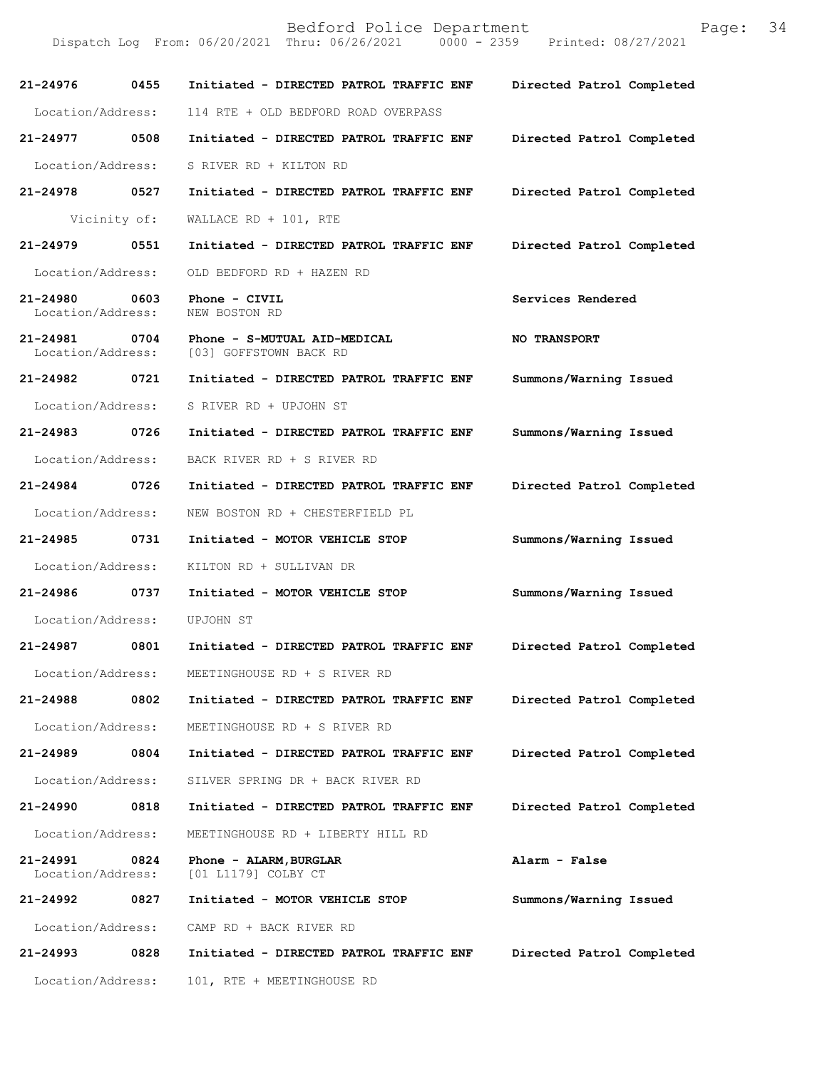| Call Number | Time | Call Reason | Action |
|---|---|---|---|
| 21-24976 | 0455 | Initiated - DIRECTED PATROL TRAFFIC ENF | Directed Patrol Completed |
| Location/Address: | | 114 RTE + OLD BEDFORD ROAD OVERPASS | |
| 21-24977 | 0508 | Initiated - DIRECTED PATROL TRAFFIC ENF | Directed Patrol Completed |
| Location/Address: | | S RIVER RD + KILTON RD | |
| 21-24978 | 0527 | Initiated - DIRECTED PATROL TRAFFIC ENF | Directed Patrol Completed |
| Vicinity of: | | WALLACE RD + 101, RTE | |
| 21-24979 | 0551 | Initiated - DIRECTED PATROL TRAFFIC ENF | Directed Patrol Completed |
| Location/Address: | | OLD BEDFORD RD + HAZEN RD | |
| 21-24980 | 0603 | Phone - CIVIL | Services Rendered |
| Location/Address: | | NEW BOSTON RD | |
| 21-24981 | 0704 | Phone - S-MUTUAL AID-MEDICAL | NO TRANSPORT |
| Location/Address: | | [03] GOFFSTOWN BACK RD | |
| 21-24982 | 0721 | Initiated - DIRECTED PATROL TRAFFIC ENF | Summons/Warning Issued |
| Location/Address: | | S RIVER RD + UPJOHN ST | |
| 21-24983 | 0726 | Initiated - DIRECTED PATROL TRAFFIC ENF | Summons/Warning Issued |
| Location/Address: | | BACK RIVER RD + S RIVER RD | |
| 21-24984 | 0726 | Initiated - DIRECTED PATROL TRAFFIC ENF | Directed Patrol Completed |
| Location/Address: | | NEW BOSTON RD + CHESTERFIELD PL | |
| 21-24985 | 0731 | Initiated - MOTOR VEHICLE STOP | Summons/Warning Issued |
| Location/Address: | | KILTON RD + SULLIVAN DR | |
| 21-24986 | 0737 | Initiated - MOTOR VEHICLE STOP | Summons/Warning Issued |
| Location/Address: | | UPJOHN ST | |
| 21-24987 | 0801 | Initiated - DIRECTED PATROL TRAFFIC ENF | Directed Patrol Completed |
| Location/Address: | | MEETINGHOUSE RD + S RIVER RD | |
| 21-24988 | 0802 | Initiated - DIRECTED PATROL TRAFFIC ENF | Directed Patrol Completed |
| Location/Address: | | MEETINGHOUSE RD + S RIVER RD | |
| 21-24989 | 0804 | Initiated - DIRECTED PATROL TRAFFIC ENF | Directed Patrol Completed |
| Location/Address: | | SILVER SPRING DR + BACK RIVER RD | |
| 21-24990 | 0818 | Initiated - DIRECTED PATROL TRAFFIC ENF | Directed Patrol Completed |
| Location/Address: | | MEETINGHOUSE RD + LIBERTY HILL RD | |
| 21-24991 | 0824 | Phone - ALARM,BURGLAR | Alarm - False |
| Location/Address: | | [01 L1179] COLBY CT | |
| 21-24992 | 0827 | Initiated - MOTOR VEHICLE STOP | Summons/Warning Issued |
| Location/Address: | | CAMP RD + BACK RIVER RD | |
| 21-24993 | 0828 | Initiated - DIRECTED PATROL TRAFFIC ENF | Directed Patrol Completed |
| Location/Address: | | 101, RTE + MEETINGHOUSE RD | |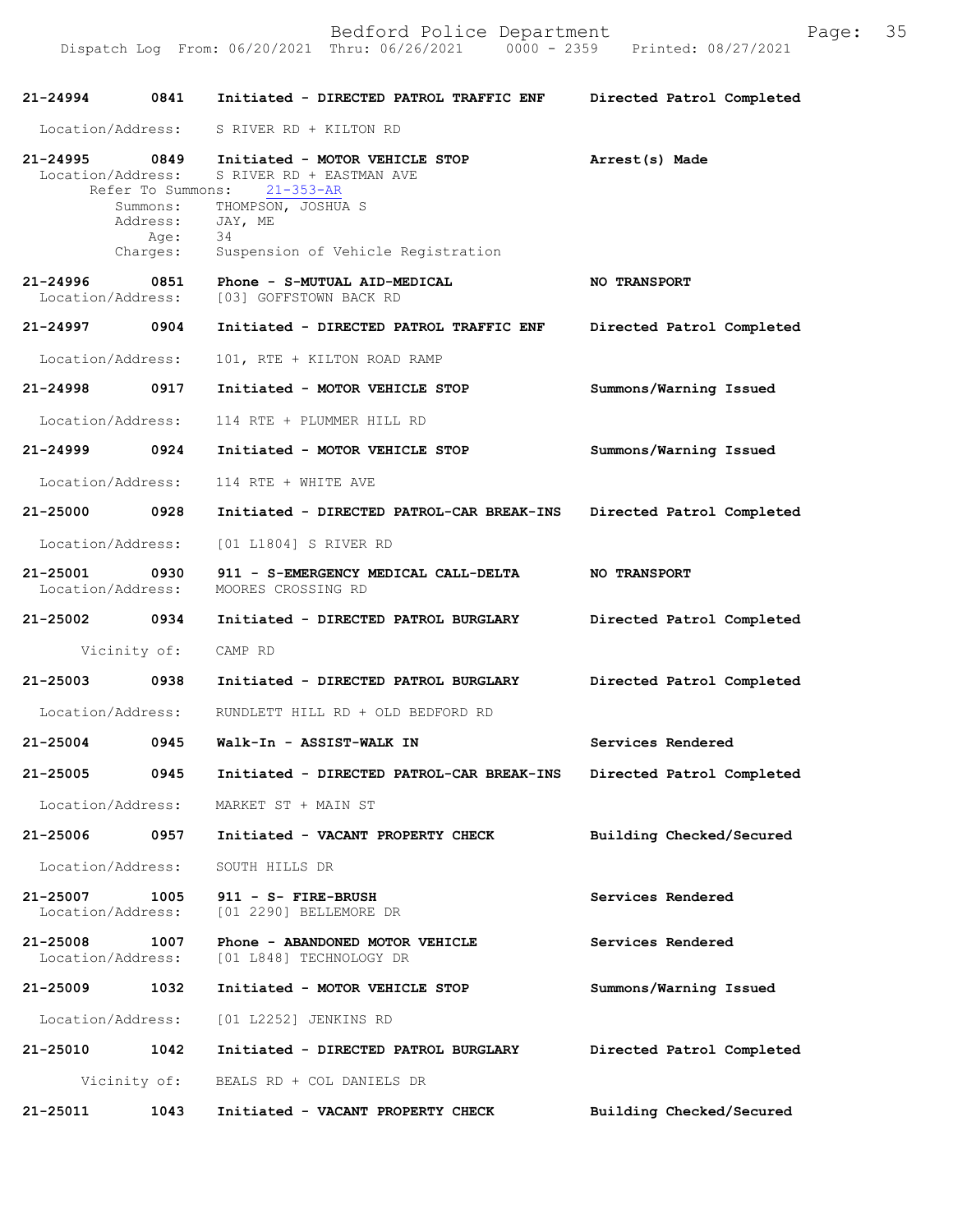**21-24994** 0841 Initiated - DIRECTED PATROL TRAFFIC ENF — Directed Patrol Completed

Location/Address: S RIVER RD + KILTON RD

**21-24995** 0849 Initiated - MOTOR VEHICLE STOP — Arrest(s) Made

Location/Address: S RIVER RD + EASTMAN AVE
Refer To Summons: 21-353-AR
Summons: THOMPSON, JOSHUA S
Address: JAY, ME
Age: 34
Charges: Suspension of Vehicle Registration

**21-24996** 0851 Phone - S-MUTUAL AID-MEDICAL — NO TRANSPORT

Location/Address: [03] GOFFSTOWN BACK RD

**21-24997** 0904 Initiated - DIRECTED PATROL TRAFFIC ENF — Directed Patrol Completed

Location/Address: 101, RTE + KILTON ROAD RAMP

**21-24998** 0917 Initiated - MOTOR VEHICLE STOP — Summons/Warning Issued

Location/Address: 114 RTE + PLUMMER HILL RD

**21-24999** 0924 Initiated - MOTOR VEHICLE STOP — Summons/Warning Issued

Location/Address: 114 RTE + WHITE AVE

**21-25000** 0928 Initiated - DIRECTED PATROL-CAR BREAK-INS — Directed Patrol Completed

Location/Address: [01 L1804] S RIVER RD

**21-25001** 0930 911 - S-EMERGENCY MEDICAL CALL-DELTA — NO TRANSPORT

Location/Address: MOORES CROSSING RD

**21-25002** 0934 Initiated - DIRECTED PATROL BURGLARY — Directed Patrol Completed

Vicinity of: CAMP RD

**21-25003** 0938 Initiated - DIRECTED PATROL BURGLARY — Directed Patrol Completed

Location/Address: RUNDLETT HILL RD + OLD BEDFORD RD

**21-25004** 0945 Walk-In - ASSIST-WALK IN — Services Rendered

**21-25005** 0945 Initiated - DIRECTED PATROL-CAR BREAK-INS — Directed Patrol Completed

Location/Address: MARKET ST + MAIN ST

**21-25006** 0957 Initiated - VACANT PROPERTY CHECK — Building Checked/Secured

Location/Address: SOUTH HILLS DR

**21-25007** 1005 911 - S- FIRE-BRUSH — Services Rendered

Location/Address: [01 2290] BELLEMORE DR

**21-25008** 1007 Phone - ABANDONED MOTOR VEHICLE — Services Rendered

Location/Address: [01 L848] TECHNOLOGY DR

**21-25009** 1032 Initiated - MOTOR VEHICLE STOP — Summons/Warning Issued

Location/Address: [01 L2252] JENKINS RD

**21-25010** 1042 Initiated - DIRECTED PATROL BURGLARY — Directed Patrol Completed

Vicinity of: BEALS RD + COL DANIELS DR

**21-25011** 1043 Initiated - VACANT PROPERTY CHECK — Building Checked/Secured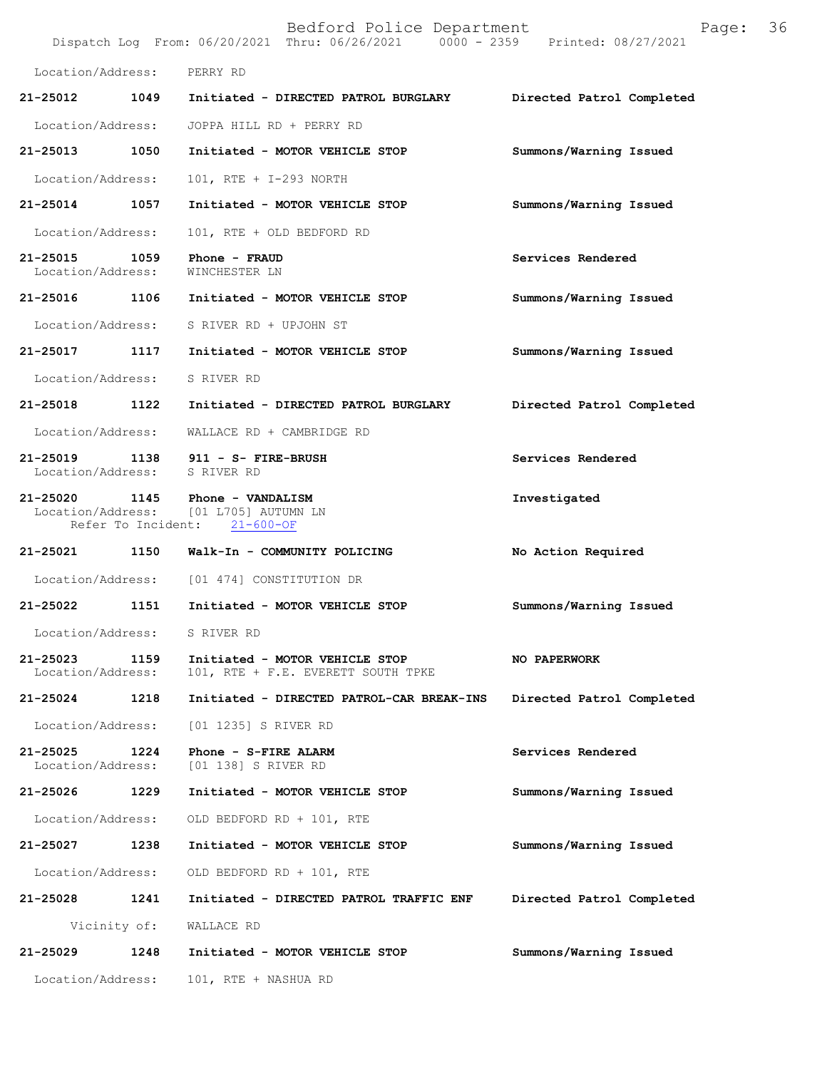Location/Address: PERRY RD

**21-25012 1049 Initiated - DIRECTED PATROL BURGLARY** — Directed Patrol Completed
Location/Address: JOPPA HILL RD + PERRY RD

**21-25013 1050 Initiated - MOTOR VEHICLE STOP** — Summons/Warning Issued
Location/Address: 101, RTE + I-293 NORTH

**21-25014 1057 Initiated - MOTOR VEHICLE STOP** — Summons/Warning Issued
Location/Address: 101, RTE + OLD BEDFORD RD

**21-25015 1059 Phone - FRAUD** — Services Rendered
Location/Address: WINCHESTER LN

**21-25016 1106 Initiated - MOTOR VEHICLE STOP** — Summons/Warning Issued
Location/Address: S RIVER RD + UPJOHN ST

**21-25017 1117 Initiated - MOTOR VEHICLE STOP** — Summons/Warning Issued
Location/Address: S RIVER RD

**21-25018 1122 Initiated - DIRECTED PATROL BURGLARY** — Directed Patrol Completed
Location/Address: WALLACE RD + CAMBRIDGE RD

**21-25019 1138 911 - S- FIRE-BRUSH** — Services Rendered
Location/Address: S RIVER RD

**21-25020 1145 Phone - VANDALISM** — Investigated
Location/Address: [01 L705] AUTUMN LN
Refer To Incident: 21-600-OF

**21-25021 1150 Walk-In - COMMUNITY POLICING** — No Action Required
Location/Address: [01 474] CONSTITUTION DR

**21-25022 1151 Initiated - MOTOR VEHICLE STOP** — Summons/Warning Issued
Location/Address: S RIVER RD

**21-25023 1159 Initiated - MOTOR VEHICLE STOP** — NO PAPERWORK
Location/Address: 101, RTE + F.E. EVERETT SOUTH TPKE

**21-25024 1218 Initiated - DIRECTED PATROL-CAR BREAK-INS** — Directed Patrol Completed
Location/Address: [01 1235] S RIVER RD

**21-25025 1224 Phone - S-FIRE ALARM** — Services Rendered
Location/Address: [01 138] S RIVER RD

**21-25026 1229 Initiated - MOTOR VEHICLE STOP** — Summons/Warning Issued
Location/Address: OLD BEDFORD RD + 101, RTE

**21-25027 1238 Initiated - MOTOR VEHICLE STOP** — Summons/Warning Issued
Location/Address: OLD BEDFORD RD + 101, RTE

**21-25028 1241 Initiated - DIRECTED PATROL TRAFFIC ENF** — Directed Patrol Completed
Vicinity of: WALLACE RD

**21-25029 1248 Initiated - MOTOR VEHICLE STOP** — Summons/Warning Issued
Location/Address: 101, RTE + NASHUA RD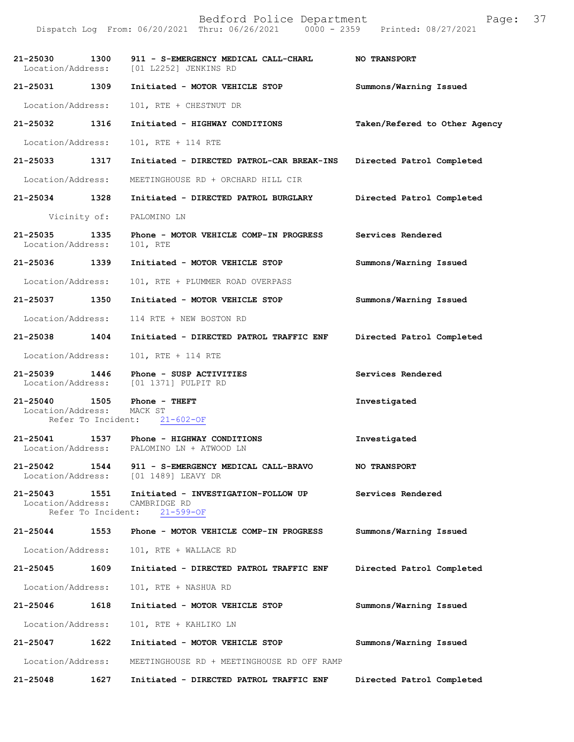21-25030 1300 911 - S-EMERGENCY MEDICAL CALL-CHARL NO TRANSPORT
Location/Address: [01 L2252] JENKINS RD

21-25031 1309 Initiated - MOTOR VEHICLE STOP Summons/Warning Issued
Location/Address: 101, RTE + CHESTNUT DR

21-25032 1316 Initiated - HIGHWAY CONDITIONS Taken/Refered to Other Agency
Location/Address: 101, RTE + 114 RTE

21-25033 1317 Initiated - DIRECTED PATROL-CAR BREAK-INS Directed Patrol Completed
Location/Address: MEETINGHOUSE RD + ORCHARD HILL CIR

21-25034 1328 Initiated - DIRECTED PATROL BURGLARY Directed Patrol Completed
Vicinity of: PALOMINO LN

21-25035 1335 Phone - MOTOR VEHICLE COMP-IN PROGRESS Services Rendered
Location/Address: 101, RTE

21-25036 1339 Initiated - MOTOR VEHICLE STOP Summons/Warning Issued
Location/Address: 101, RTE + PLUMMER ROAD OVERPASS

21-25037 1350 Initiated - MOTOR VEHICLE STOP Summons/Warning Issued
Location/Address: 114 RTE + NEW BOSTON RD

21-25038 1404 Initiated - DIRECTED PATROL TRAFFIC ENF Directed Patrol Completed
Location/Address: 101, RTE + 114 RTE

21-25039 1446 Phone - SUSP ACTIVITIES Services Rendered
Location/Address: [01 1371] PULPIT RD

21-25040 1505 Phone - THEFT Investigated
Location/Address: MACK ST
Refer To Incident: 21-602-OF

21-25041 1537 Phone - HIGHWAY CONDITIONS Investigated
Location/Address: PALOMINO LN + ATWOOD LN

21-25042 1544 911 - S-EMERGENCY MEDICAL CALL-BRAVO NO TRANSPORT
Location/Address: [01 1489] LEAVY DR

21-25043 1551 Initiated - INVESTIGATION-FOLLOW UP Services Rendered
Location/Address: CAMBRIDGE RD
Refer To Incident: 21-599-OF

21-25044 1553 Phone - MOTOR VEHICLE COMP-IN PROGRESS Summons/Warning Issued
Location/Address: 101, RTE + WALLACE RD

21-25045 1609 Initiated - DIRECTED PATROL TRAFFIC ENF Directed Patrol Completed
Location/Address: 101, RTE + NASHUA RD

21-25046 1618 Initiated - MOTOR VEHICLE STOP Summons/Warning Issued
Location/Address: 101, RTE + KAHLIKO LN

21-25047 1622 Initiated - MOTOR VEHICLE STOP Summons/Warning Issued
Location/Address: MEETINGHOUSE RD + MEETINGHOUSE RD OFF RAMP

21-25048 1627 Initiated - DIRECTED PATROL TRAFFIC ENF Directed Patrol Completed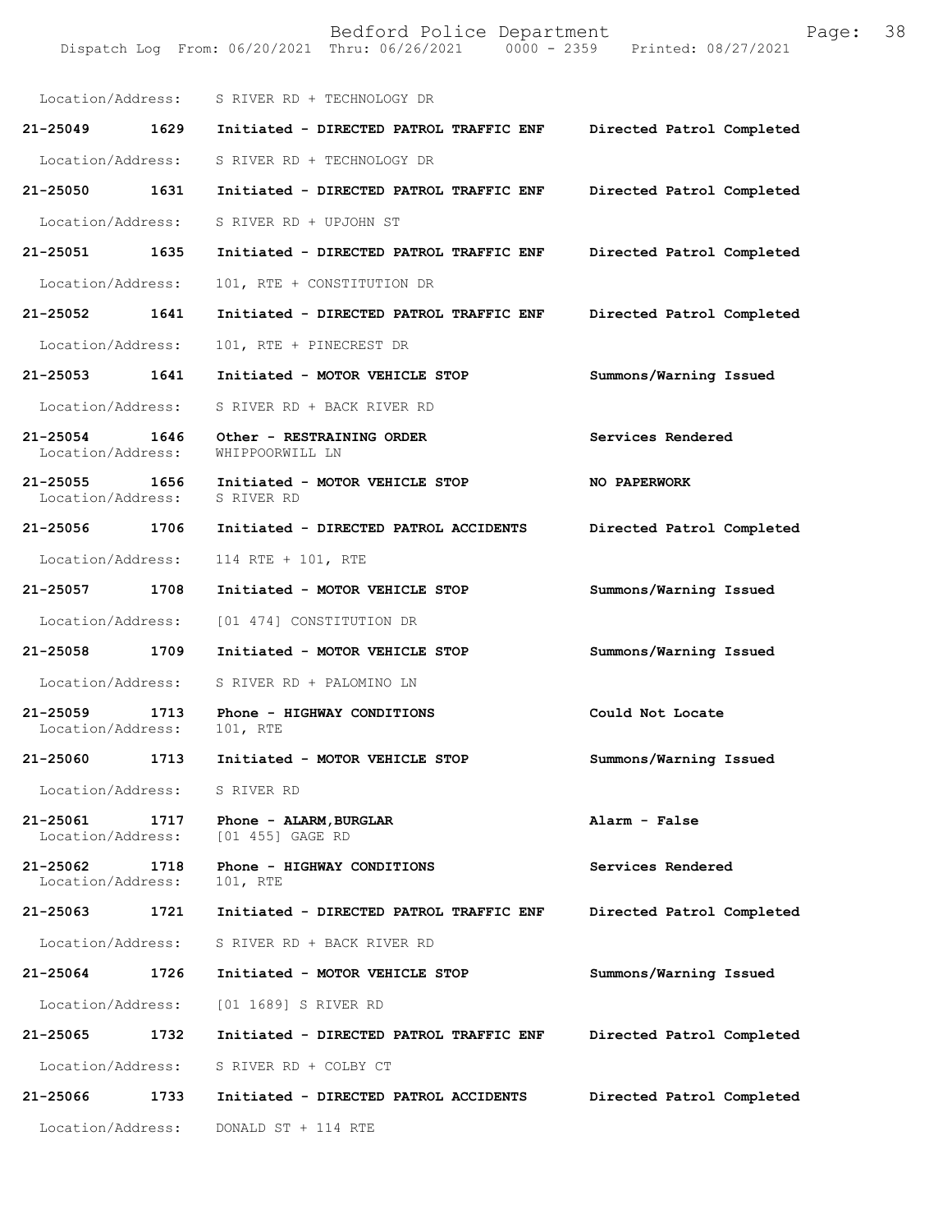Location/Address: S RIVER RD + TECHNOLOGY DR

**21-25049 1629 Initiated - DIRECTED PATROL TRAFFIC ENF Directed Patrol Completed**

Location/Address: S RIVER RD + TECHNOLOGY DR

**21-25050 1631 Initiated - DIRECTED PATROL TRAFFIC ENF Directed Patrol Completed**

Location/Address: S RIVER RD + UPJOHN ST

**21-25051 1635 Initiated - DIRECTED PATROL TRAFFIC ENF Directed Patrol Completed**

Location/Address: 101, RTE + CONSTITUTION DR

**21-25052 1641 Initiated - DIRECTED PATROL TRAFFIC ENF Directed Patrol Completed**

Location/Address: 101, RTE + PINECREST DR

**21-25053 1641 Initiated - MOTOR VEHICLE STOP Summons/Warning Issued**

Location/Address: S RIVER RD + BACK RIVER RD

**21-25054 1646 Other - RESTRAINING ORDER Services Rendered**
Location/Address: WHIPPOORWILL LN

**21-25055 1656 Initiated - MOTOR VEHICLE STOP NO PAPERWORK**
Location/Address: S RIVER RD

**21-25056 1706 Initiated - DIRECTED PATROL ACCIDENTS Directed Patrol Completed**

Location/Address: 114 RTE + 101, RTE

**21-25057 1708 Initiated - MOTOR VEHICLE STOP Summons/Warning Issued**

Location/Address: [01 474] CONSTITUTION DR

**21-25058 1709 Initiated - MOTOR VEHICLE STOP Summons/Warning Issued**

Location/Address: S RIVER RD + PALOMINO LN

**21-25059 1713 Phone - HIGHWAY CONDITIONS Could Not Locate**
Location/Address: 101, RTE

**21-25060 1713 Initiated - MOTOR VEHICLE STOP Summons/Warning Issued**

Location/Address: S RIVER RD

**21-25061 1717 Phone - ALARM,BURGLAR Alarm - False**
Location/Address: [01 455] GAGE RD

**21-25062 1718 Phone - HIGHWAY CONDITIONS Services Rendered**
Location/Address: 101, RTE

**21-25063 1721 Initiated - DIRECTED PATROL TRAFFIC ENF Directed Patrol Completed**

Location/Address: S RIVER RD + BACK RIVER RD

**21-25064 1726 Initiated - MOTOR VEHICLE STOP Summons/Warning Issued**

Location/Address: [01 1689] S RIVER RD

**21-25065 1732 Initiated - DIRECTED PATROL TRAFFIC ENF Directed Patrol Completed**

Location/Address: S RIVER RD + COLBY CT

**21-25066 1733 Initiated - DIRECTED PATROL ACCIDENTS Directed Patrol Completed**

Location/Address: DONALD ST + 114 RTE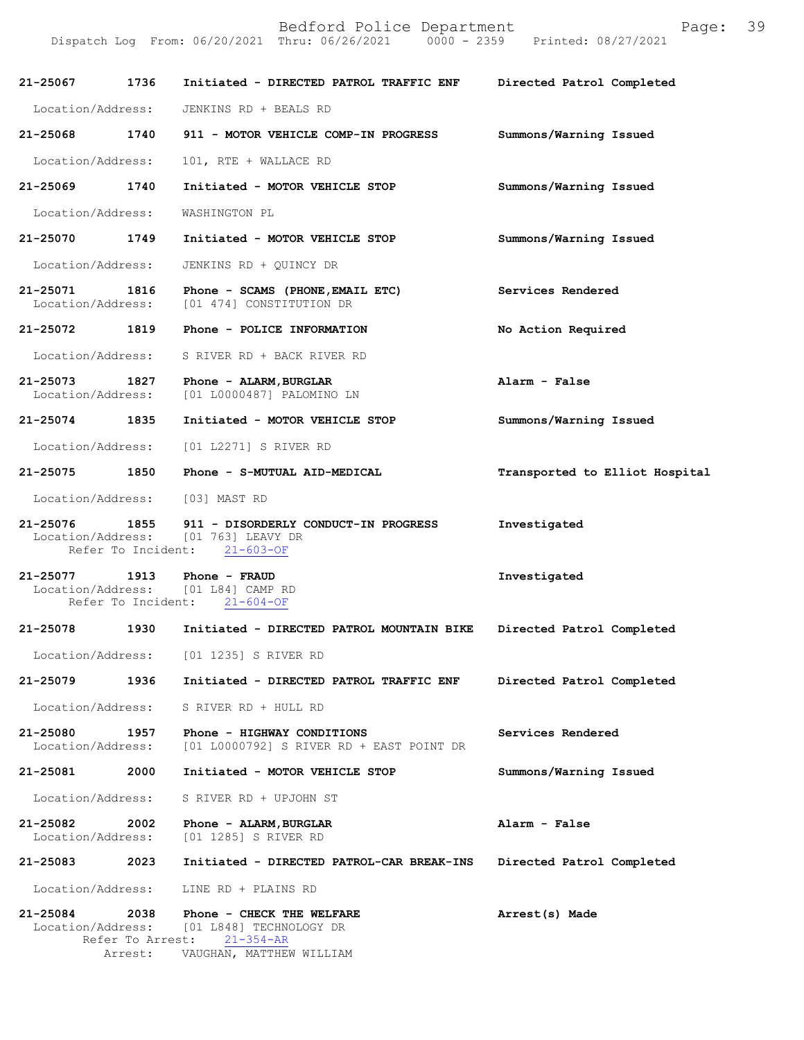| Call # | Time | Call Type | Disposition |
|---|---|---|---|
| 21-25067 | 1736 | Initiated - DIRECTED PATROL TRAFFIC ENF | Directed Patrol Completed |
| | | Location/Address: JENKINS RD + BEALS RD | |
| 21-25068 | 1740 | 911 - MOTOR VEHICLE COMP-IN PROGRESS | Summons/Warning Issued |
| | | Location/Address: 101, RTE + WALLACE RD | |
| 21-25069 | 1740 | Initiated - MOTOR VEHICLE STOP | Summons/Warning Issued |
| | | Location/Address: WASHINGTON PL | |
| 21-25070 | 1749 | Initiated - MOTOR VEHICLE STOP | Summons/Warning Issued |
| | | Location/Address: JENKINS RD + QUINCY DR | |
| 21-25071 | 1816 | Phone - SCAMS (PHONE,EMAIL ETC) | Services Rendered |
| | | Location/Address: [01 474] CONSTITUTION DR | |
| 21-25072 | 1819 | Phone - POLICE INFORMATION | No Action Required |
| | | Location/Address: S RIVER RD + BACK RIVER RD | |
| 21-25073 | 1827 | Phone - ALARM,BURGLAR | Alarm - False |
| | | Location/Address: [01 L0000487] PALOMINO LN | |
| 21-25074 | 1835 | Initiated - MOTOR VEHICLE STOP | Summons/Warning Issued |
| | | Location/Address: [01 L2271] S RIVER RD | |
| 21-25075 | 1850 | Phone - S-MUTUAL AID-MEDICAL | Transported to Elliot Hospital |
| | | Location/Address: [03] MAST RD | |
| 21-25076 | 1855 | 911 - DISORDERLY CONDUCT-IN PROGRESS | Investigated |
| | | Location/Address: [01 763] LEAVY DR; Refer To Incident: 21-603-OF | |
| 21-25077 | 1913 | Phone - FRAUD | Investigated |
| | | Location/Address: [01 L84] CAMP RD; Refer To Incident: 21-604-OF | |
| 21-25078 | 1930 | Initiated - DIRECTED PATROL MOUNTAIN BIKE | Directed Patrol Completed |
| | | Location/Address: [01 1235] S RIVER RD | |
| 21-25079 | 1936 | Initiated - DIRECTED PATROL TRAFFIC ENF | Directed Patrol Completed |
| | | Location/Address: S RIVER RD + HULL RD | |
| 21-25080 | 1957 | Phone - HIGHWAY CONDITIONS | Services Rendered |
| | | Location/Address: [01 L0000792] S RIVER RD + EAST POINT DR | |
| 21-25081 | 2000 | Initiated - MOTOR VEHICLE STOP | Summons/Warning Issued |
| | | Location/Address: S RIVER RD + UPJOHN ST | |
| 21-25082 | 2002 | Phone - ALARM,BURGLAR | Alarm - False |
| | | Location/Address: [01 1285] S RIVER RD | |
| 21-25083 | 2023 | Initiated - DIRECTED PATROL-CAR BREAK-INS | Directed Patrol Completed |
| | | Location/Address: LINE RD + PLAINS RD | |
| 21-25084 | 2038 | Phone - CHECK THE WELFARE | Arrest(s) Made |
| | | Location/Address: [01 L848] TECHNOLOGY DR; Refer To Arrest: 21-354-AR; Arrest: VAUGHAN, MATTHEW WILLIAM | |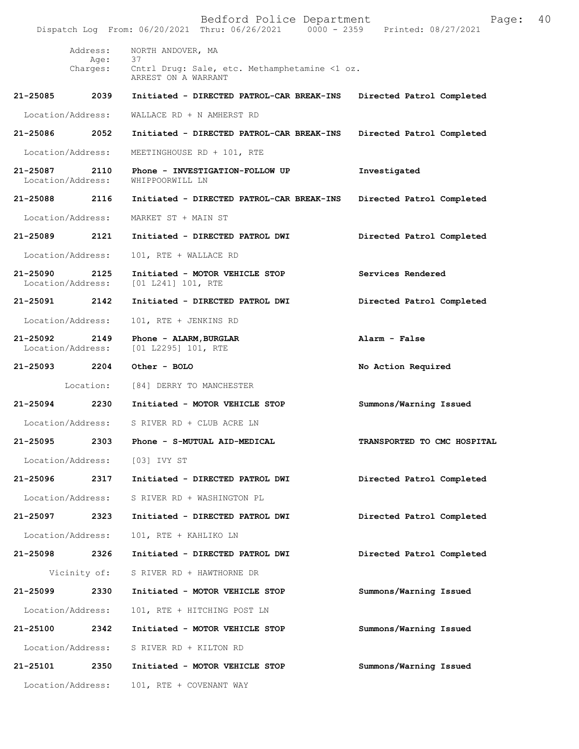Address: NORTH ANDOVER, MA
Age: 37
Charges: Cntrl Drug: Sale, etc. Methamphetamine <1 oz.
ARREST ON A WARRANT

**21-25085 2039 Initiated - DIRECTED PATROL-CAR BREAK-INS Directed Patrol Completed**

Location/Address: WALLACE RD + N AMHERST RD

**21-25086 2052 Initiated - DIRECTED PATROL-CAR BREAK-INS Directed Patrol Completed**

Location/Address: MEETINGHOUSE RD + 101, RTE

**21-25087 2110 Phone - INVESTIGATION-FOLLOW UP Investigated**
Location/Address: WHIPPOORWILL LN

**21-25088 2116 Initiated - DIRECTED PATROL-CAR BREAK-INS Directed Patrol Completed**

Location/Address: MARKET ST + MAIN ST

**21-25089 2121 Initiated - DIRECTED PATROL DWI Directed Patrol Completed**

Location/Address: 101, RTE + WALLACE RD

**21-25090 2125 Initiated - MOTOR VEHICLE STOP Services Rendered**
Location/Address: [01 L241] 101, RTE

**21-25091 2142 Initiated - DIRECTED PATROL DWI Directed Patrol Completed**

Location/Address: 101, RTE + JENKINS RD

**21-25092 2149 Phone - ALARM,BURGLAR Alarm - False**
Location/Address: [01 L2295] 101, RTE

**21-25093 2204 Other - BOLO No Action Required**

Location: [84] DERRY TO MANCHESTER

**21-25094 2230 Initiated - MOTOR VEHICLE STOP Summons/Warning Issued**

Location/Address: S RIVER RD + CLUB ACRE LN

**21-25095 2303 Phone - S-MUTUAL AID-MEDICAL TRANSPORTED TO CMC HOSPITAL**

Location/Address: [03] IVY ST

**21-25096 2317 Initiated - DIRECTED PATROL DWI Directed Patrol Completed**

Location/Address: S RIVER RD + WASHINGTON PL

**21-25097 2323 Initiated - DIRECTED PATROL DWI Directed Patrol Completed**

Location/Address: 101, RTE + KAHLIKO LN

**21-25098 2326 Initiated - DIRECTED PATROL DWI Directed Patrol Completed**

Vicinity of: S RIVER RD + HAWTHORNE DR

**21-25099 2330 Initiated - MOTOR VEHICLE STOP Summons/Warning Issued**

Location/Address: 101, RTE + HITCHING POST LN

**21-25100 2342 Initiated - MOTOR VEHICLE STOP Summons/Warning Issued**

Location/Address: S RIVER RD + KILTON RD

**21-25101 2350 Initiated - MOTOR VEHICLE STOP Summons/Warning Issued**

Location/Address: 101, RTE + COVENANT WAY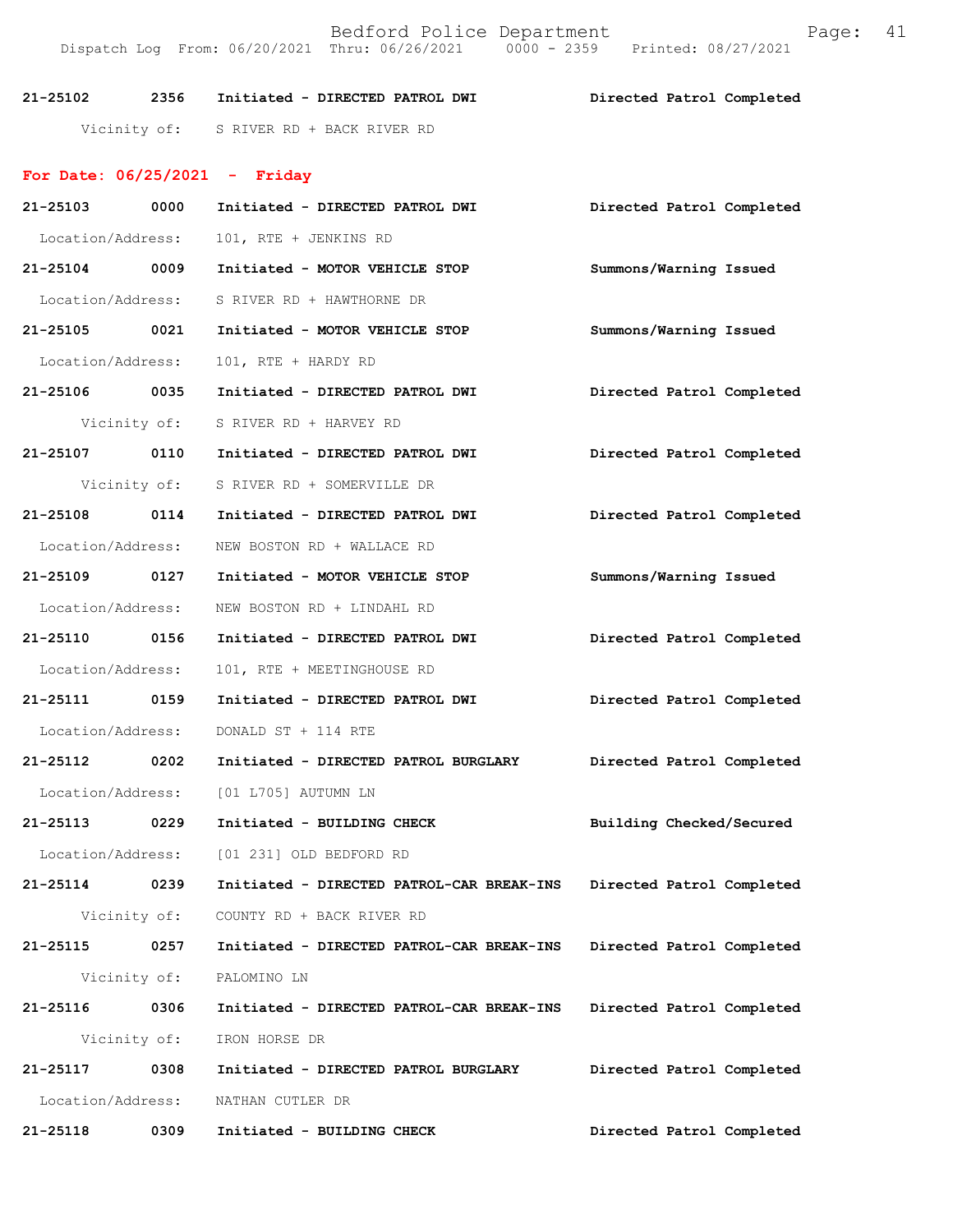21-25102 2356 Initiated - DIRECTED PATROL DWI Directed Patrol Completed
Vicinity of: S RIVER RD + BACK RIVER RD

**For Date: 06/25/2021 - Friday**

21-25103 0000 Initiated - DIRECTED PATROL DWI Directed Patrol Completed
Location/Address: 101, RTE + JENKINS RD

21-25104 0009 Initiated - MOTOR VEHICLE STOP Summons/Warning Issued
Location/Address: S RIVER RD + HAWTHORNE DR

21-25105 0021 Initiated - MOTOR VEHICLE STOP Summons/Warning Issued
Location/Address: 101, RTE + HARDY RD

21-25106 0035 Initiated - DIRECTED PATROL DWI Directed Patrol Completed
Vicinity of: S RIVER RD + HARVEY RD

21-25107 0110 Initiated - DIRECTED PATROL DWI Directed Patrol Completed
Vicinity of: S RIVER RD + SOMERVILLE DR

21-25108 0114 Initiated - DIRECTED PATROL DWI Directed Patrol Completed
Location/Address: NEW BOSTON RD + WALLACE RD

21-25109 0127 Initiated - MOTOR VEHICLE STOP Summons/Warning Issued
Location/Address: NEW BOSTON RD + LINDAHL RD

21-25110 0156 Initiated - DIRECTED PATROL DWI Directed Patrol Completed
Location/Address: 101, RTE + MEETINGHOUSE RD

21-25111 0159 Initiated - DIRECTED PATROL DWI Directed Patrol Completed
Location/Address: DONALD ST + 114 RTE

21-25112 0202 Initiated - DIRECTED PATROL BURGLARY Directed Patrol Completed
Location/Address: [01 L705] AUTUMN LN

21-25113 0229 Initiated - BUILDING CHECK Building Checked/Secured
Location/Address: [01 231] OLD BEDFORD RD

21-25114 0239 Initiated - DIRECTED PATROL-CAR BREAK-INS Directed Patrol Completed
Vicinity of: COUNTY RD + BACK RIVER RD

21-25115 0257 Initiated - DIRECTED PATROL-CAR BREAK-INS Directed Patrol Completed
Vicinity of: PALOMINO LN

21-25116 0306 Initiated - DIRECTED PATROL-CAR BREAK-INS Directed Patrol Completed
Vicinity of: IRON HORSE DR

21-25117 0308 Initiated - DIRECTED PATROL BURGLARY Directed Patrol Completed
Location/Address: NATHAN CUTLER DR

21-25118 0309 Initiated - BUILDING CHECK Directed Patrol Completed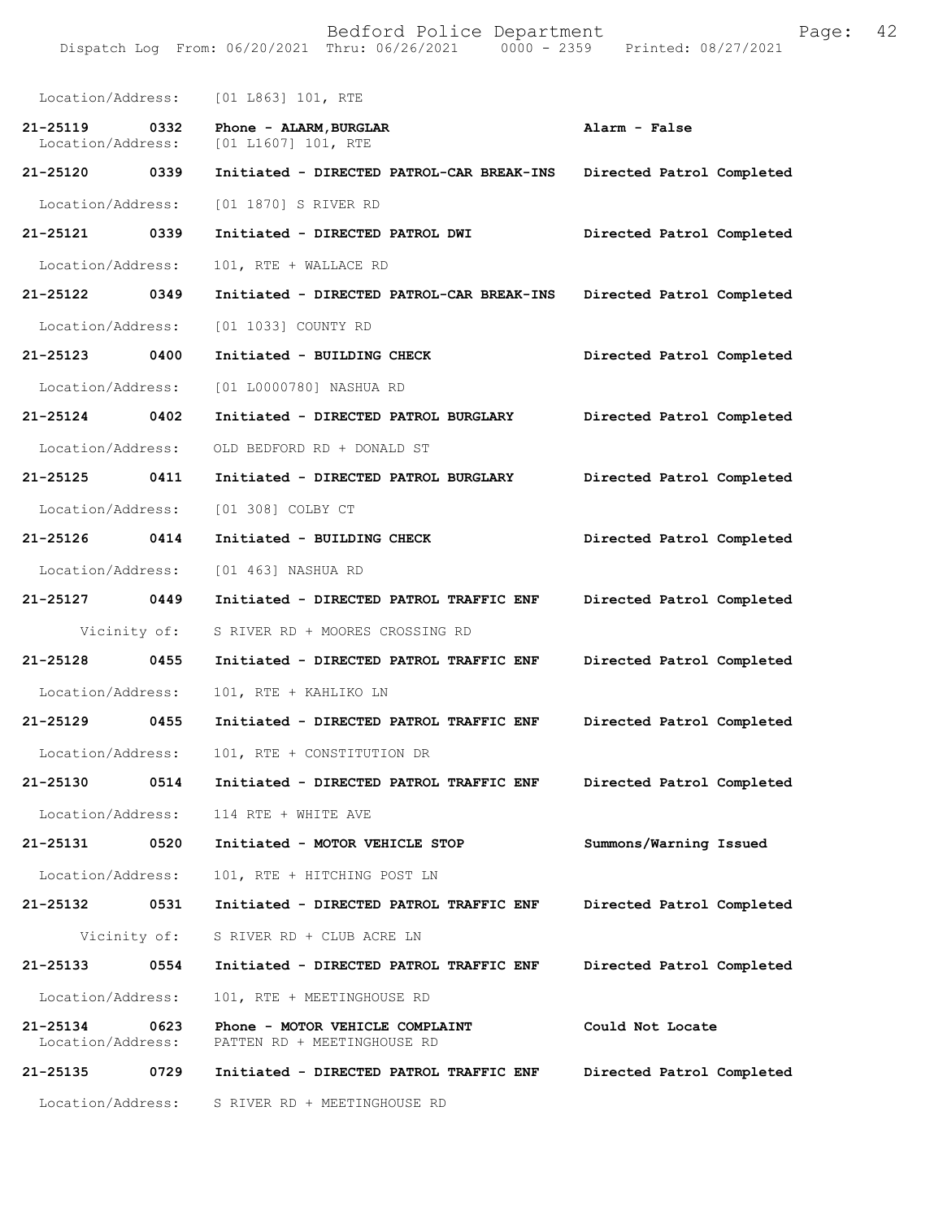Location/Address: [01 L863] 101, RTE

**21-25119 0332 Phone - ALARM,BURGLAR** **Alarm - False**
Location/Address: [01 L1607] 101, RTE

**21-25120 0339 Initiated - DIRECTED PATROL-CAR BREAK-INS** **Directed Patrol Completed**
Location/Address: [01 1870] S RIVER RD

**21-25121 0339 Initiated - DIRECTED PATROL DWI** **Directed Patrol Completed**
Location/Address: 101, RTE + WALLACE RD

**21-25122 0349 Initiated - DIRECTED PATROL-CAR BREAK-INS** **Directed Patrol Completed**
Location/Address: [01 1033] COUNTY RD

**21-25123 0400 Initiated - BUILDING CHECK** **Directed Patrol Completed**
Location/Address: [01 L0000780] NASHUA RD

**21-25124 0402 Initiated - DIRECTED PATROL BURGLARY** **Directed Patrol Completed**
Location/Address: OLD BEDFORD RD + DONALD ST

**21-25125 0411 Initiated - DIRECTED PATROL BURGLARY** **Directed Patrol Completed**
Location/Address: [01 308] COLBY CT

**21-25126 0414 Initiated - BUILDING CHECK** **Directed Patrol Completed**
Location/Address: [01 463] NASHUA RD

**21-25127 0449 Initiated - DIRECTED PATROL TRAFFIC ENF** **Directed Patrol Completed**
Vicinity of: S RIVER RD + MOORES CROSSING RD

**21-25128 0455 Initiated - DIRECTED PATROL TRAFFIC ENF** **Directed Patrol Completed**
Location/Address: 101, RTE + KAHLIKO LN

**21-25129 0455 Initiated - DIRECTED PATROL TRAFFIC ENF** **Directed Patrol Completed**
Location/Address: 101, RTE + CONSTITUTION DR

**21-25130 0514 Initiated - DIRECTED PATROL TRAFFIC ENF** **Directed Patrol Completed**
Location/Address: 114 RTE + WHITE AVE

**21-25131 0520 Initiated - MOTOR VEHICLE STOP** **Summons/Warning Issued**
Location/Address: 101, RTE + HITCHING POST LN

**21-25132 0531 Initiated - DIRECTED PATROL TRAFFIC ENF** **Directed Patrol Completed**
Vicinity of: S RIVER RD + CLUB ACRE LN

**21-25133 0554 Initiated - DIRECTED PATROL TRAFFIC ENF** **Directed Patrol Completed**
Location/Address: 101, RTE + MEETINGHOUSE RD

**21-25134 0623 Phone - MOTOR VEHICLE COMPLAINT** **Could Not Locate**
Location/Address: PATTEN RD + MEETINGHOUSE RD

**21-25135 0729 Initiated - DIRECTED PATROL TRAFFIC ENF** **Directed Patrol Completed**
Location/Address: S RIVER RD + MEETINGHOUSE RD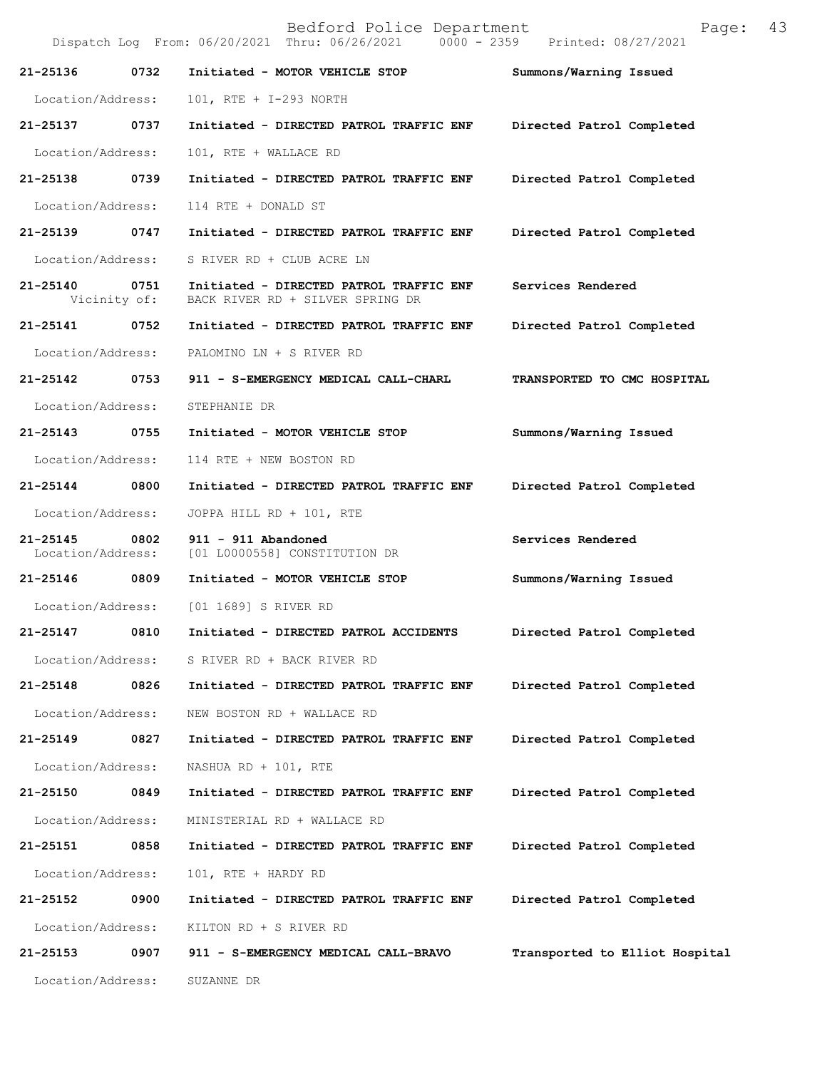Bedford Police Department
Dispatch Log From: 06/20/2021 Thru: 06/26/2021 0000 - 2359 Printed: 08/27/2021

| Call Number | Time | Call Reason | Action |
|---|---|---|---|
| **21-25136** | **0732** | **Initiated - MOTOR VEHICLE STOP** | **Summons/Warning Issued** |
| Location/Address: | | 101, RTE + I-293 NORTH | |
| **21-25137** | **0737** | **Initiated - DIRECTED PATROL TRAFFIC ENF** | **Directed Patrol Completed** |
| Location/Address: | | 101, RTE + WALLACE RD | |
| **21-25138** | **0739** | **Initiated - DIRECTED PATROL TRAFFIC ENF** | **Directed Patrol Completed** |
| Location/Address: | | 114 RTE + DONALD ST | |
| **21-25139** | **0747** | **Initiated - DIRECTED PATROL TRAFFIC ENF** | **Directed Patrol Completed** |
| Location/Address: | | S RIVER RD + CLUB ACRE LN | |
| **21-25140** | **0751** | **Initiated - DIRECTED PATROL TRAFFIC ENF** | **Services Rendered** |
| Vicinity of: | | BACK RIVER RD + SILVER SPRING DR | |
| **21-25141** | **0752** | **Initiated - DIRECTED PATROL TRAFFIC ENF** | **Directed Patrol Completed** |
| Location/Address: | | PALOMINO LN + S RIVER RD | |
| **21-25142** | **0753** | **911 - S-EMERGENCY MEDICAL CALL-CHARL** | **TRANSPORTED TO CMC HOSPITAL** |
| Location/Address: | | STEPHANIE DR | |
| **21-25143** | **0755** | **Initiated - MOTOR VEHICLE STOP** | **Summons/Warning Issued** |
| Location/Address: | | 114 RTE + NEW BOSTON RD | |
| **21-25144** | **0800** | **Initiated - DIRECTED PATROL TRAFFIC ENF** | **Directed Patrol Completed** |
| Location/Address: | | JOPPA HILL RD + 101, RTE | |
| **21-25145** | **0802** | **911 - 911 Abandoned** | **Services Rendered** |
| Location/Address: | | [01 L0000558] CONSTITUTION DR | |
| **21-25146** | **0809** | **Initiated - MOTOR VEHICLE STOP** | **Summons/Warning Issued** |
| Location/Address: | | [01 1689] S RIVER RD | |
| **21-25147** | **0810** | **Initiated - DIRECTED PATROL ACCIDENTS** | **Directed Patrol Completed** |
| Location/Address: | | S RIVER RD + BACK RIVER RD | |
| **21-25148** | **0826** | **Initiated - DIRECTED PATROL TRAFFIC ENF** | **Directed Patrol Completed** |
| Location/Address: | | NEW BOSTON RD + WALLACE RD | |
| **21-25149** | **0827** | **Initiated - DIRECTED PATROL TRAFFIC ENF** | **Directed Patrol Completed** |
| Location/Address: | | NASHUA RD + 101, RTE | |
| **21-25150** | **0849** | **Initiated - DIRECTED PATROL TRAFFIC ENF** | **Directed Patrol Completed** |
| Location/Address: | | MINISTERIAL RD + WALLACE RD | |
| **21-25151** | **0858** | **Initiated - DIRECTED PATROL TRAFFIC ENF** | **Directed Patrol Completed** |
| Location/Address: | | 101, RTE + HARDY RD | |
| **21-25152** | **0900** | **Initiated - DIRECTED PATROL TRAFFIC ENF** | **Directed Patrol Completed** |
| Location/Address: | | KILTON RD + S RIVER RD | |
| **21-25153** | **0907** | **911 - S-EMERGENCY MEDICAL CALL-BRAVO** | **Transported to Elliot Hospital** |
| Location/Address: | | SUZANNE DR | |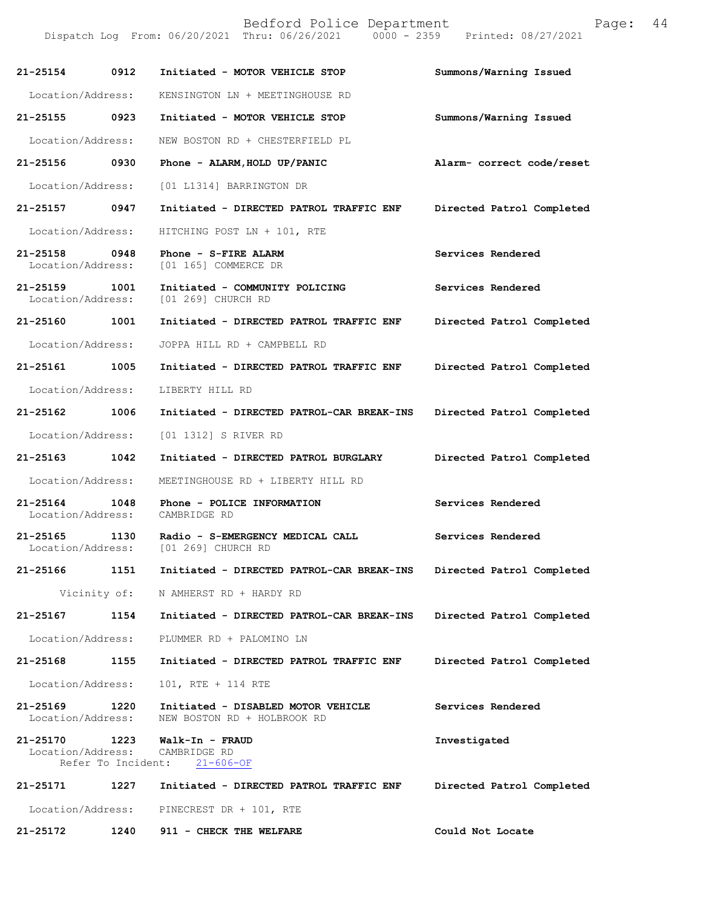**21-25154 0912 Initiated - MOTOR VEHICLE STOP** Summons/Warning Issued
Location/Address: KENSINGTON LN + MEETINGHOUSE RD

**21-25155 0923 Initiated - MOTOR VEHICLE STOP** Summons/Warning Issued
Location/Address: NEW BOSTON RD + CHESTERFIELD PL

**21-25156 0930 Phone - ALARM,HOLD UP/PANIC** Alarm- correct code/reset
Location/Address: [01 L1314] BARRINGTON DR

**21-25157 0947 Initiated - DIRECTED PATROL TRAFFIC ENF** Directed Patrol Completed
Location/Address: HITCHING POST LN + 101, RTE

**21-25158 0948 Phone - S-FIRE ALARM** Services Rendered
Location/Address: [01 165] COMMERCE DR

**21-25159 1001 Initiated - COMMUNITY POLICING** Services Rendered
Location/Address: [01 269] CHURCH RD

**21-25160 1001 Initiated - DIRECTED PATROL TRAFFIC ENF** Directed Patrol Completed
Location/Address: JOPPA HILL RD + CAMPBELL RD

**21-25161 1005 Initiated - DIRECTED PATROL TRAFFIC ENF** Directed Patrol Completed
Location/Address: LIBERTY HILL RD

**21-25162 1006 Initiated - DIRECTED PATROL-CAR BREAK-INS** Directed Patrol Completed
Location/Address: [01 1312] S RIVER RD

**21-25163 1042 Initiated - DIRECTED PATROL BURGLARY** Directed Patrol Completed
Location/Address: MEETINGHOUSE RD + LIBERTY HILL RD

**21-25164 1048 Phone - POLICE INFORMATION** Services Rendered
Location/Address: CAMBRIDGE RD

**21-25165 1130 Radio - S-EMERGENCY MEDICAL CALL** Services Rendered
Location/Address: [01 269] CHURCH RD

**21-25166 1151 Initiated - DIRECTED PATROL-CAR BREAK-INS** Directed Patrol Completed
Vicinity of: N AMHERST RD + HARDY RD

**21-25167 1154 Initiated - DIRECTED PATROL-CAR BREAK-INS** Directed Patrol Completed
Location/Address: PLUMMER RD + PALOMINO LN

**21-25168 1155 Initiated - DIRECTED PATROL TRAFFIC ENF** Directed Patrol Completed
Location/Address: 101, RTE + 114 RTE

**21-25169 1220 Initiated - DISABLED MOTOR VEHICLE** Services Rendered
Location/Address: NEW BOSTON RD + HOLBROOK RD

**21-25170 1223 Walk-In - FRAUD** Investigated
Location/Address: CAMBRIDGE RD
Refer To Incident: 21-606-OF

**21-25171 1227 Initiated - DIRECTED PATROL TRAFFIC ENF** Directed Patrol Completed
Location/Address: PINECREST DR + 101, RTE

**21-25172 1240 911 - CHECK THE WELFARE** Could Not Locate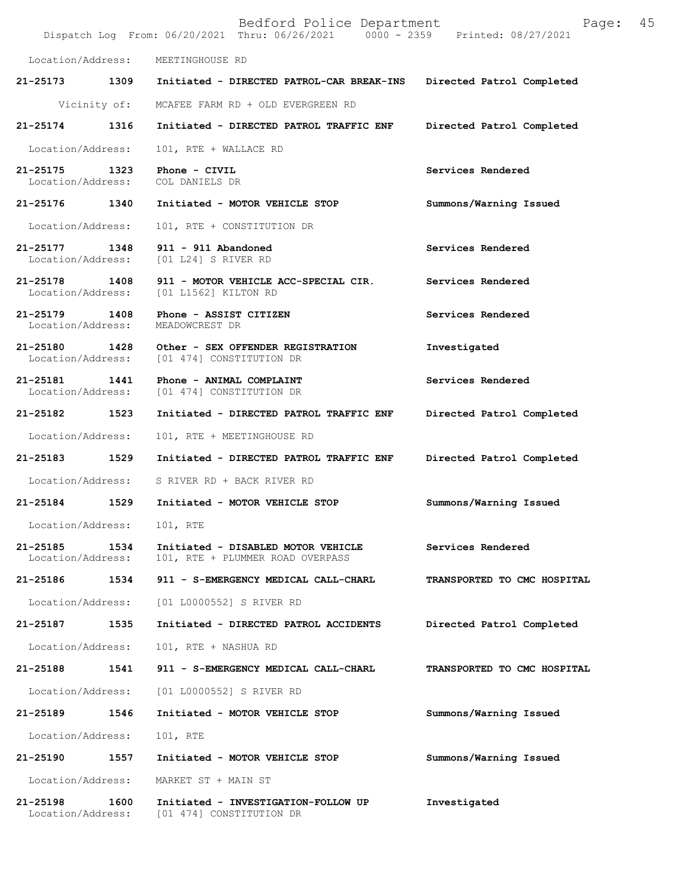Bedford Police Department
Dispatch Log From: 06/20/2021 Thru: 06/26/2021 0000 - 2359 Printed: 08/27/2021

Location/Address: MEETINGHOUSE RD

**21-25173 1309 Initiated - DIRECTED PATROL-CAR BREAK-INS** **Directed Patrol Completed**
Vicinity of: MCAFEE FARM RD + OLD EVERGREEN RD

**21-25174 1316 Initiated - DIRECTED PATROL TRAFFIC ENF** **Directed Patrol Completed**
Location/Address: 101, RTE + WALLACE RD

**21-25175 1323 Phone - CIVIL** **Services Rendered**
Location/Address: COL DANIELS DR

**21-25176 1340 Initiated - MOTOR VEHICLE STOP** **Summons/Warning Issued**
Location/Address: 101, RTE + CONSTITUTION DR

**21-25177 1348 911 - 911 Abandoned** **Services Rendered**
Location/Address: [01 L24] S RIVER RD

**21-25178 1408 911 - MOTOR VEHICLE ACC-SPECIAL CIR.** **Services Rendered**
Location/Address: [01 L1562] KILTON RD

**21-25179 1408 Phone - ASSIST CITIZEN** **Services Rendered**
Location/Address: MEADOWCREST DR

**21-25180 1428 Other - SEX OFFENDER REGISTRATION** **Investigated**
Location/Address: [01 474] CONSTITUTION DR

**21-25181 1441 Phone - ANIMAL COMPLAINT** **Services Rendered**
Location/Address: [01 474] CONSTITUTION DR

**21-25182 1523 Initiated - DIRECTED PATROL TRAFFIC ENF** **Directed Patrol Completed**
Location/Address: 101, RTE + MEETINGHOUSE RD

**21-25183 1529 Initiated - DIRECTED PATROL TRAFFIC ENF** **Directed Patrol Completed**
Location/Address: S RIVER RD + BACK RIVER RD

**21-25184 1529 Initiated - MOTOR VEHICLE STOP** **Summons/Warning Issued**
Location/Address: 101, RTE

**21-25185 1534 Initiated - DISABLED MOTOR VEHICLE** **Services Rendered**
Location/Address: 101, RTE + PLUMMER ROAD OVERPASS

**21-25186 1534 911 - S-EMERGENCY MEDICAL CALL-CHARL** **TRANSPORTED TO CMC HOSPITAL**
Location/Address: [01 L0000552] S RIVER RD

**21-25187 1535 Initiated - DIRECTED PATROL ACCIDENTS** **Directed Patrol Completed**
Location/Address: 101, RTE + NASHUA RD

**21-25188 1541 911 - S-EMERGENCY MEDICAL CALL-CHARL** **TRANSPORTED TO CMC HOSPITAL**
Location/Address: [01 L0000552] S RIVER RD

**21-25189 1546 Initiated - MOTOR VEHICLE STOP** **Summons/Warning Issued**
Location/Address: 101, RTE

**21-25190 1557 Initiated - MOTOR VEHICLE STOP** **Summons/Warning Issued**
Location/Address: MARKET ST + MAIN ST

**21-25198 1600 Initiated - INVESTIGATION-FOLLOW UP** **Investigated**
Location/Address: [01 474] CONSTITUTION DR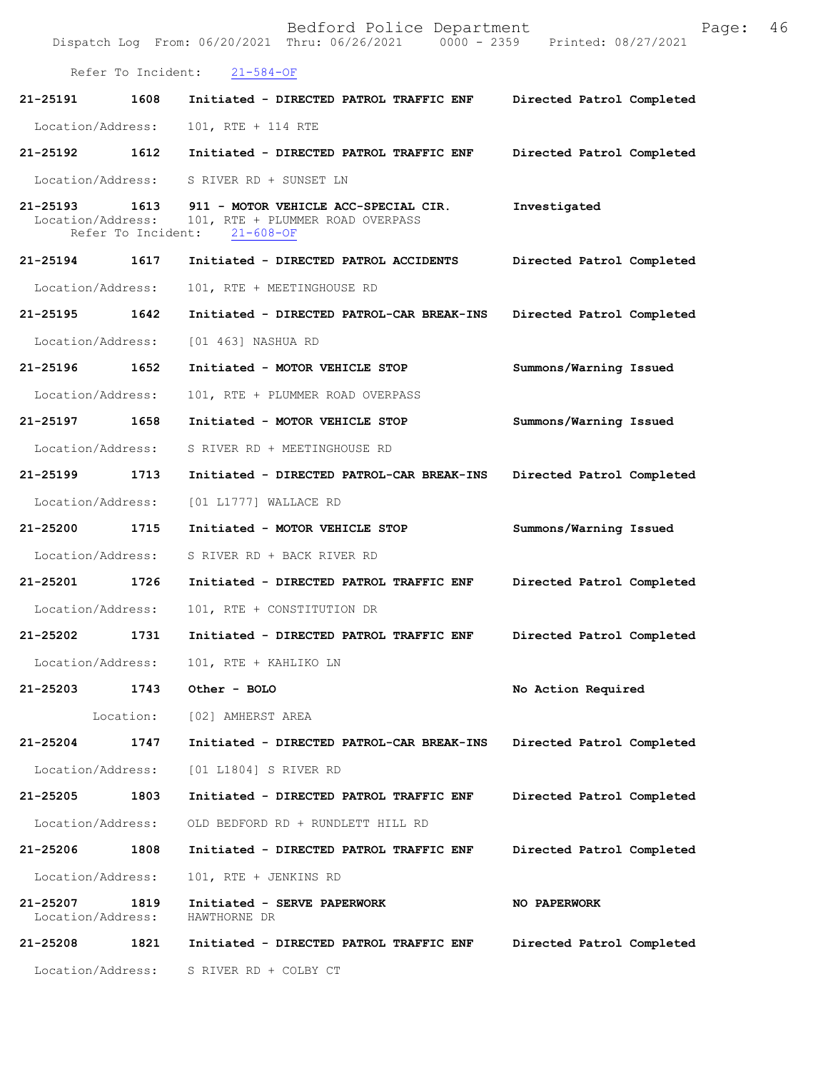Refer To Incident: 21-584-OF

**21-25191** 1608 **Initiated - DIRECTED PATROL TRAFFIC ENF** Directed Patrol Completed
Location/Address: 101, RTE + 114 RTE

**21-25192** 1612 **Initiated - DIRECTED PATROL TRAFFIC ENF** Directed Patrol Completed
Location/Address: S RIVER RD + SUNSET LN

**21-25193** 1613 **911 - MOTOR VEHICLE ACC-SPECIAL CIR.** Investigated
Location/Address: 101, RTE + PLUMMER ROAD OVERPASS
Refer To Incident: 21-608-OF

**21-25194** 1617 **Initiated - DIRECTED PATROL ACCIDENTS** Directed Patrol Completed
Location/Address: 101, RTE + MEETINGHOUSE RD

**21-25195** 1642 **Initiated - DIRECTED PATROL-CAR BREAK-INS** Directed Patrol Completed
Location/Address: [01 463] NASHUA RD

**21-25196** 1652 **Initiated - MOTOR VEHICLE STOP** Summons/Warning Issued
Location/Address: 101, RTE + PLUMMER ROAD OVERPASS

**21-25197** 1658 **Initiated - MOTOR VEHICLE STOP** Summons/Warning Issued
Location/Address: S RIVER RD + MEETINGHOUSE RD

**21-25199** 1713 **Initiated - DIRECTED PATROL-CAR BREAK-INS** Directed Patrol Completed
Location/Address: [01 L1777] WALLACE RD

**21-25200** 1715 **Initiated - MOTOR VEHICLE STOP** Summons/Warning Issued
Location/Address: S RIVER RD + BACK RIVER RD

**21-25201** 1726 **Initiated - DIRECTED PATROL TRAFFIC ENF** Directed Patrol Completed
Location/Address: 101, RTE + CONSTITUTION DR

**21-25202** 1731 **Initiated - DIRECTED PATROL TRAFFIC ENF** Directed Patrol Completed
Location/Address: 101, RTE + KAHLIKO LN

**21-25203** 1743 **Other - BOLO** No Action Required
Location: [02] AMHERST AREA

**21-25204** 1747 **Initiated - DIRECTED PATROL-CAR BREAK-INS** Directed Patrol Completed
Location/Address: [01 L1804] S RIVER RD

**21-25205** 1803 **Initiated - DIRECTED PATROL TRAFFIC ENF** Directed Patrol Completed
Location/Address: OLD BEDFORD RD + RUNDLETT HILL RD

**21-25206** 1808 **Initiated - DIRECTED PATROL TRAFFIC ENF** Directed Patrol Completed
Location/Address: 101, RTE + JENKINS RD

**21-25207** 1819 **Initiated - SERVE PAPERWORK** NO PAPERWORK
Location/Address: HAWTHORNE DR

**21-25208** 1821 **Initiated - DIRECTED PATROL TRAFFIC ENF** Directed Patrol Completed
Location/Address: S RIVER RD + COLBY CT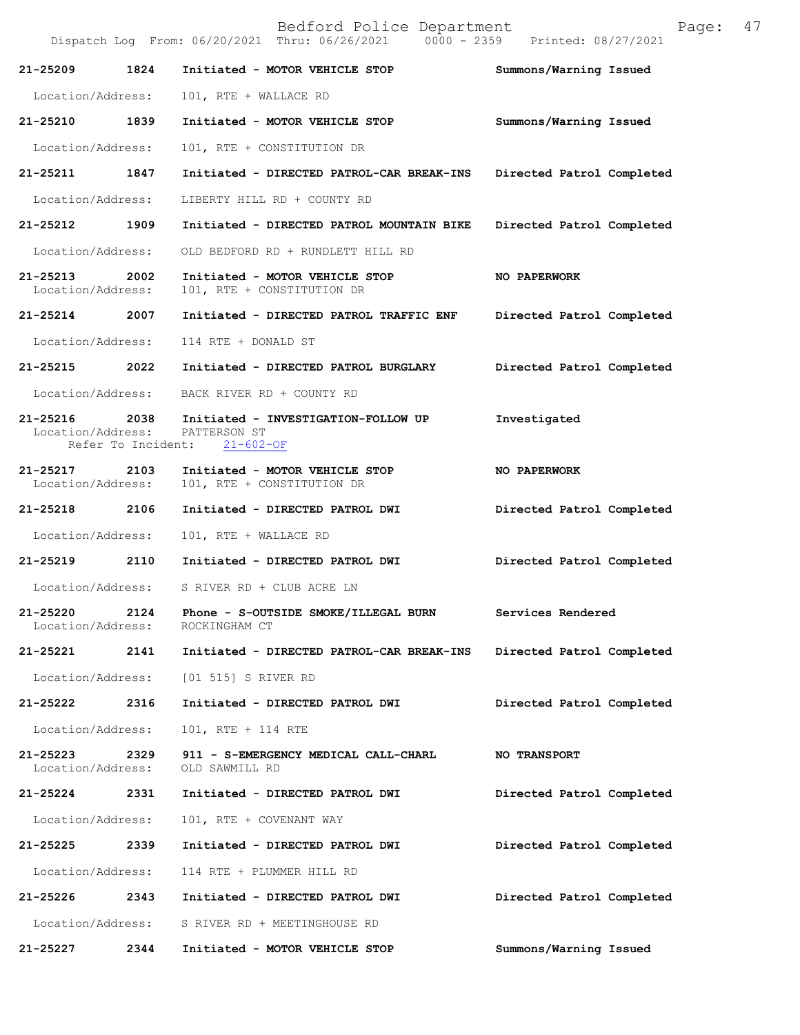| Call Number | Time | Call Reason | Action |
| --- | --- | --- | --- |
| 21-25209 | 1824 | Initiated - MOTOR VEHICLE STOP | Summons/Warning Issued |
| Location/Address: | | 101, RTE + WALLACE RD | |
| 21-25210 | 1839 | Initiated - MOTOR VEHICLE STOP | Summons/Warning Issued |
| Location/Address: | | 101, RTE + CONSTITUTION DR | |
| 21-25211 | 1847 | Initiated - DIRECTED PATROL-CAR BREAK-INS | Directed Patrol Completed |
| Location/Address: | | LIBERTY HILL RD + COUNTY RD | |
| 21-25212 | 1909 | Initiated - DIRECTED PATROL MOUNTAIN BIKE | Directed Patrol Completed |
| Location/Address: | | OLD BEDFORD RD + RUNDLETT HILL RD | |
| 21-25213 | 2002 | Initiated - MOTOR VEHICLE STOP | NO PAPERWORK |
| Location/Address: | | 101, RTE + CONSTITUTION DR | |
| 21-25214 | 2007 | Initiated - DIRECTED PATROL TRAFFIC ENF | Directed Patrol Completed |
| Location/Address: | | 114 RTE + DONALD ST | |
| 21-25215 | 2022 | Initiated - DIRECTED PATROL BURGLARY | Directed Patrol Completed |
| Location/Address: | | BACK RIVER RD + COUNTY RD | |
| 21-25216 | 2038 | Initiated - INVESTIGATION-FOLLOW UP | Investigated |
| Location/Address: | | PATTERSON ST | |
| Refer To Incident: | | 21-602-OF | |
| 21-25217 | 2103 | Initiated - MOTOR VEHICLE STOP | NO PAPERWORK |
| Location/Address: | | 101, RTE + CONSTITUTION DR | |
| 21-25218 | 2106 | Initiated - DIRECTED PATROL DWI | Directed Patrol Completed |
| Location/Address: | | 101, RTE + WALLACE RD | |
| 21-25219 | 2110 | Initiated - DIRECTED PATROL DWI | Directed Patrol Completed |
| Location/Address: | | S RIVER RD + CLUB ACRE LN | |
| 21-25220 | 2124 | Phone - S-OUTSIDE SMOKE/ILLEGAL BURN | Services Rendered |
| Location/Address: | | ROCKINGHAM CT | |
| 21-25221 | 2141 | Initiated - DIRECTED PATROL-CAR BREAK-INS | Directed Patrol Completed |
| Location/Address: | | [01 515] S RIVER RD | |
| 21-25222 | 2316 | Initiated - DIRECTED PATROL DWI | Directed Patrol Completed |
| Location/Address: | | 101, RTE + 114 RTE | |
| 21-25223 | 2329 | 911 - S-EMERGENCY MEDICAL CALL-CHARL | NO TRANSPORT |
| Location/Address: | | OLD SAWMILL RD | |
| 21-25224 | 2331 | Initiated - DIRECTED PATROL DWI | Directed Patrol Completed |
| Location/Address: | | 101, RTE + COVENANT WAY | |
| 21-25225 | 2339 | Initiated - DIRECTED PATROL DWI | Directed Patrol Completed |
| Location/Address: | | 114 RTE + PLUMMER HILL RD | |
| 21-25226 | 2343 | Initiated - DIRECTED PATROL DWI | Directed Patrol Completed |
| Location/Address: | | S RIVER RD + MEETINGHOUSE RD | |
| 21-25227 | 2344 | Initiated - MOTOR VEHICLE STOP | Summons/Warning Issued |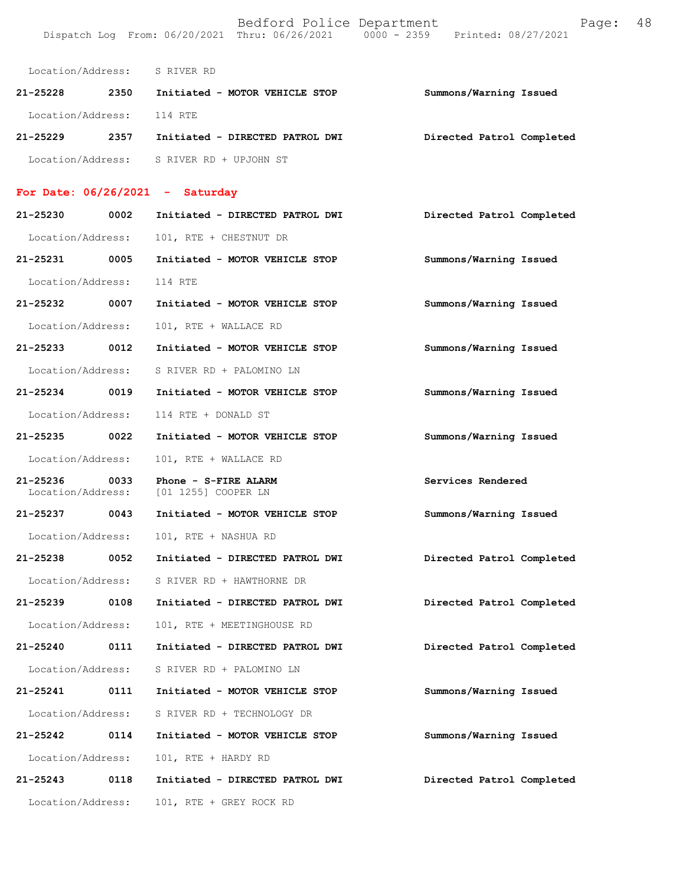Location/Address: S RIVER RD

| | | | |
|---|---|---|---|
| **21-25228** | **2350** | **Initiated - MOTOR VEHICLE STOP** | **Summons/Warning Issued** |

Location/Address: 114 RTE

| | | | |
|---|---|---|---|
| **21-25229** | **2357** | **Initiated - DIRECTED PATROL DWI** | **Directed Patrol Completed** |

Location/Address: S RIVER RD + UPJOHN ST

## For Date: 06/26/2021 - Saturday

**21-25230** **0002** **Initiated - DIRECTED PATROL DWI** **Directed Patrol Completed**
Location/Address: 101, RTE + CHESTNUT DR

**21-25231** **0005** **Initiated - MOTOR VEHICLE STOP** **Summons/Warning Issued**
Location/Address: 114 RTE

**21-25232** **0007** **Initiated - MOTOR VEHICLE STOP** **Summons/Warning Issued**
Location/Address: 101, RTE + WALLACE RD

**21-25233** **0012** **Initiated - MOTOR VEHICLE STOP** **Summons/Warning Issued**
Location/Address: S RIVER RD + PALOMINO LN

**21-25234** **0019** **Initiated - MOTOR VEHICLE STOP** **Summons/Warning Issued**
Location/Address: 114 RTE + DONALD ST

**21-25235** **0022** **Initiated - MOTOR VEHICLE STOP** **Summons/Warning Issued**
Location/Address: 101, RTE + WALLACE RD

**21-25236** **0033** **Phone - S-FIRE ALARM** **Services Rendered**
Location/Address: [01 1255] COOPER LN

**21-25237** **0043** **Initiated - MOTOR VEHICLE STOP** **Summons/Warning Issued**
Location/Address: 101, RTE + NASHUA RD

**21-25238** **0052** **Initiated - DIRECTED PATROL DWI** **Directed Patrol Completed**
Location/Address: S RIVER RD + HAWTHORNE DR

**21-25239** **0108** **Initiated - DIRECTED PATROL DWI** **Directed Patrol Completed**
Location/Address: 101, RTE + MEETINGHOUSE RD

**21-25240** **0111** **Initiated - DIRECTED PATROL DWI** **Directed Patrol Completed**
Location/Address: S RIVER RD + PALOMINO LN

**21-25241** **0111** **Initiated - MOTOR VEHICLE STOP** **Summons/Warning Issued**
Location/Address: S RIVER RD + TECHNOLOGY DR

**21-25242** **0114** **Initiated - MOTOR VEHICLE STOP** **Summons/Warning Issued**
Location/Address: 101, RTE + HARDY RD

**21-25243** **0118** **Initiated - DIRECTED PATROL DWI** **Directed Patrol Completed**
Location/Address: 101, RTE + GREY ROCK RD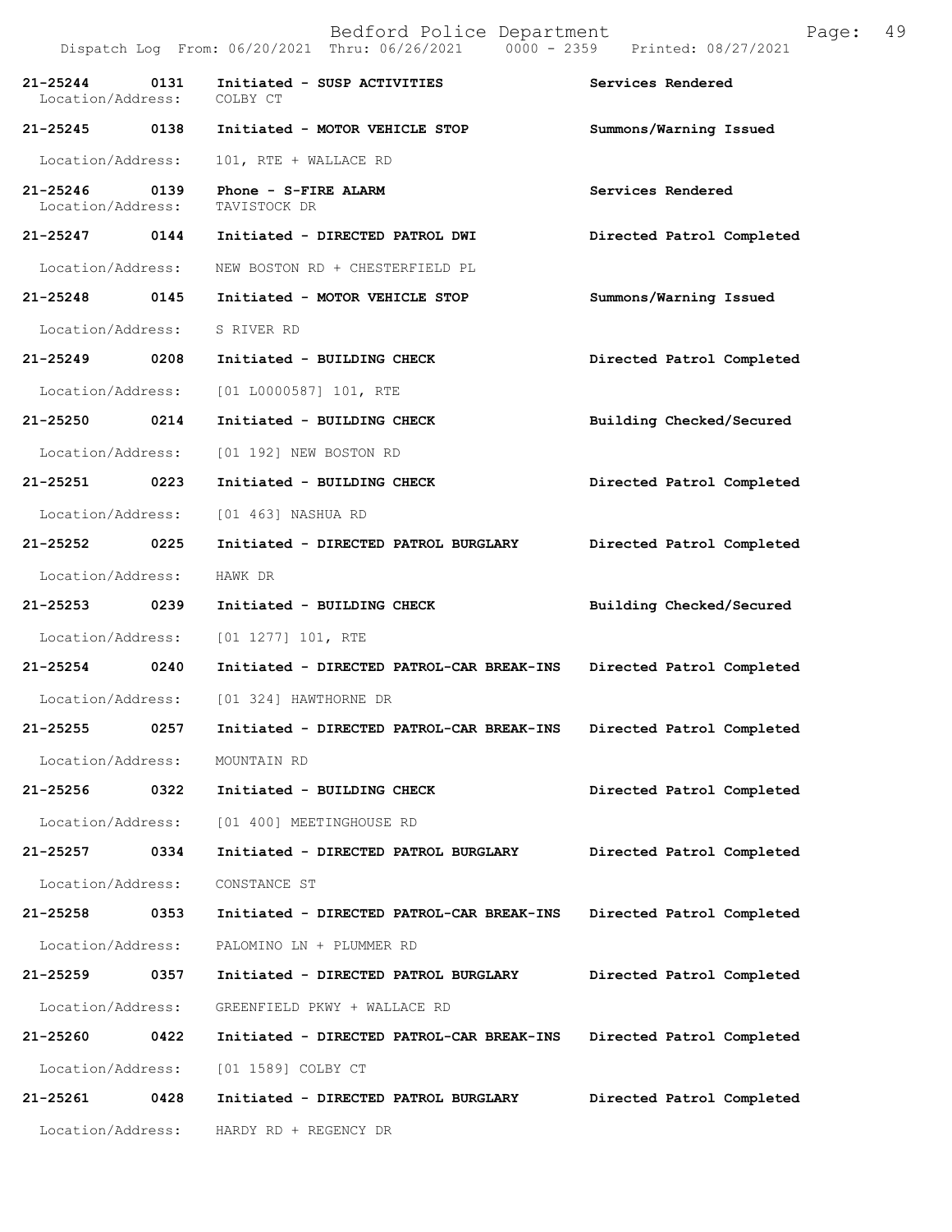Bedford Police Department

Dispatch Log From: 06/20/2021 Thru: 06/26/2021 0000 - 2359 Printed: 08/27/2021

| Call Number | Time | Call Reason | Action |
|---|---|---|---|
| 21-25244 | 0131 | Initiated - SUSP ACTIVITIES | Services Rendered |
| Location/Address: | | COLBY CT | |
| 21-25245 | 0138 | Initiated - MOTOR VEHICLE STOP | Summons/Warning Issued |
| Location/Address: | | 101, RTE + WALLACE RD | |
| 21-25246 | 0139 | Phone - S-FIRE ALARM | Services Rendered |
| Location/Address: | | TAVISTOCK DR | |
| 21-25247 | 0144 | Initiated - DIRECTED PATROL DWI | Directed Patrol Completed |
| Location/Address: | | NEW BOSTON RD + CHESTERFIELD PL | |
| 21-25248 | 0145 | Initiated - MOTOR VEHICLE STOP | Summons/Warning Issued |
| Location/Address: | | S RIVER RD | |
| 21-25249 | 0208 | Initiated - BUILDING CHECK | Directed Patrol Completed |
| Location/Address: | | [01 L0000587] 101, RTE | |
| 21-25250 | 0214 | Initiated - BUILDING CHECK | Building Checked/Secured |
| Location/Address: | | [01 192] NEW BOSTON RD | |
| 21-25251 | 0223 | Initiated - BUILDING CHECK | Directed Patrol Completed |
| Location/Address: | | [01 463] NASHUA RD | |
| 21-25252 | 0225 | Initiated - DIRECTED PATROL BURGLARY | Directed Patrol Completed |
| Location/Address: | | HAWK DR | |
| 21-25253 | 0239 | Initiated - BUILDING CHECK | Building Checked/Secured |
| Location/Address: | | [01 1277] 101, RTE | |
| 21-25254 | 0240 | Initiated - DIRECTED PATROL-CAR BREAK-INS | Directed Patrol Completed |
| Location/Address: | | [01 324] HAWTHORNE DR | |
| 21-25255 | 0257 | Initiated - DIRECTED PATROL-CAR BREAK-INS | Directed Patrol Completed |
| Location/Address: | | MOUNTAIN RD | |
| 21-25256 | 0322 | Initiated - BUILDING CHECK | Directed Patrol Completed |
| Location/Address: | | [01 400] MEETINGHOUSE RD | |
| 21-25257 | 0334 | Initiated - DIRECTED PATROL BURGLARY | Directed Patrol Completed |
| Location/Address: | | CONSTANCE ST | |
| 21-25258 | 0353 | Initiated - DIRECTED PATROL-CAR BREAK-INS | Directed Patrol Completed |
| Location/Address: | | PALOMINO LN + PLUMMER RD | |
| 21-25259 | 0357 | Initiated - DIRECTED PATROL BURGLARY | Directed Patrol Completed |
| Location/Address: | | GREENFIELD PKWY + WALLACE RD | |
| 21-25260 | 0422 | Initiated - DIRECTED PATROL-CAR BREAK-INS | Directed Patrol Completed |
| Location/Address: | | [01 1589] COLBY CT | |
| 21-25261 | 0428 | Initiated - DIRECTED PATROL BURGLARY | Directed Patrol Completed |
| Location/Address: | | HARDY RD + REGENCY DR | |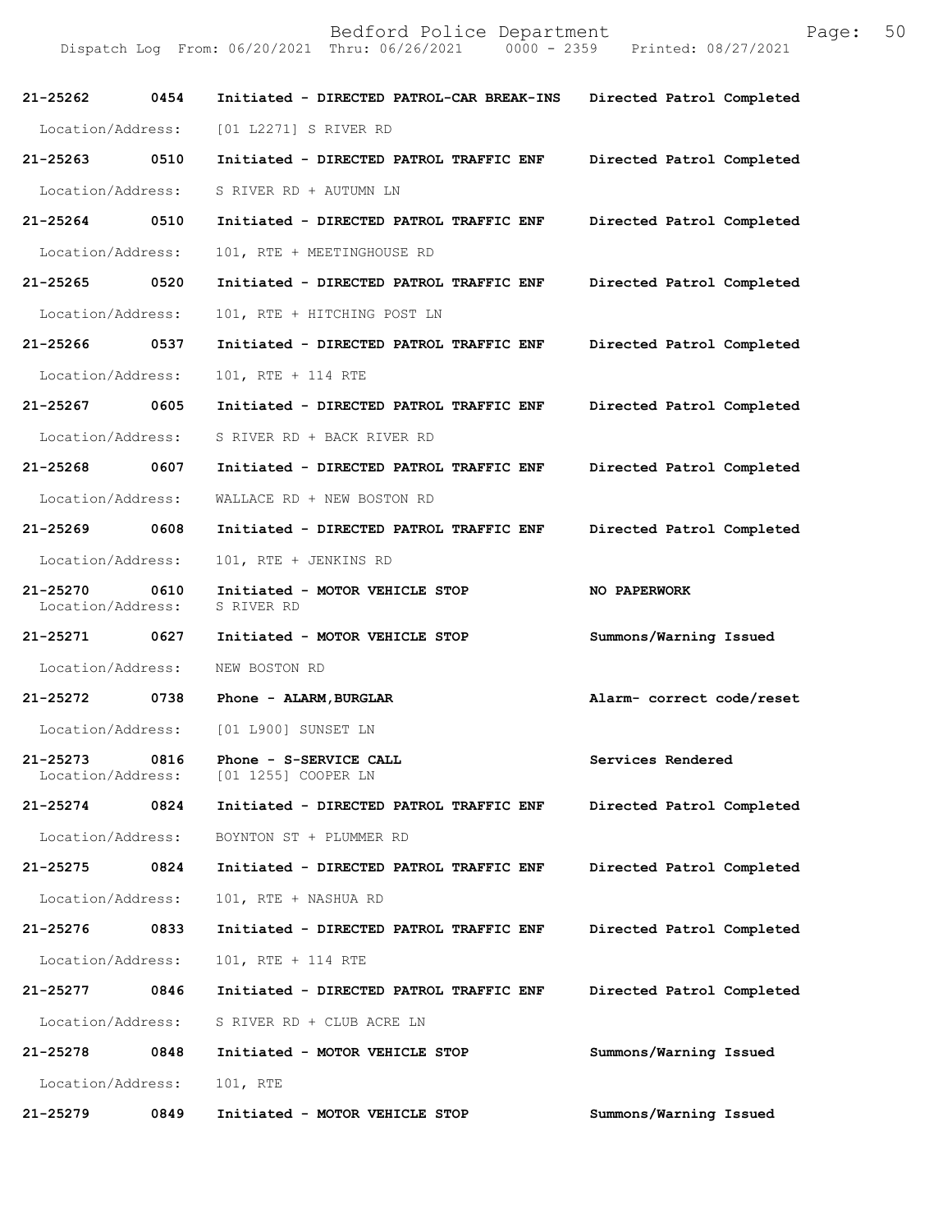| | | | |
|---|---|---|---|
| 21-25262 | 0454 | Initiated - DIRECTED PATROL-CAR BREAK-INS | Directed Patrol Completed |
| Location/Address: | | [01 L2271] S RIVER RD | |
| 21-25263 | 0510 | Initiated - DIRECTED PATROL TRAFFIC ENF | Directed Patrol Completed |
| Location/Address: | | S RIVER RD + AUTUMN LN | |
| 21-25264 | 0510 | Initiated - DIRECTED PATROL TRAFFIC ENF | Directed Patrol Completed |
| Location/Address: | | 101, RTE + MEETINGHOUSE RD | |
| 21-25265 | 0520 | Initiated - DIRECTED PATROL TRAFFIC ENF | Directed Patrol Completed |
| Location/Address: | | 101, RTE + HITCHING POST LN | |
| 21-25266 | 0537 | Initiated - DIRECTED PATROL TRAFFIC ENF | Directed Patrol Completed |
| Location/Address: | | 101, RTE + 114 RTE | |
| 21-25267 | 0605 | Initiated - DIRECTED PATROL TRAFFIC ENF | Directed Patrol Completed |
| Location/Address: | | S RIVER RD + BACK RIVER RD | |
| 21-25268 | 0607 | Initiated - DIRECTED PATROL TRAFFIC ENF | Directed Patrol Completed |
| Location/Address: | | WALLACE RD + NEW BOSTON RD | |
| 21-25269 | 0608 | Initiated - DIRECTED PATROL TRAFFIC ENF | Directed Patrol Completed |
| Location/Address: | | 101, RTE + JENKINS RD | |
| 21-25270 | 0610 | Initiated - MOTOR VEHICLE STOP | NO PAPERWORK |
| Location/Address: | | S RIVER RD | |
| 21-25271 | 0627 | Initiated - MOTOR VEHICLE STOP | Summons/Warning Issued |
| Location/Address: | | NEW BOSTON RD | |
| 21-25272 | 0738 | Phone - ALARM,BURGLAR | Alarm- correct code/reset |
| Location/Address: | | [01 L900] SUNSET LN | |
| 21-25273 | 0816 | Phone - S-SERVICE CALL | Services Rendered |
| Location/Address: | | [01 1255] COOPER LN | |
| 21-25274 | 0824 | Initiated - DIRECTED PATROL TRAFFIC ENF | Directed Patrol Completed |
| Location/Address: | | BOYNTON ST + PLUMMER RD | |
| 21-25275 | 0824 | Initiated - DIRECTED PATROL TRAFFIC ENF | Directed Patrol Completed |
| Location/Address: | | 101, RTE + NASHUA RD | |
| 21-25276 | 0833 | Initiated - DIRECTED PATROL TRAFFIC ENF | Directed Patrol Completed |
| Location/Address: | | 101, RTE + 114 RTE | |
| 21-25277 | 0846 | Initiated - DIRECTED PATROL TRAFFIC ENF | Directed Patrol Completed |
| Location/Address: | | S RIVER RD + CLUB ACRE LN | |
| 21-25278 | 0848 | Initiated - MOTOR VEHICLE STOP | Summons/Warning Issued |
| Location/Address: | | 101, RTE | |
| 21-25279 | 0849 | Initiated - MOTOR VEHICLE STOP | Summons/Warning Issued |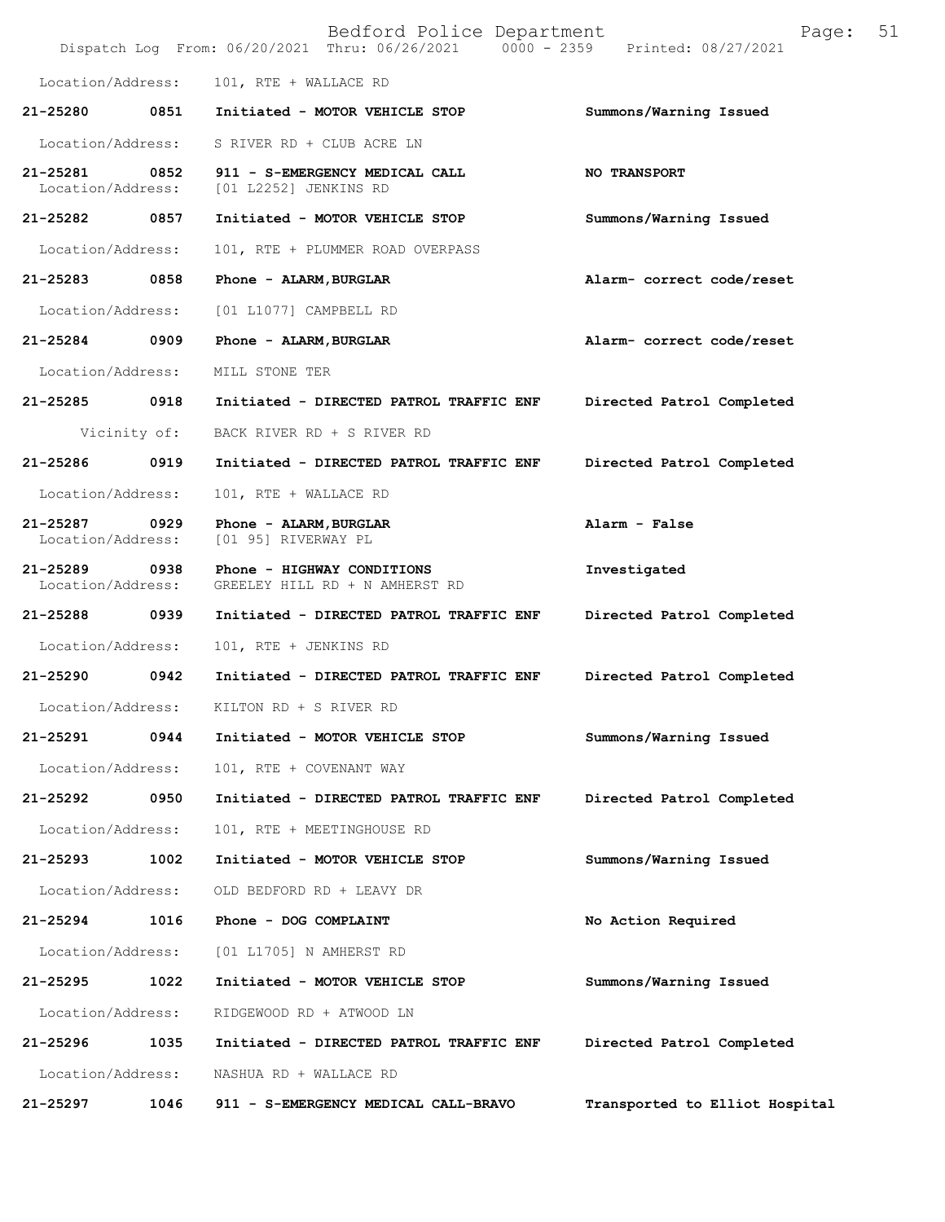Location/Address: 101, RTE + WALLACE RD

**21-25280 0851 Initiated - MOTOR VEHICLE STOP** **Summons/Warning Issued**

Location/Address: S RIVER RD + CLUB ACRE LN

**21-25281 0852 911 - S-EMERGENCY MEDICAL CALL** **NO TRANSPORT**
Location/Address: [01 L2252] JENKINS RD

**21-25282 0857 Initiated - MOTOR VEHICLE STOP** **Summons/Warning Issued**

Location/Address: 101, RTE + PLUMMER ROAD OVERPASS

**21-25283 0858 Phone - ALARM,BURGLAR** **Alarm- correct code/reset**

Location/Address: [01 L1077] CAMPBELL RD

**21-25284 0909 Phone - ALARM,BURGLAR** **Alarm- correct code/reset**

Location/Address: MILL STONE TER

**21-25285 0918 Initiated - DIRECTED PATROL TRAFFIC ENF** **Directed Patrol Completed**

Vicinity of: BACK RIVER RD + S RIVER RD

**21-25286 0919 Initiated - DIRECTED PATROL TRAFFIC ENF** **Directed Patrol Completed**

Location/Address: 101, RTE + WALLACE RD

**21-25287 0929 Phone - ALARM,BURGLAR** **Alarm - False**
Location/Address: [01 95] RIVERWAY PL

**21-25289 0938 Phone - HIGHWAY CONDITIONS** **Investigated**
Location/Address: GREELEY HILL RD + N AMHERST RD

**21-25288 0939 Initiated - DIRECTED PATROL TRAFFIC ENF** **Directed Patrol Completed**

Location/Address: 101, RTE + JENKINS RD

**21-25290 0942 Initiated - DIRECTED PATROL TRAFFIC ENF** **Directed Patrol Completed**

Location/Address: KILTON RD + S RIVER RD

**21-25291 0944 Initiated - MOTOR VEHICLE STOP** **Summons/Warning Issued**

Location/Address: 101, RTE + COVENANT WAY

**21-25292 0950 Initiated - DIRECTED PATROL TRAFFIC ENF** **Directed Patrol Completed**

Location/Address: 101, RTE + MEETINGHOUSE RD

**21-25293 1002 Initiated - MOTOR VEHICLE STOP** **Summons/Warning Issued**

Location/Address: OLD BEDFORD RD + LEAVY DR

**21-25294 1016 Phone - DOG COMPLAINT** **No Action Required**

Location/Address: [01 L1705] N AMHERST RD

**21-25295 1022 Initiated - MOTOR VEHICLE STOP** **Summons/Warning Issued**

Location/Address: RIDGEWOOD RD + ATWOOD LN

**21-25296 1035 Initiated - DIRECTED PATROL TRAFFIC ENF** **Directed Patrol Completed**

Location/Address: NASHUA RD + WALLACE RD

**21-25297 1046 911 - S-EMERGENCY MEDICAL CALL-BRAVO** **Transported to Elliot Hospital**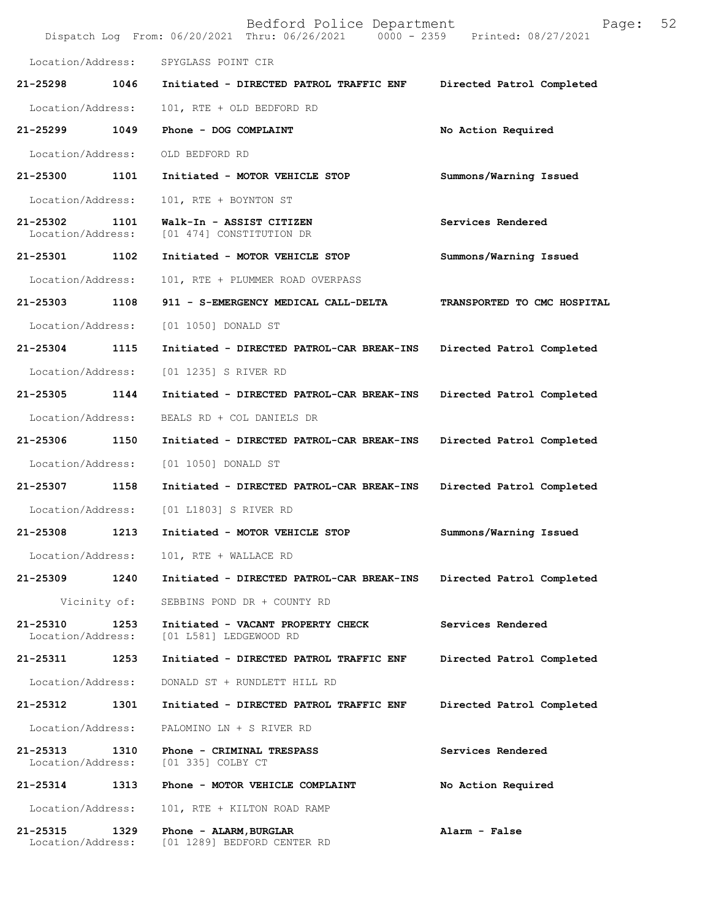Location/Address: SPYGLASS POINT CIR

**21-25298 1046 Initiated - DIRECTED PATROL TRAFFIC ENF Directed Patrol Completed**

Location/Address: 101, RTE + OLD BEDFORD RD

**21-25299 1049 Phone - DOG COMPLAINT No Action Required**

Location/Address: OLD BEDFORD RD

**21-25300 1101 Initiated - MOTOR VEHICLE STOP Summons/Warning Issued**

Location/Address: 101, RTE + BOYNTON ST

**21-25302 1101 Walk-In - ASSIST CITIZEN Services Rendered**
Location/Address: [01 474] CONSTITUTION DR

**21-25301 1102 Initiated - MOTOR VEHICLE STOP Summons/Warning Issued**

Location/Address: 101, RTE + PLUMMER ROAD OVERPASS

**21-25303 1108 911 - S-EMERGENCY MEDICAL CALL-DELTA TRANSPORTED TO CMC HOSPITAL**

Location/Address: [01 1050] DONALD ST

**21-25304 1115 Initiated - DIRECTED PATROL-CAR BREAK-INS Directed Patrol Completed**

Location/Address: [01 1235] S RIVER RD

**21-25305 1144 Initiated - DIRECTED PATROL-CAR BREAK-INS Directed Patrol Completed**

Location/Address: BEALS RD + COL DANIELS DR

**21-25306 1150 Initiated - DIRECTED PATROL-CAR BREAK-INS Directed Patrol Completed**

Location/Address: [01 1050] DONALD ST

**21-25307 1158 Initiated - DIRECTED PATROL-CAR BREAK-INS Directed Patrol Completed**

Location/Address: [01 L1803] S RIVER RD

**21-25308 1213 Initiated - MOTOR VEHICLE STOP Summons/Warning Issued**

Location/Address: 101, RTE + WALLACE RD

**21-25309 1240 Initiated - DIRECTED PATROL-CAR BREAK-INS Directed Patrol Completed**

Vicinity of: SEBBINS POND DR + COUNTY RD

**21-25310 1253 Initiated - VACANT PROPERTY CHECK Services Rendered**
Location/Address: [01 L581] LEDGEWOOD RD

**21-25311 1253 Initiated - DIRECTED PATROL TRAFFIC ENF Directed Patrol Completed**

Location/Address: DONALD ST + RUNDLETT HILL RD

**21-25312 1301 Initiated - DIRECTED PATROL TRAFFIC ENF Directed Patrol Completed**

Location/Address: PALOMINO LN + S RIVER RD

**21-25313 1310 Phone - CRIMINAL TRESPASS Services Rendered**
Location/Address: [01 335] COLBY CT

**21-25314 1313 Phone - MOTOR VEHICLE COMPLAINT No Action Required**

Location/Address: 101, RTE + KILTON ROAD RAMP

**21-25315 1329 Phone - ALARM,BURGLAR Alarm - False**
Location/Address: [01 1289] BEDFORD CENTER RD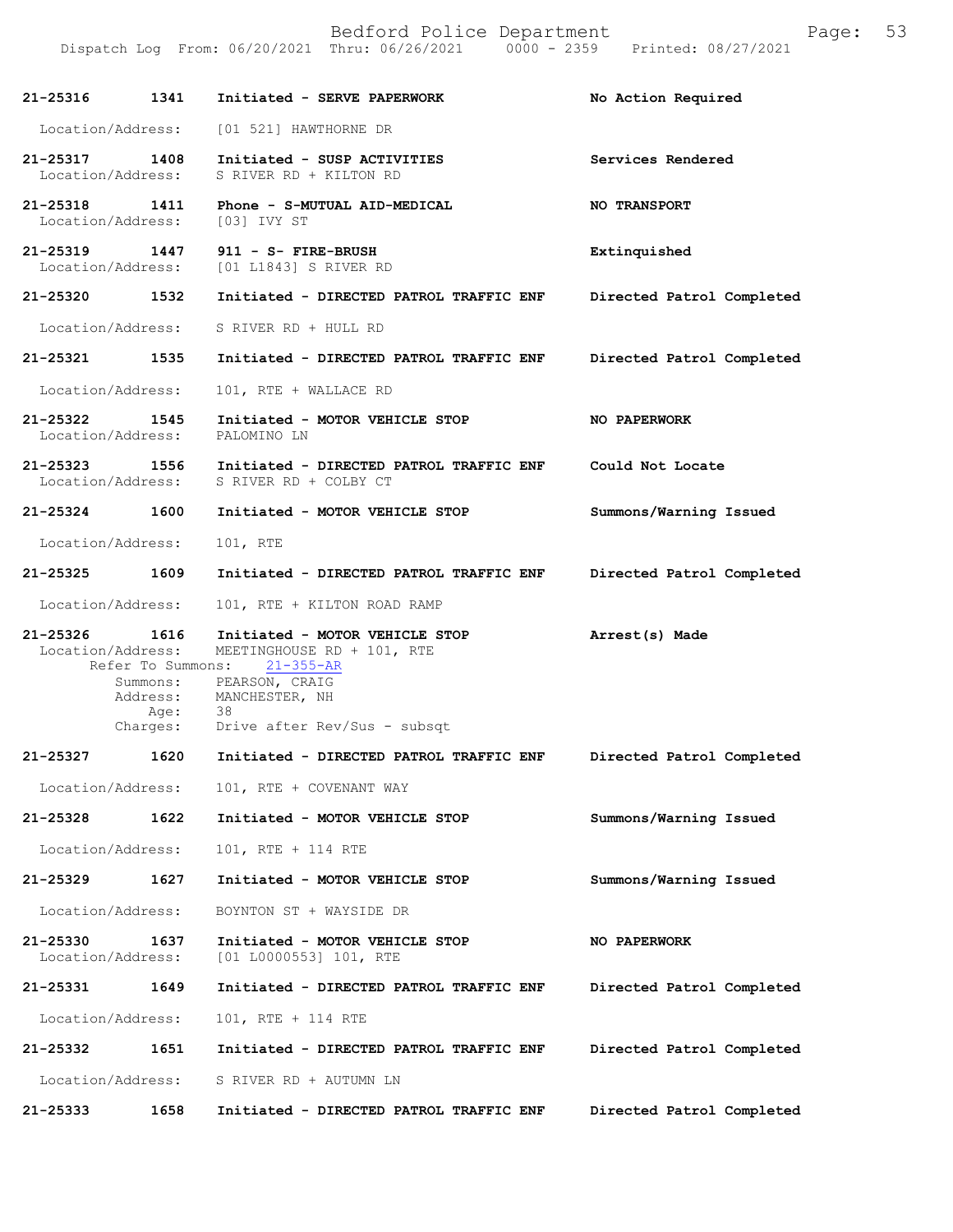| Incident # | Time | Call Type | Disposition |
|---|---|---|---|
| 21-25316 | 1341 | Initiated - SERVE PAPERWORK | No Action Required |
| Location/Address: | | [01 521] HAWTHORNE DR | |
| 21-25317 | 1408 | Initiated - SUSP ACTIVITIES | Services Rendered |
| Location/Address: | | S RIVER RD + KILTON RD | |
| 21-25318 | 1411 | Phone - S-MUTUAL AID-MEDICAL | NO TRANSPORT |
| Location/Address: | | [03] IVY ST | |
| 21-25319 | 1447 | 911 - S- FIRE-BRUSH | Extinquished |
| Location/Address: | | [01 L1843] S RIVER RD | |
| 21-25320 | 1532 | Initiated - DIRECTED PATROL TRAFFIC ENF | Directed Patrol Completed |
| Location/Address: | | S RIVER RD + HULL RD | |
| 21-25321 | 1535 | Initiated - DIRECTED PATROL TRAFFIC ENF | Directed Patrol Completed |
| Location/Address: | | 101, RTE + WALLACE RD | |
| 21-25322 | 1545 | Initiated - MOTOR VEHICLE STOP | NO PAPERWORK |
| Location/Address: | | PALOMINO LN | |
| 21-25323 | 1556 | Initiated - DIRECTED PATROL TRAFFIC ENF | Could Not Locate |
| Location/Address: | | S RIVER RD + COLBY CT | |
| 21-25324 | 1600 | Initiated - MOTOR VEHICLE STOP | Summons/Warning Issued |
| Location/Address: | | 101, RTE | |
| 21-25325 | 1609 | Initiated - DIRECTED PATROL TRAFFIC ENF | Directed Patrol Completed |
| Location/Address: | | 101, RTE + KILTON ROAD RAMP | |
| 21-25326 | 1616 | Initiated - MOTOR VEHICLE STOP | Arrest(s) Made |
| Location/Address: | | MEETINGHOUSE RD + 101, RTE | |
| Refer To Summons: | | 21-355-AR | |
| Summons: | | PEARSON, CRAIG | |
| Address: | | MANCHESTER, NH | |
| Age: | | 38 | |
| Charges: | | Drive after Rev/Sus - subsqt | |
| 21-25327 | 1620 | Initiated - DIRECTED PATROL TRAFFIC ENF | Directed Patrol Completed |
| Location/Address: | | 101, RTE + COVENANT WAY | |
| 21-25328 | 1622 | Initiated - MOTOR VEHICLE STOP | Summons/Warning Issued |
| Location/Address: | | 101, RTE + 114 RTE | |
| 21-25329 | 1627 | Initiated - MOTOR VEHICLE STOP | Summons/Warning Issued |
| Location/Address: | | BOYNTON ST + WAYSIDE DR | |
| 21-25330 | 1637 | Initiated - MOTOR VEHICLE STOP | NO PAPERWORK |
| Location/Address: | | [01 L0000553] 101, RTE | |
| 21-25331 | 1649 | Initiated - DIRECTED PATROL TRAFFIC ENF | Directed Patrol Completed |
| Location/Address: | | 101, RTE + 114 RTE | |
| 21-25332 | 1651 | Initiated - DIRECTED PATROL TRAFFIC ENF | Directed Patrol Completed |
| Location/Address: | | S RIVER RD + AUTUMN LN | |
| 21-25333 | 1658 | Initiated - DIRECTED PATROL TRAFFIC ENF | Directed Patrol Completed |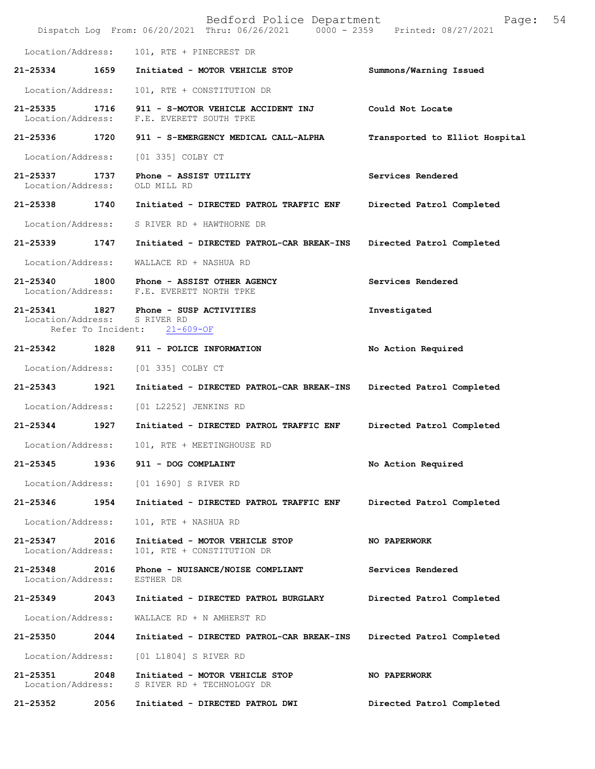Location/Address: 101, RTE + PINECREST DR

**21-25334 1659 Initiated - MOTOR VEHICLE STOP** — **Summons/Warning Issued**
Location/Address: 101, RTE + CONSTITUTION DR

**21-25335 1716 911 - S-MOTOR VEHICLE ACCIDENT INJ** — **Could Not Locate**
Location/Address: F.E. EVERETT SOUTH TPKE

**21-25336 1720 911 - S-EMERGENCY MEDICAL CALL-ALPHA** — **Transported to Elliot Hospital**
Location/Address: [01 335] COLBY CT

**21-25337 1737 Phone - ASSIST UTILITY** — **Services Rendered**
Location/Address: OLD MILL RD

**21-25338 1740 Initiated - DIRECTED PATROL TRAFFIC ENF** — **Directed Patrol Completed**
Location/Address: S RIVER RD + HAWTHORNE DR

**21-25339 1747 Initiated - DIRECTED PATROL-CAR BREAK-INS** — **Directed Patrol Completed**
Location/Address: WALLACE RD + NASHUA RD

**21-25340 1800 Phone - ASSIST OTHER AGENCY** — **Services Rendered**
Location/Address: F.E. EVERETT NORTH TPKE

**21-25341 1827 Phone - SUSP ACTIVITIES** — **Investigated**
Location/Address: S RIVER RD
Refer To Incident: 21-609-OF

**21-25342 1828 911 - POLICE INFORMATION** — **No Action Required**
Location/Address: [01 335] COLBY CT

**21-25343 1921 Initiated - DIRECTED PATROL-CAR BREAK-INS** — **Directed Patrol Completed**
Location/Address: [01 L2252] JENKINS RD

**21-25344 1927 Initiated - DIRECTED PATROL TRAFFIC ENF** — **Directed Patrol Completed**
Location/Address: 101, RTE + MEETINGHOUSE RD

**21-25345 1936 911 - DOG COMPLAINT** — **No Action Required**
Location/Address: [01 1690] S RIVER RD

**21-25346 1954 Initiated - DIRECTED PATROL TRAFFIC ENF** — **Directed Patrol Completed**
Location/Address: 101, RTE + NASHUA RD

**21-25347 2016 Initiated - MOTOR VEHICLE STOP** — **NO PAPERWORK**
Location/Address: 101, RTE + CONSTITUTION DR

**21-25348 2016 Phone - NUISANCE/NOISE COMPLIANT** — **Services Rendered**
Location/Address: ESTHER DR

**21-25349 2043 Initiated - DIRECTED PATROL BURGLARY** — **Directed Patrol Completed**
Location/Address: WALLACE RD + N AMHERST RD

**21-25350 2044 Initiated - DIRECTED PATROL-CAR BREAK-INS** — **Directed Patrol Completed**
Location/Address: [01 L1804] S RIVER RD

**21-25351 2048 Initiated - MOTOR VEHICLE STOP** — **NO PAPERWORK**
Location/Address: S RIVER RD + TECHNOLOGY DR

**21-25352 2056 Initiated - DIRECTED PATROL DWI** — **Directed Patrol Completed**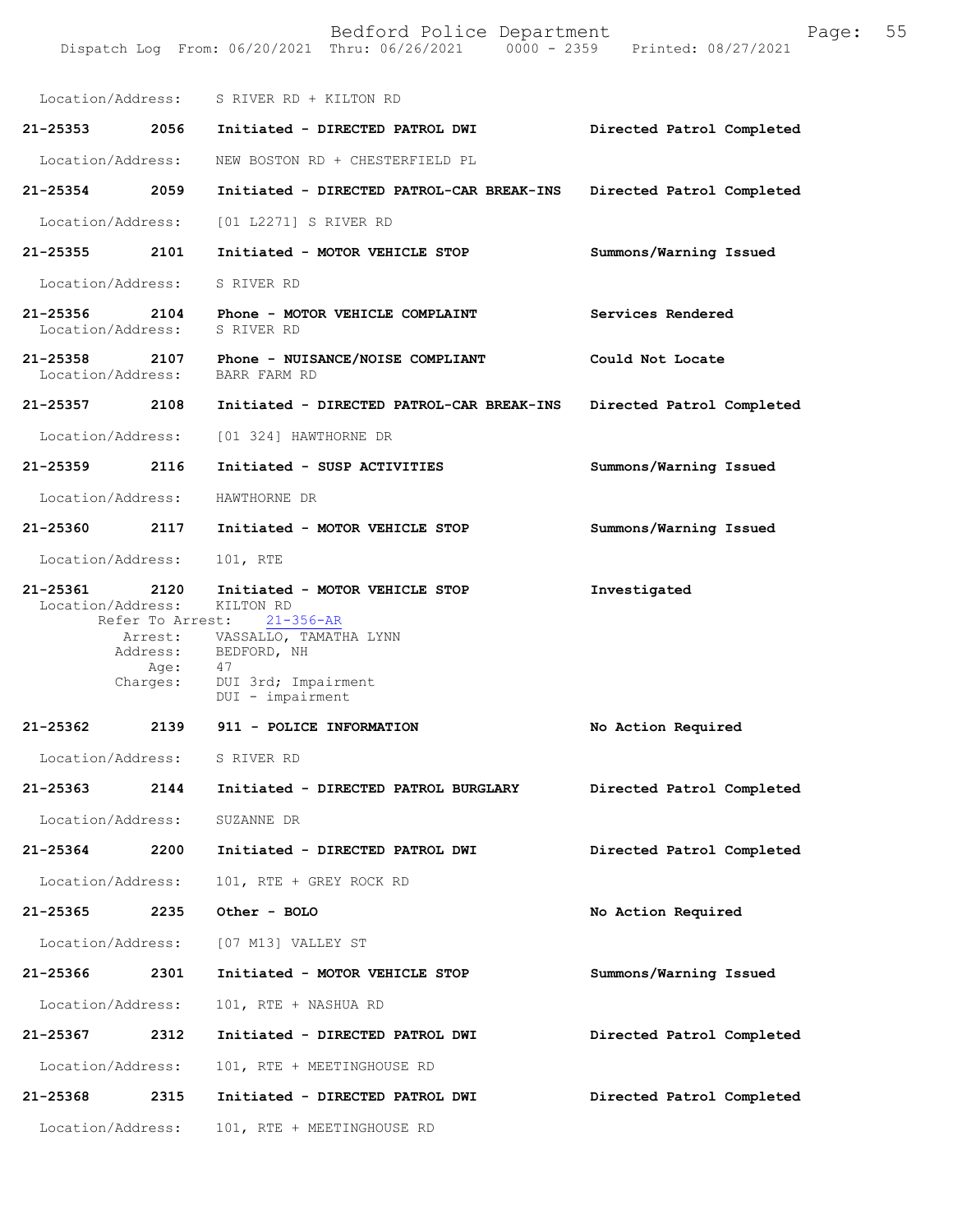Location/Address: S RIVER RD + KILTON RD

**21-25353 2056 Initiated - DIRECTED PATROL DWI** Directed Patrol Completed

Location/Address: NEW BOSTON RD + CHESTERFIELD PL

**21-25354 2059 Initiated - DIRECTED PATROL-CAR BREAK-INS** Directed Patrol Completed

Location/Address: [01 L2271] S RIVER RD

**21-25355 2101 Initiated - MOTOR VEHICLE STOP** Summons/Warning Issued

Location/Address: S RIVER RD

**21-25356 2104 Phone - MOTOR VEHICLE COMPLAINT** Services Rendered
Location/Address: S RIVER RD

**21-25358 2107 Phone - NUISANCE/NOISE COMPLIANT** Could Not Locate
Location/Address: BARR FARM RD

**21-25357 2108 Initiated - DIRECTED PATROL-CAR BREAK-INS** Directed Patrol Completed

Location/Address: [01 324] HAWTHORNE DR

**21-25359 2116 Initiated - SUSP ACTIVITIES** Summons/Warning Issued

Location/Address: HAWTHORNE DR

**21-25360 2117 Initiated - MOTOR VEHICLE STOP** Summons/Warning Issued

Location/Address: 101, RTE

**21-25361 2120 Initiated - MOTOR VEHICLE STOP** Investigated
Location/Address: KILTON RD
Refer To Arrest: 21-356-AR
Arrest: VASSALLO, TAMATHA LYNN
Address: BEDFORD, NH
Age: 47
Charges: DUI 3rd; Impairment
DUI - impairment

**21-25362 2139 911 - POLICE INFORMATION** No Action Required

Location/Address: S RIVER RD

**21-25363 2144 Initiated - DIRECTED PATROL BURGLARY** Directed Patrol Completed

Location/Address: SUZANNE DR

**21-25364 2200 Initiated - DIRECTED PATROL DWI** Directed Patrol Completed

Location/Address: 101, RTE + GREY ROCK RD

**21-25365 2235 Other - BOLO** No Action Required

Location/Address: [07 M13] VALLEY ST

**21-25366 2301 Initiated - MOTOR VEHICLE STOP** Summons/Warning Issued

Location/Address: 101, RTE + NASHUA RD

**21-25367 2312 Initiated - DIRECTED PATROL DWI** Directed Patrol Completed

Location/Address: 101, RTE + MEETINGHOUSE RD

**21-25368 2315 Initiated - DIRECTED PATROL DWI** Directed Patrol Completed

Location/Address: 101, RTE + MEETINGHOUSE RD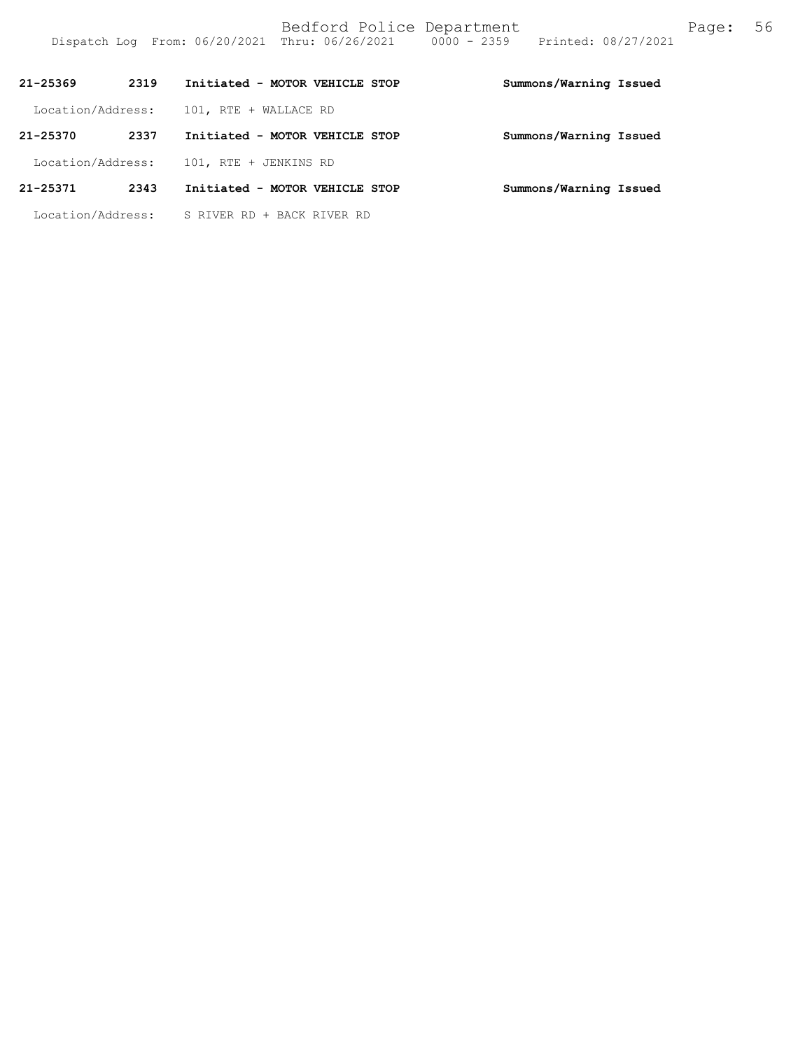**21-25369** **2319** **Initiated - MOTOR VEHICLE STOP** **Summons/Warning Issued**

Location/Address: 101, RTE + WALLACE RD

**21-25370** **2337** **Initiated - MOTOR VEHICLE STOP** **Summons/Warning Issued**

Location/Address: 101, RTE + JENKINS RD

**21-25371** **2343** **Initiated - MOTOR VEHICLE STOP** **Summons/Warning Issued**

Location/Address: S RIVER RD + BACK RIVER RD